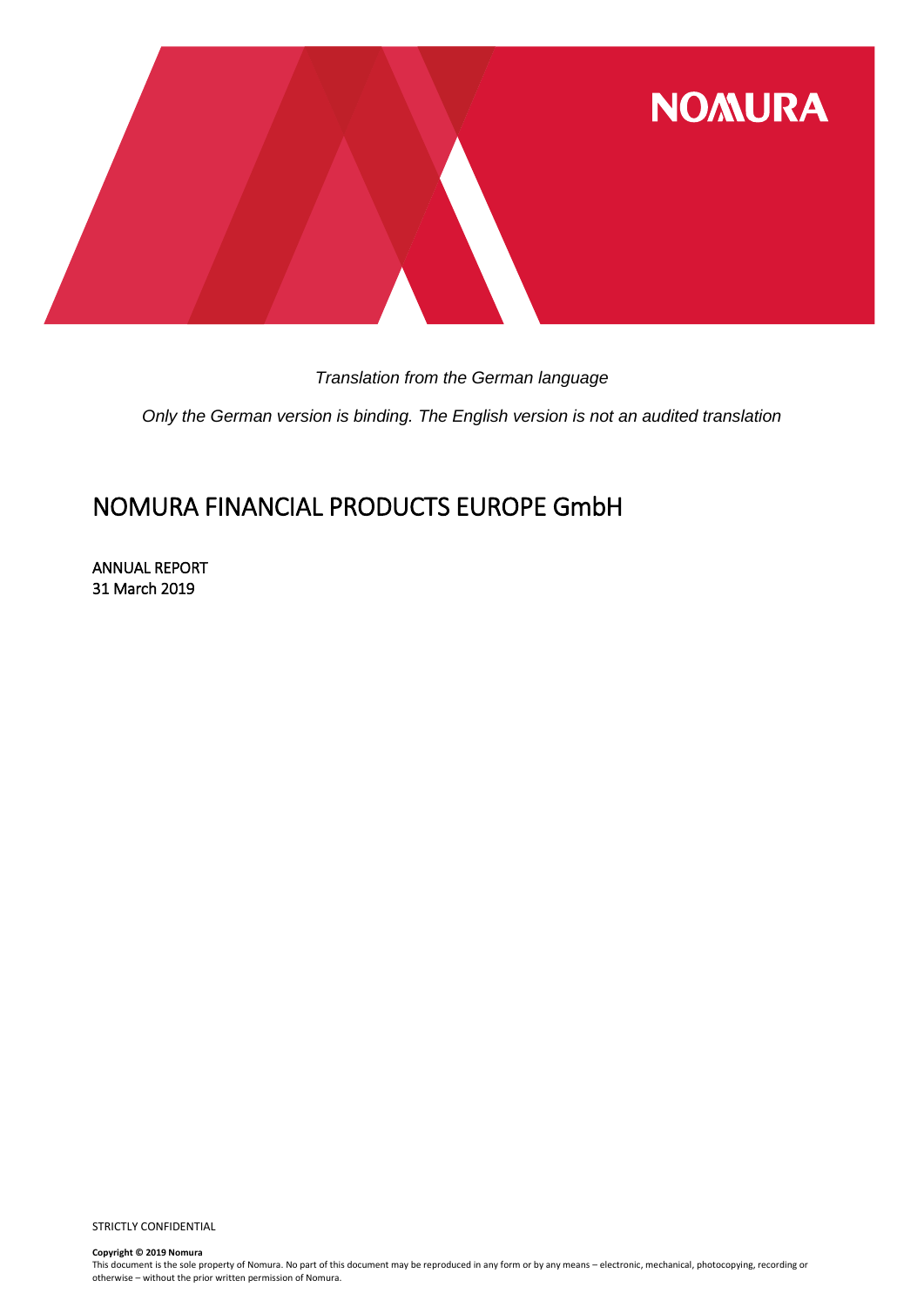NOMURA

*Translation from the German language*

*Only the German version is binding. The English version is not an audited translation*

# NOMURA FINANCIAL PRODUCTS EUROPE GmbH

ANNUAL REPORT
31 March 2019

STRICTLY CONFIDENTIAL

**Copyright © 2019 Nomura**
This document is the sole property of Nomura. No part of this document may be reproduced in any form or by any means – electronic, mechanical, photocopying, recording or otherwise – without the prior written permission of Nomura.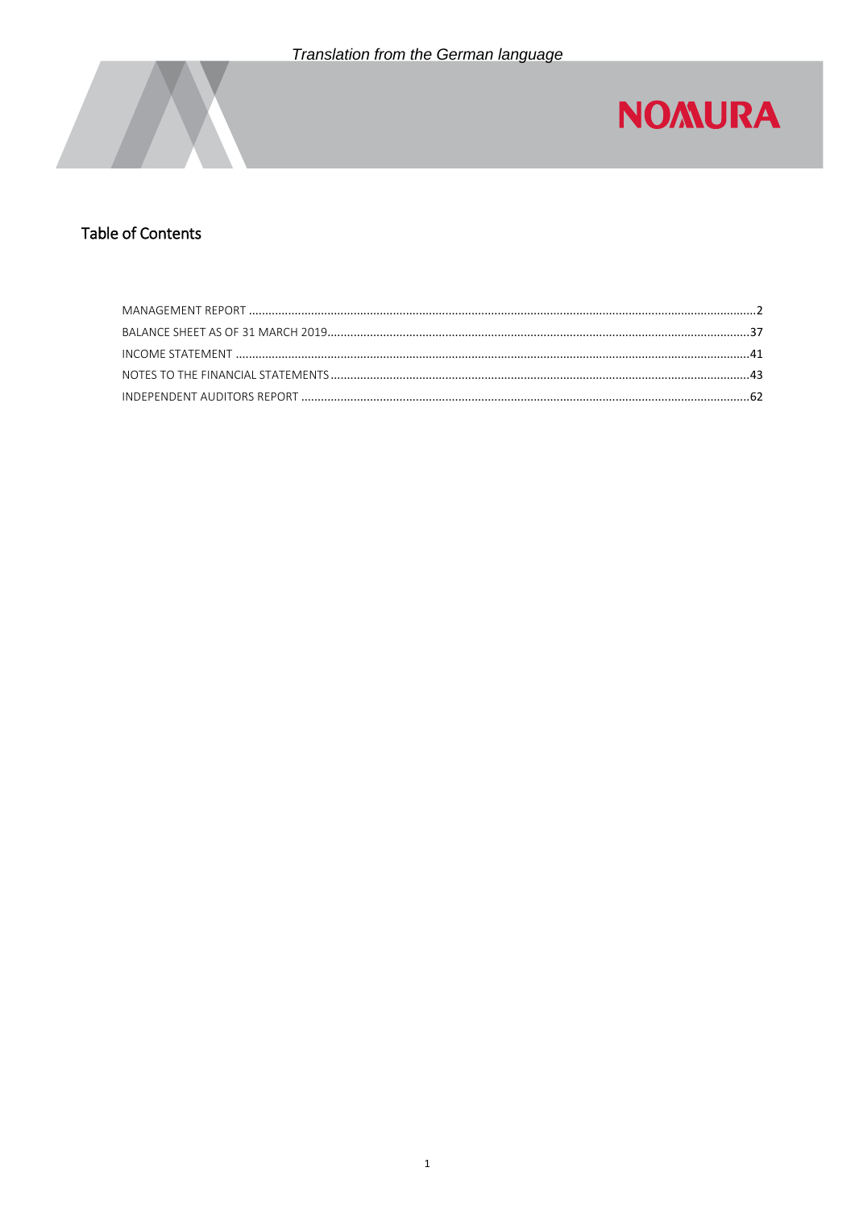*Translation from the German language*

## Table of Contents

| | |
|---|---|
| MANAGEMENT REPORT | 2 |
| BALANCE SHEET AS OF 31 MARCH 2019 | 37 |
| INCOME STATEMENT | 41 |
| NOTES TO THE FINANCIAL STATEMENTS | 43 |
| INDEPENDENT AUDITORS REPORT | 62 |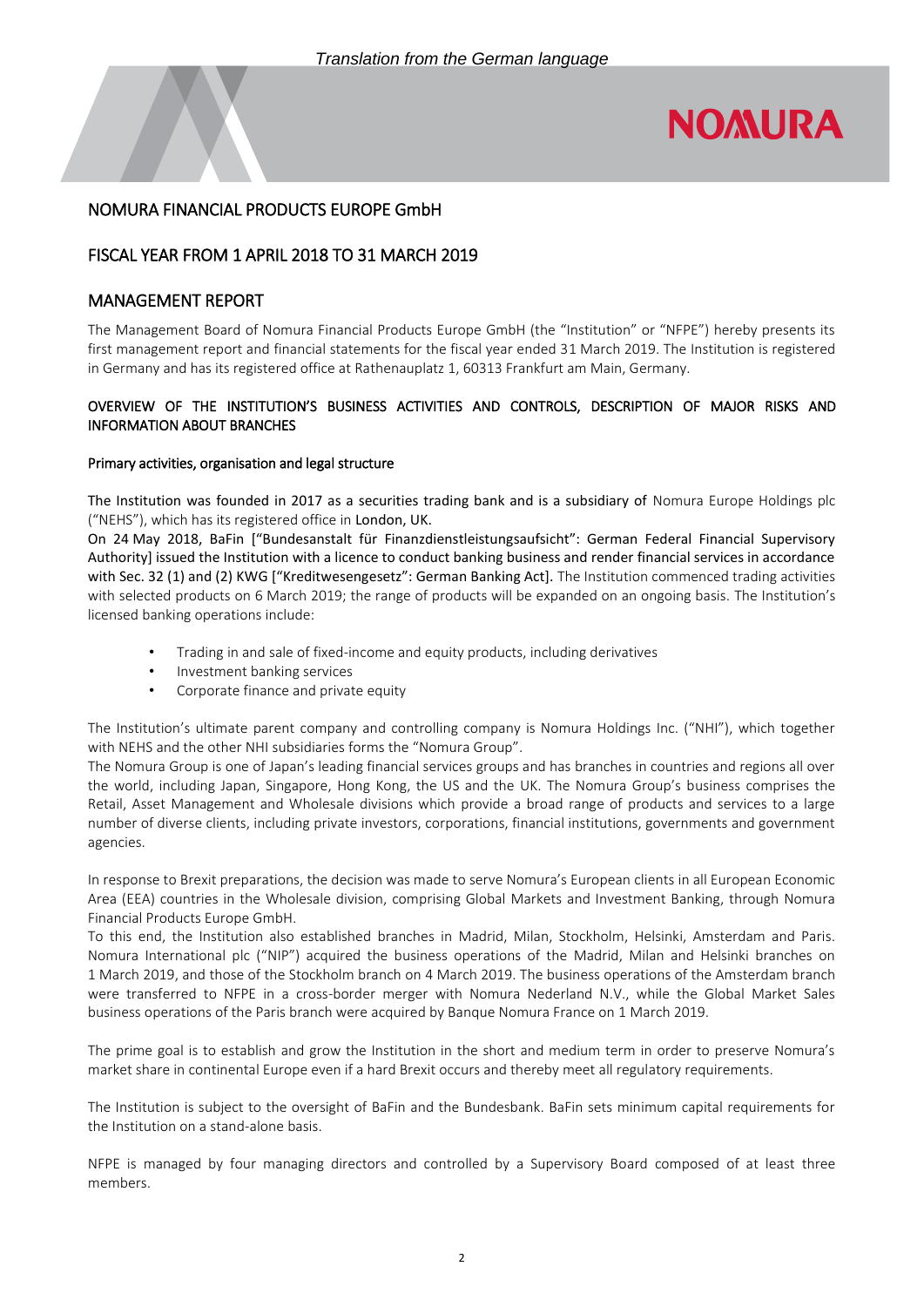*Translation from the German language*

# NOMURA FINANCIAL PRODUCTS EUROPE GmbH

## FISCAL YEAR FROM 1 APRIL 2018 TO 31 MARCH 2019

## MANAGEMENT REPORT

The Management Board of Nomura Financial Products Europe GmbH (the "Institution" or "NFPE") hereby presents its first management report and financial statements for the fiscal year ended 31 March 2019. The Institution is registered in Germany and has its registered office at Rathenauplatz 1, 60313 Frankfurt am Main, Germany.

### OVERVIEW OF THE INSTITUTION'S BUSINESS ACTIVITIES AND CONTROLS, DESCRIPTION OF MAJOR RISKS AND INFORMATION ABOUT BRANCHES

#### Primary activities, organisation and legal structure

The Institution was founded in 2017 as a securities trading bank and is a subsidiary of Nomura Europe Holdings plc ("NEHS"), which has its registered office in London, UK.
On 24 May 2018, BaFin ["Bundesanstalt für Finanzdienstleistungsaufsicht": German Federal Financial Supervisory Authority] issued the Institution with a licence to conduct banking business and render financial services in accordance with Sec. 32 (1) and (2) KWG ["Kreditwesengesetz": German Banking Act]. The Institution commenced trading activities with selected products on 6 March 2019; the range of products will be expanded on an ongoing basis. The Institution's licensed banking operations include:

- Trading in and sale of fixed-income and equity products, including derivatives
- Investment banking services
- Corporate finance and private equity

The Institution's ultimate parent company and controlling company is Nomura Holdings Inc. ("NHI"), which together with NEHS and the other NHI subsidiaries forms the "Nomura Group".
The Nomura Group is one of Japan's leading financial services groups and has branches in countries and regions all over the world, including Japan, Singapore, Hong Kong, the US and the UK. The Nomura Group's business comprises the Retail, Asset Management and Wholesale divisions which provide a broad range of products and services to a large number of diverse clients, including private investors, corporations, financial institutions, governments and government agencies.

In response to Brexit preparations, the decision was made to serve Nomura's European clients in all European Economic Area (EEA) countries in the Wholesale division, comprising Global Markets and Investment Banking, through Nomura Financial Products Europe GmbH.
To this end, the Institution also established branches in Madrid, Milan, Stockholm, Helsinki, Amsterdam and Paris. Nomura International plc ("NIP") acquired the business operations of the Madrid, Milan and Helsinki branches on 1 March 2019, and those of the Stockholm branch on 4 March 2019. The business operations of the Amsterdam branch were transferred to NFPE in a cross-border merger with Nomura Nederland N.V., while the Global Market Sales business operations of the Paris branch were acquired by Banque Nomura France on 1 March 2019.

The prime goal is to establish and grow the Institution in the short and medium term in order to preserve Nomura's market share in continental Europe even if a hard Brexit occurs and thereby meet all regulatory requirements.

The Institution is subject to the oversight of BaFin and the Bundesbank. BaFin sets minimum capital requirements for the Institution on a stand-alone basis.

NFPE is managed by four managing directors and controlled by a Supervisory Board composed of at least three members.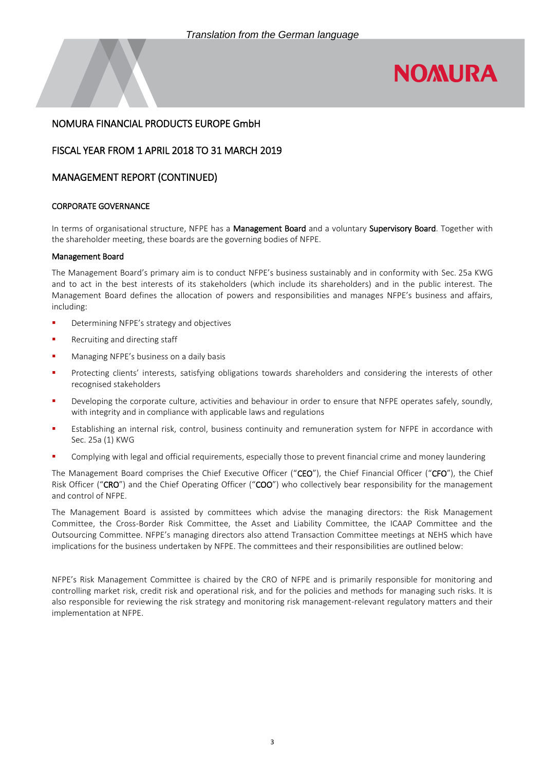*Translation from the German language*

NOMURA FINANCIAL PRODUCTS EUROPE GmbH

FISCAL YEAR FROM 1 APRIL 2018 TO 31 MARCH 2019

MANAGEMENT REPORT (CONTINUED)

### CORPORATE GOVERNANCE

In terms of organisational structure, NFPE has a **Management Board** and a voluntary **Supervisory Board**. Together with the shareholder meeting, these boards are the governing bodies of NFPE.

#### Management Board

The Management Board's primary aim is to conduct NFPE's business sustainably and in conformity with Sec. 25a KWG and to act in the best interests of its stakeholders (which include its shareholders) and in the public interest. The Management Board defines the allocation of powers and responsibilities and manages NFPE's business and affairs, including:

- Determining NFPE's strategy and objectives
- Recruiting and directing staff
- Managing NFPE's business on a daily basis
- Protecting clients' interests, satisfying obligations towards shareholders and considering the interests of other recognised stakeholders
- Developing the corporate culture, activities and behaviour in order to ensure that NFPE operates safely, soundly, with integrity and in compliance with applicable laws and regulations
- Establishing an internal risk, control, business continuity and remuneration system for NFPE in accordance with Sec. 25a (1) KWG
- Complying with legal and official requirements, especially those to prevent financial crime and money laundering

The Management Board comprises the Chief Executive Officer ("**CEO**"), the Chief Financial Officer ("**CFO**"), the Chief Risk Officer ("**CRO**") and the Chief Operating Officer ("**COO**") who collectively bear responsibility for the management and control of NFPE.

The Management Board is assisted by committees which advise the managing directors: the Risk Management Committee, the Cross-Border Risk Committee, the Asset and Liability Committee, the ICAAP Committee and the Outsourcing Committee. NFPE's managing directors also attend Transaction Committee meetings at NEHS which have implications for the business undertaken by NFPE. The committees and their responsibilities are outlined below:

NFPE's Risk Management Committee is chaired by the CRO of NFPE and is primarily responsible for monitoring and controlling market risk, credit risk and operational risk, and for the policies and methods for managing such risks. It is also responsible for reviewing the risk strategy and monitoring risk management-relevant regulatory matters and their implementation at NFPE.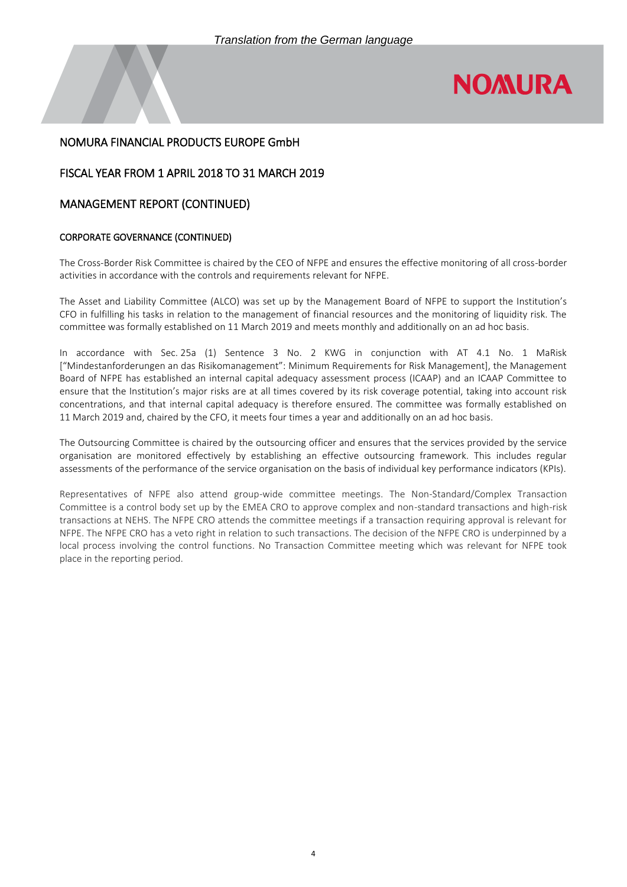*Translation from the German language*

# NOMURA FINANCIAL PRODUCTS EUROPE GmbH

## FISCAL YEAR FROM 1 APRIL 2018 TO 31 MARCH 2019

## MANAGEMENT REPORT (CONTINUED)

### CORPORATE GOVERNANCE (CONTINUED)

The Cross-Border Risk Committee is chaired by the CEO of NFPE and ensures the effective monitoring of all cross-border activities in accordance with the controls and requirements relevant for NFPE.

The Asset and Liability Committee (ALCO) was set up by the Management Board of NFPE to support the Institution's CFO in fulfilling his tasks in relation to the management of financial resources and the monitoring of liquidity risk. The committee was formally established on 11 March 2019 and meets monthly and additionally on an ad hoc basis.

In accordance with Sec. 25a (1) Sentence 3 No. 2 KWG in conjunction with AT 4.1 No. 1 MaRisk ["Mindestanforderungen an das Risikomanagement": Minimum Requirements for Risk Management], the Management Board of NFPE has established an internal capital adequacy assessment process (ICAAP) and an ICAAP Committee to ensure that the Institution's major risks are at all times covered by its risk coverage potential, taking into account risk concentrations, and that internal capital adequacy is therefore ensured. The committee was formally established on 11 March 2019 and, chaired by the CFO, it meets four times a year and additionally on an ad hoc basis.

The Outsourcing Committee is chaired by the outsourcing officer and ensures that the services provided by the service organisation are monitored effectively by establishing an effective outsourcing framework. This includes regular assessments of the performance of the service organisation on the basis of individual key performance indicators (KPIs).

Representatives of NFPE also attend group-wide committee meetings. The Non-Standard/Complex Transaction Committee is a control body set up by the EMEA CRO to approve complex and non-standard transactions and high-risk transactions at NEHS. The NFPE CRO attends the committee meetings if a transaction requiring approval is relevant for NFPE. The NFPE CRO has a veto right in relation to such transactions. The decision of the NFPE CRO is underpinned by a local process involving the control functions. No Transaction Committee meeting which was relevant for NFPE took place in the reporting period.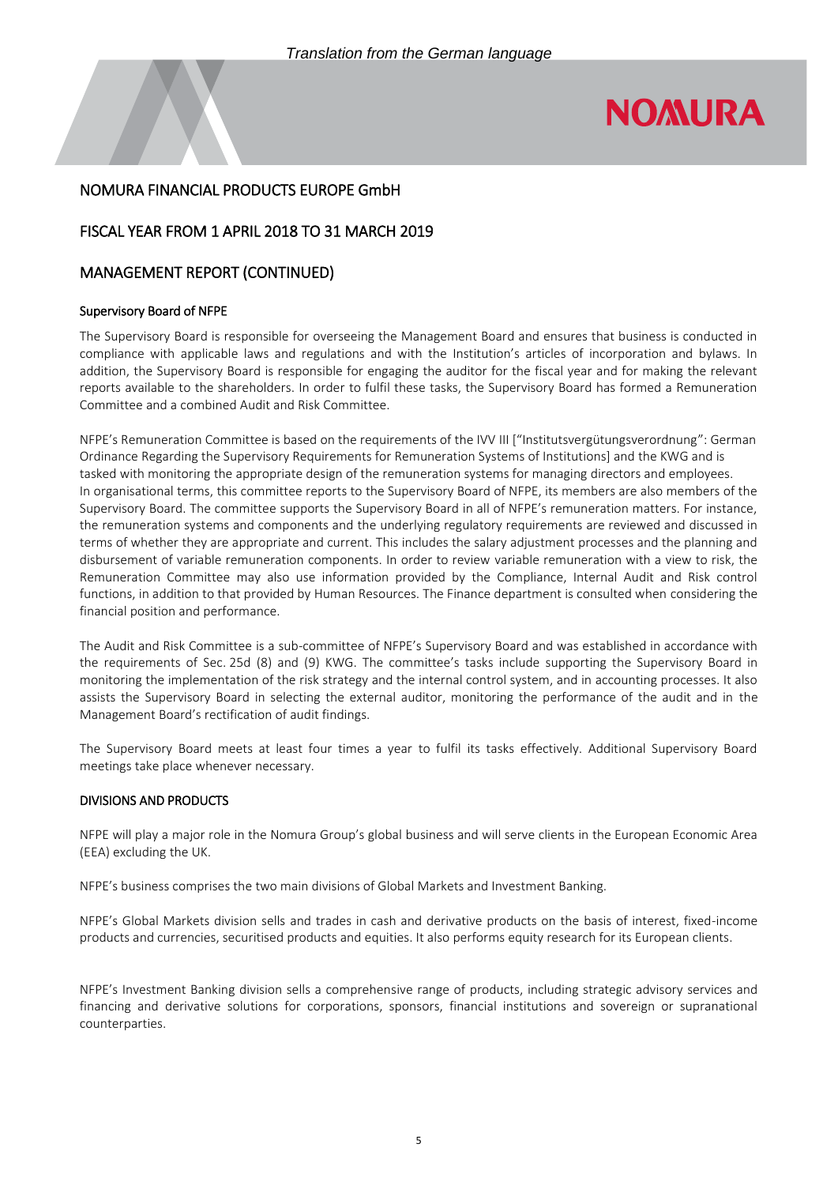# NOMURA FINANCIAL PRODUCTS EUROPE GmbH

## FISCAL YEAR FROM 1 APRIL 2018 TO 31 MARCH 2019

## MANAGEMENT REPORT (CONTINUED)

### Supervisory Board of NFPE

The Supervisory Board is responsible for overseeing the Management Board and ensures that business is conducted in compliance with applicable laws and regulations and with the Institution's articles of incorporation and bylaws. In addition, the Supervisory Board is responsible for engaging the auditor for the fiscal year and for making the relevant reports available to the shareholders. In order to fulfil these tasks, the Supervisory Board has formed a Remuneration Committee and a combined Audit and Risk Committee.

NFPE's Remuneration Committee is based on the requirements of the IVV III ["Institutsvergütungsverordnung": German Ordinance Regarding the Supervisory Requirements for Remuneration Systems of Institutions] and the KWG and is tasked with monitoring the appropriate design of the remuneration systems for managing directors and employees. In organisational terms, this committee reports to the Supervisory Board of NFPE, its members are also members of the Supervisory Board. The committee supports the Supervisory Board in all of NFPE's remuneration matters. For instance, the remuneration systems and components and the underlying regulatory requirements are reviewed and discussed in terms of whether they are appropriate and current. This includes the salary adjustment processes and the planning and disbursement of variable remuneration components. In order to review variable remuneration with a view to risk, the Remuneration Committee may also use information provided by the Compliance, Internal Audit and Risk control functions, in addition to that provided by Human Resources. The Finance department is consulted when considering the financial position and performance.

The Audit and Risk Committee is a sub-committee of NFPE's Supervisory Board and was established in accordance with the requirements of Sec. 25d (8) and (9) KWG. The committee's tasks include supporting the Supervisory Board in monitoring the implementation of the risk strategy and the internal control system, and in accounting processes. It also assists the Supervisory Board in selecting the external auditor, monitoring the performance of the audit and in the Management Board's rectification of audit findings.

The Supervisory Board meets at least four times a year to fulfil its tasks effectively. Additional Supervisory Board meetings take place whenever necessary.

### DIVISIONS AND PRODUCTS

NFPE will play a major role in the Nomura Group's global business and will serve clients in the European Economic Area (EEA) excluding the UK.

NFPE's business comprises the two main divisions of Global Markets and Investment Banking.

NFPE's Global Markets division sells and trades in cash and derivative products on the basis of interest, fixed-income products and currencies, securitised products and equities. It also performs equity research for its European clients.

NFPE's Investment Banking division sells a comprehensive range of products, including strategic advisory services and financing and derivative solutions for corporations, sponsors, financial institutions and sovereign or supranational counterparties.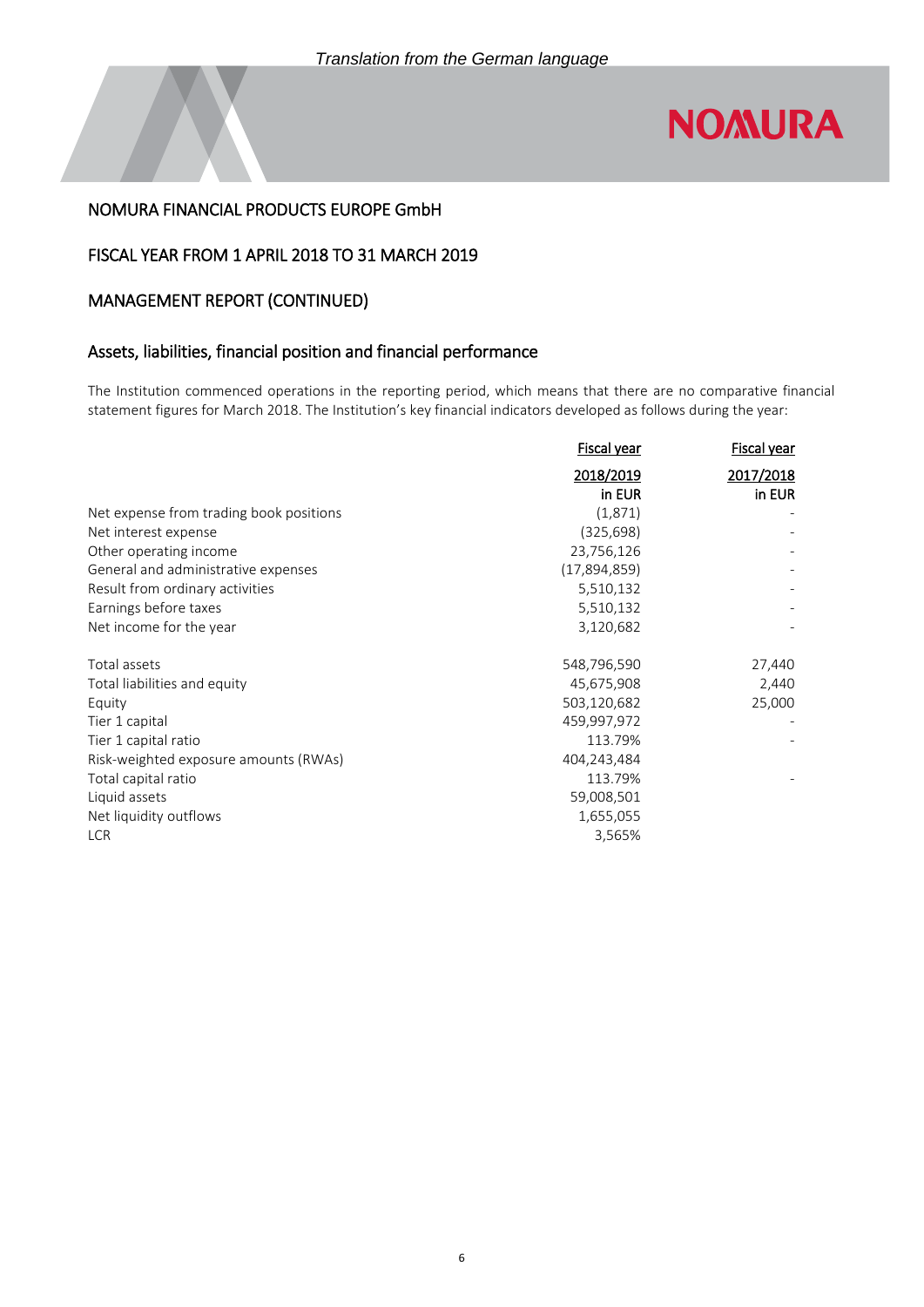*Translation from the German language*

NOMURA FINANCIAL PRODUCTS EUROPE GmbH

FISCAL YEAR FROM 1 APRIL 2018 TO 31 MARCH 2019

MANAGEMENT REPORT (CONTINUED)

## Assets, liabilities, financial position and financial performance

The Institution commenced operations in the reporting period, which means that there are no comparative financial statement figures for March 2018. The Institution's key financial indicators developed as follows during the year:

| | Fiscal year 2018/2019 in EUR | Fiscal year 2017/2018 in EUR |
|---|---|---|
| Net expense from trading book positions | (1,871) | - |
| Net interest expense | (325,698) | - |
| Other operating income | 23,756,126 | - |
| General and administrative expenses | (17,894,859) | - |
| Result from ordinary activities | 5,510,132 | - |
| Earnings before taxes | 5,510,132 | - |
| Net income for the year | 3,120,682 | - |
| | | |
| Total assets | 548,796,590 | 27,440 |
| Total liabilities and equity | 45,675,908 | 2,440 |
| Equity | 503,120,682 | 25,000 |
| Tier 1 capital | 459,997,972 | - |
| Tier 1 capital ratio | 113.79% | - |
| Risk-weighted exposure amounts (RWAs) | 404,243,484 | |
| Total capital ratio | 113.79% | - |
| Liquid assets | 59,008,501 | |
| Net liquidity outflows | 1,655,055 | |
| LCR | 3,565% | |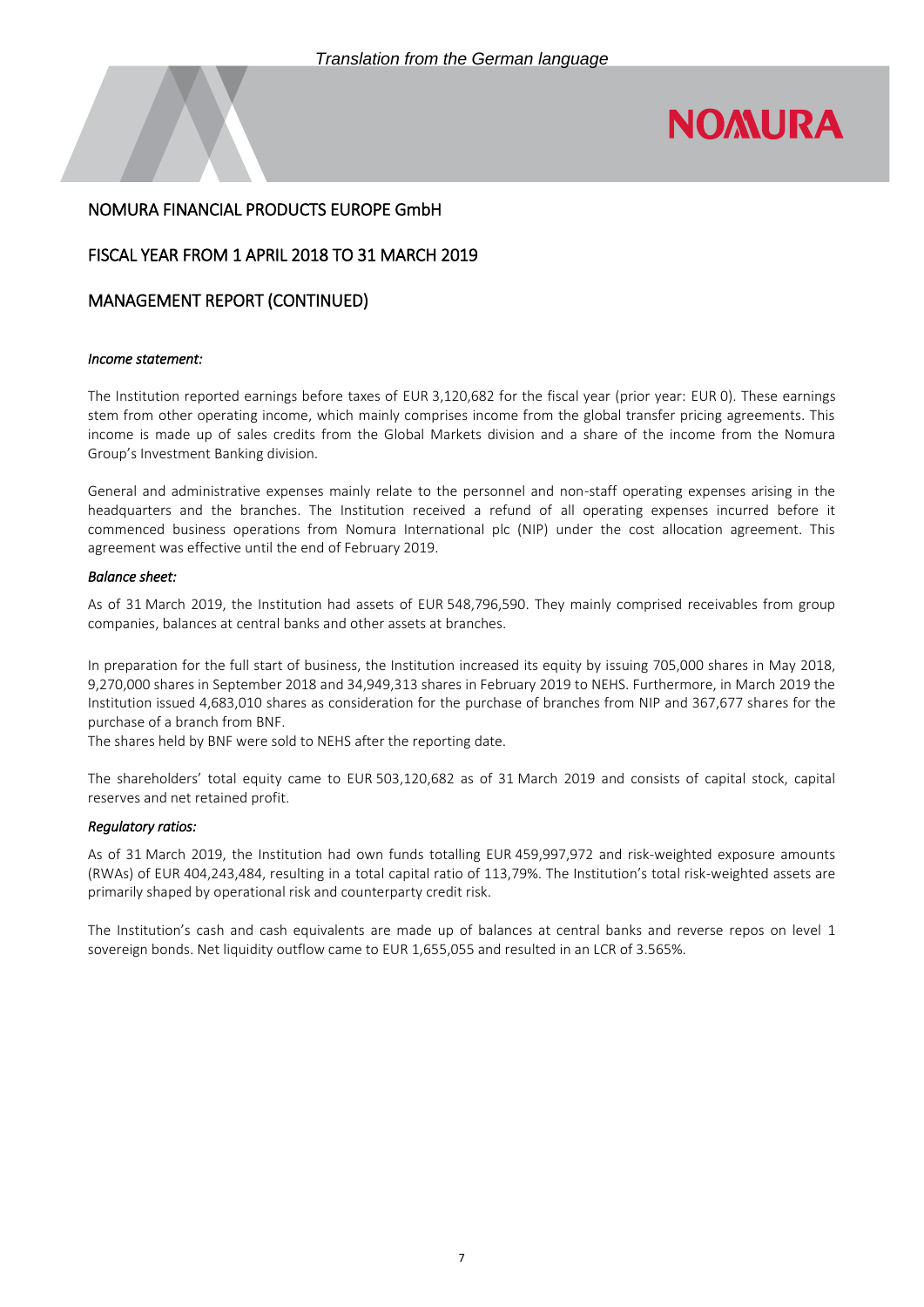*Translation from the German language*

## NOMURA FINANCIAL PRODUCTS EUROPE GmbH

## FISCAL YEAR FROM 1 APRIL 2018 TO 31 MARCH 2019

## MANAGEMENT REPORT (CONTINUED)

*Income statement:*

The Institution reported earnings before taxes of EUR 3,120,682 for the fiscal year (prior year: EUR 0). These earnings stem from other operating income, which mainly comprises income from the global transfer pricing agreements. This income is made up of sales credits from the Global Markets division and a share of the income from the Nomura Group's Investment Banking division.

General and administrative expenses mainly relate to the personnel and non-staff operating expenses arising in the headquarters and the branches. The Institution received a refund of all operating expenses incurred before it commenced business operations from Nomura International plc (NIP) under the cost allocation agreement. This agreement was effective until the end of February 2019.

*Balance sheet:*

As of 31 March 2019, the Institution had assets of EUR 548,796,590. They mainly comprised receivables from group companies, balances at central banks and other assets at branches.

In preparation for the full start of business, the Institution increased its equity by issuing 705,000 shares in May 2018, 9,270,000 shares in September 2018 and 34,949,313 shares in February 2019 to NEHS. Furthermore, in March 2019 the Institution issued 4,683,010 shares as consideration for the purchase of branches from NIP and 367,677 shares for the purchase of a branch from BNF.
The shares held by BNF were sold to NEHS after the reporting date.

The shareholders' total equity came to EUR 503,120,682 as of 31 March 2019 and consists of capital stock, capital reserves and net retained profit.

*Regulatory ratios:*

As of 31 March 2019, the Institution had own funds totalling EUR 459,997,972 and risk-weighted exposure amounts (RWAs) of EUR 404,243,484, resulting in a total capital ratio of 113,79%. The Institution's total risk-weighted assets are primarily shaped by operational risk and counterparty credit risk.

The Institution's cash and cash equivalents are made up of balances at central banks and reverse repos on level 1 sovereign bonds. Net liquidity outflow came to EUR 1,655,055 and resulted in an LCR of 3.565%.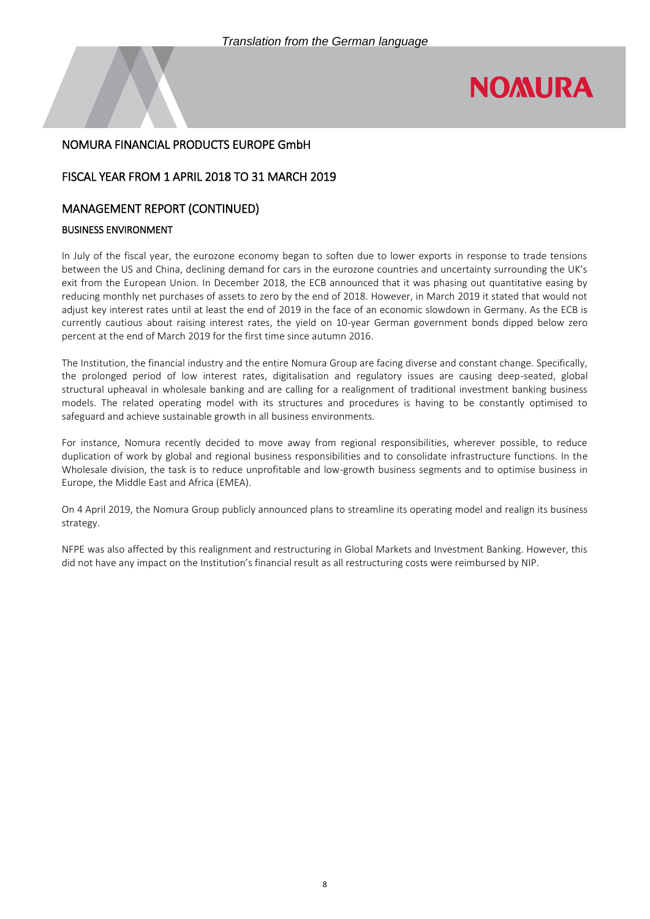# NOMURA FINANCIAL PRODUCTS EUROPE GmbH

## FISCAL YEAR FROM 1 APRIL 2018 TO 31 MARCH 2019

## MANAGEMENT REPORT (CONTINUED)

### BUSINESS ENVIRONMENT

In July of the fiscal year, the eurozone economy began to soften due to lower exports in response to trade tensions between the US and China, declining demand for cars in the eurozone countries and uncertainty surrounding the UK's exit from the European Union. In December 2018, the ECB announced that it was phasing out quantitative easing by reducing monthly net purchases of assets to zero by the end of 2018. However, in March 2019 it stated that would not adjust key interest rates until at least the end of 2019 in the face of an economic slowdown in Germany. As the ECB is currently cautious about raising interest rates, the yield on 10-year German government bonds dipped below zero percent at the end of March 2019 for the first time since autumn 2016.

The Institution, the financial industry and the entire Nomura Group are facing diverse and constant change. Specifically, the prolonged period of low interest rates, digitalisation and regulatory issues are causing deep-seated, global structural upheaval in wholesale banking and are calling for a realignment of traditional investment banking business models. The related operating model with its structures and procedures is having to be constantly optimised to safeguard and achieve sustainable growth in all business environments.

For instance, Nomura recently decided to move away from regional responsibilities, wherever possible, to reduce duplication of work by global and regional business responsibilities and to consolidate infrastructure functions. In the Wholesale division, the task is to reduce unprofitable and low-growth business segments and to optimise business in Europe, the Middle East and Africa (EMEA).

On 4 April 2019, the Nomura Group publicly announced plans to streamline its operating model and realign its business strategy.

NFPE was also affected by this realignment and restructuring in Global Markets and Investment Banking. However, this did not have any impact on the Institution's financial result as all restructuring costs were reimbursed by NIP.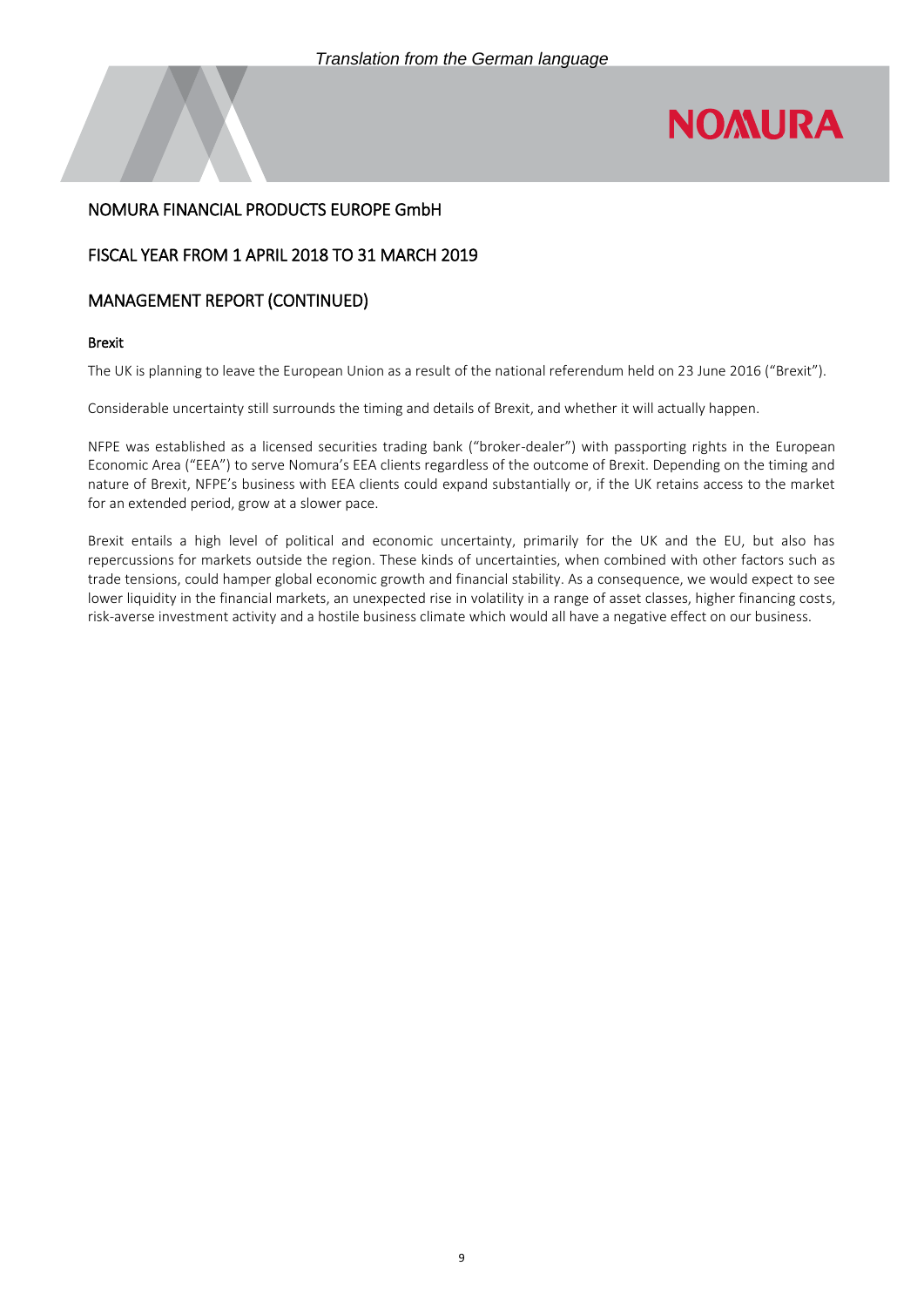## NOMURA FINANCIAL PRODUCTS EUROPE GmbH

## FISCAL YEAR FROM 1 APRIL 2018 TO 31 MARCH 2019

## MANAGEMENT REPORT (CONTINUED)

### Brexit

The UK is planning to leave the European Union as a result of the national referendum held on 23 June 2016 ("Brexit").

Considerable uncertainty still surrounds the timing and details of Brexit, and whether it will actually happen.

NFPE was established as a licensed securities trading bank ("broker-dealer") with passporting rights in the European Economic Area ("EEA") to serve Nomura's EEA clients regardless of the outcome of Brexit. Depending on the timing and nature of Brexit, NFPE's business with EEA clients could expand substantially or, if the UK retains access to the market for an extended period, grow at a slower pace.

Brexit entails a high level of political and economic uncertainty, primarily for the UK and the EU, but also has repercussions for markets outside the region. These kinds of uncertainties, when combined with other factors such as trade tensions, could hamper global economic growth and financial stability. As a consequence, we would expect to see lower liquidity in the financial markets, an unexpected rise in volatility in a range of asset classes, higher financing costs, risk-averse investment activity and a hostile business climate which would all have a negative effect on our business.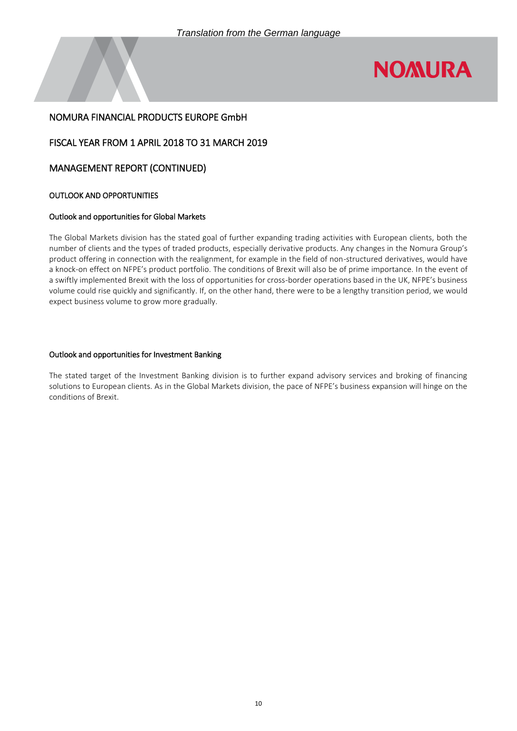*Translation from the German language*

## NOMURA FINANCIAL PRODUCTS EUROPE GmbH

## FISCAL YEAR FROM 1 APRIL 2018 TO 31 MARCH 2019

## MANAGEMENT REPORT (CONTINUED)

### OUTLOOK AND OPPORTUNITIES

#### Outlook and opportunities for Global Markets

The Global Markets division has the stated goal of further expanding trading activities with European clients, both the number of clients and the types of traded products, especially derivative products. Any changes in the Nomura Group's product offering in connection with the realignment, for example in the field of non-structured derivatives, would have a knock-on effect on NFPE's product portfolio. The conditions of Brexit will also be of prime importance. In the event of a swiftly implemented Brexit with the loss of opportunities for cross-border operations based in the UK, NFPE's business volume could rise quickly and significantly. If, on the other hand, there were to be a lengthy transition period, we would expect business volume to grow more gradually.

#### Outlook and opportunities for Investment Banking

The stated target of the Investment Banking division is to further expand advisory services and broking of financing solutions to European clients. As in the Global Markets division, the pace of NFPE's business expansion will hinge on the conditions of Brexit.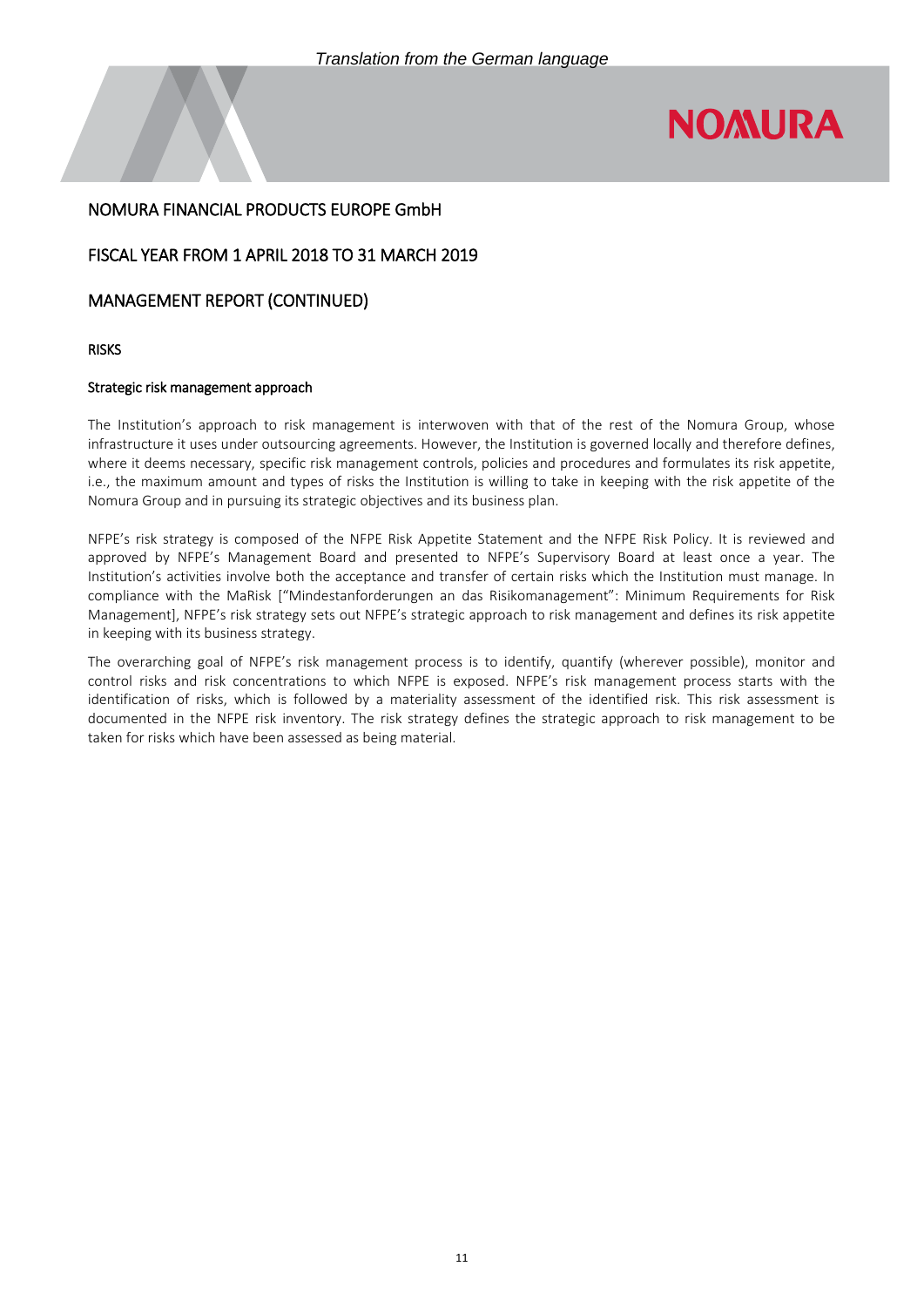# NOMURA FINANCIAL PRODUCTS EUROPE GmbH

## FISCAL YEAR FROM 1 APRIL 2018 TO 31 MARCH 2019

## MANAGEMENT REPORT (CONTINUED)

### RISKS

#### Strategic risk management approach

The Institution's approach to risk management is interwoven with that of the rest of the Nomura Group, whose infrastructure it uses under outsourcing agreements. However, the Institution is governed locally and therefore defines, where it deems necessary, specific risk management controls, policies and procedures and formulates its risk appetite, i.e., the maximum amount and types of risks the Institution is willing to take in keeping with the risk appetite of the Nomura Group and in pursuing its strategic objectives and its business plan.

NFPE's risk strategy is composed of the NFPE Risk Appetite Statement and the NFPE Risk Policy. It is reviewed and approved by NFPE's Management Board and presented to NFPE's Supervisory Board at least once a year. The Institution's activities involve both the acceptance and transfer of certain risks which the Institution must manage. In compliance with the MaRisk ["Mindestanforderungen an das Risikomanagement": Minimum Requirements for Risk Management], NFPE's risk strategy sets out NFPE's strategic approach to risk management and defines its risk appetite in keeping with its business strategy.

The overarching goal of NFPE's risk management process is to identify, quantify (wherever possible), monitor and control risks and risk concentrations to which NFPE is exposed. NFPE's risk management process starts with the identification of risks, which is followed by a materiality assessment of the identified risk. This risk assessment is documented in the NFPE risk inventory. The risk strategy defines the strategic approach to risk management to be taken for risks which have been assessed as being material.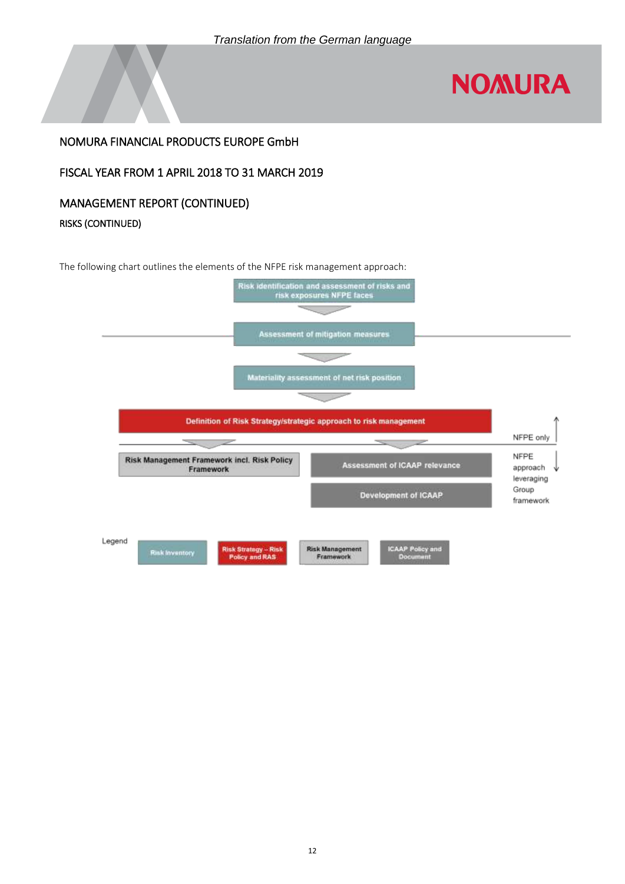*Translation from the German language*

NOMURA FINANCIAL PRODUCTS EUROPE GmbH

FISCAL YEAR FROM 1 APRIL 2018 TO 31 MARCH 2019

MANAGEMENT REPORT (CONTINUED)

RISKS (CONTINUED)

The following chart outlines the elements of the NFPE risk management approach:

Risk identification and assessment of risks and risk exposures NFPE faces

Assessment of mitigation measures

Materiality assessment of net risk position

Definition of Risk Strategy/strategic approach to risk management

NFPE only

Risk Management Framework incl. Risk Policy Framework

Assessment of ICAAP relevance

Development of ICAAP

NFPE approach leveraging Group framework

Legend: Risk Inventory | Risk Strategy – Risk Policy and RAS | Risk Management Framework | ICAAP Policy and Document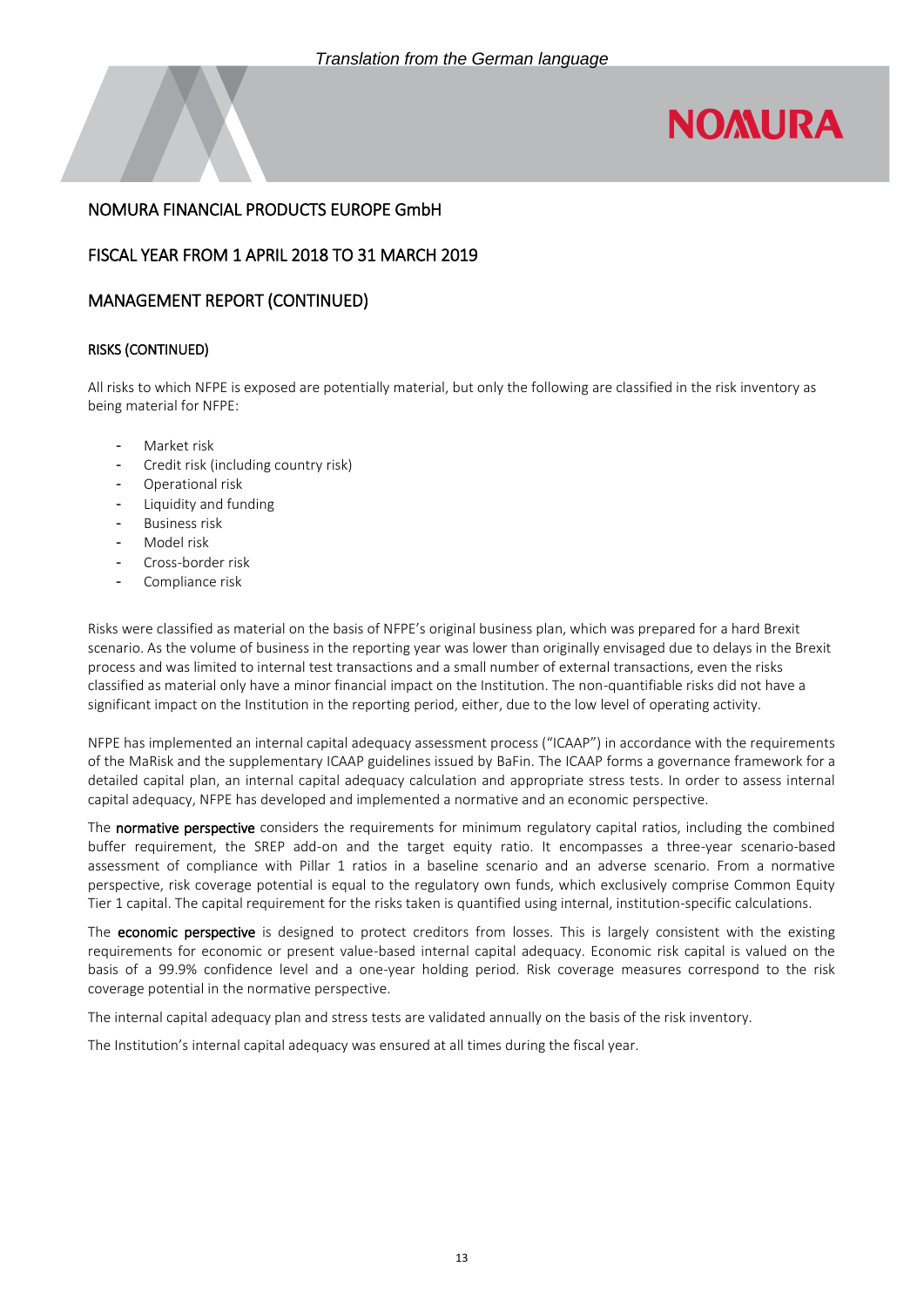*Translation from the German language*

## NOMURA FINANCIAL PRODUCTS EUROPE GmbH

## FISCAL YEAR FROM 1 APRIL 2018 TO 31 MARCH 2019

## MANAGEMENT REPORT (CONTINUED)

### RISKS (CONTINUED)

All risks to which NFPE is exposed are potentially material, but only the following are classified in the risk inventory as being material for NFPE:

- Market risk
- Credit risk (including country risk)
- Operational risk
- Liquidity and funding
- Business risk
- Model risk
- Cross-border risk
- Compliance risk

Risks were classified as material on the basis of NFPE's original business plan, which was prepared for a hard Brexit scenario. As the volume of business in the reporting year was lower than originally envisaged due to delays in the Brexit process and was limited to internal test transactions and a small number of external transactions, even the risks classified as material only have a minor financial impact on the Institution. The non-quantifiable risks did not have a significant impact on the Institution in the reporting period, either, due to the low level of operating activity.

NFPE has implemented an internal capital adequacy assessment process ("ICAAP") in accordance with the requirements of the MaRisk and the supplementary ICAAP guidelines issued by BaFin. The ICAAP forms a governance framework for a detailed capital plan, an internal capital adequacy calculation and appropriate stress tests. In order to assess internal capital adequacy, NFPE has developed and implemented a normative and an economic perspective.

The **normative perspective** considers the requirements for minimum regulatory capital ratios, including the combined buffer requirement, the SREP add-on and the target equity ratio. It encompasses a three-year scenario-based assessment of compliance with Pillar 1 ratios in a baseline scenario and an adverse scenario. From a normative perspective, risk coverage potential is equal to the regulatory own funds, which exclusively comprise Common Equity Tier 1 capital. The capital requirement for the risks taken is quantified using internal, institution-specific calculations.

The **economic perspective** is designed to protect creditors from losses. This is largely consistent with the existing requirements for economic or present value-based internal capital adequacy. Economic risk capital is valued on the basis of a 99.9% confidence level and a one-year holding period. Risk coverage measures correspond to the risk coverage potential in the normative perspective.

The internal capital adequacy plan and stress tests are validated annually on the basis of the risk inventory.

The Institution's internal capital adequacy was ensured at all times during the fiscal year.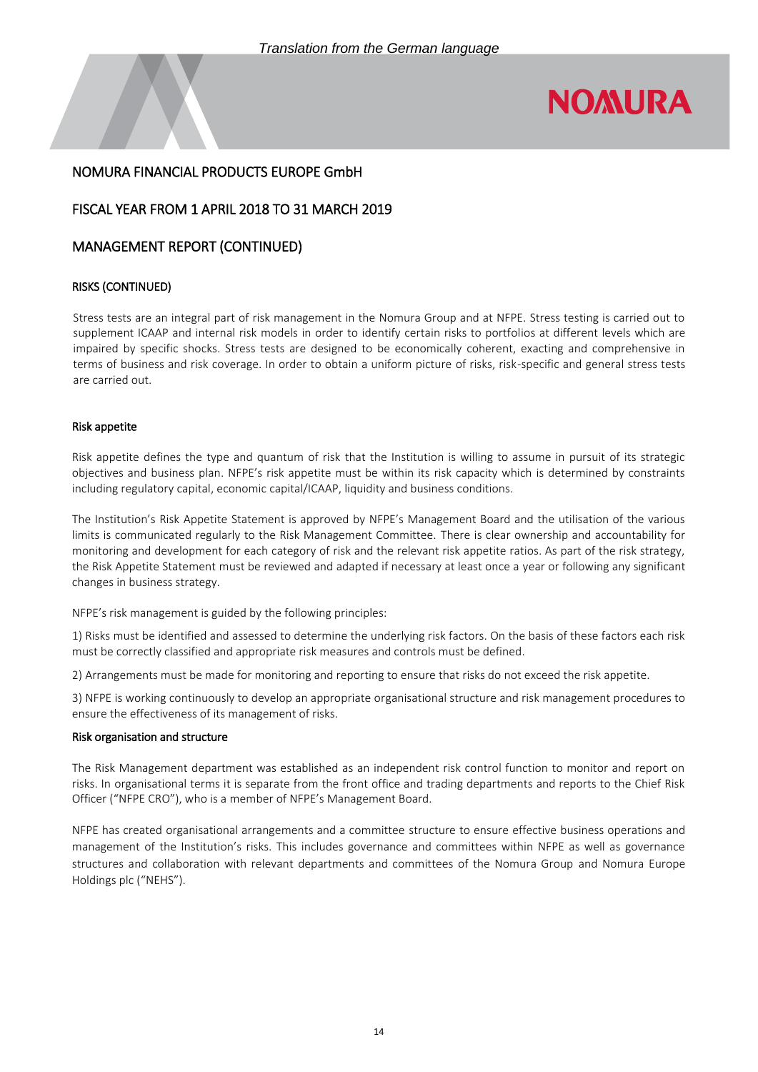# NOMURA FINANCIAL PRODUCTS EUROPE GmbH

## FISCAL YEAR FROM 1 APRIL 2018 TO 31 MARCH 2019

## MANAGEMENT REPORT (CONTINUED)

### RISKS (CONTINUED)

Stress tests are an integral part of risk management in the Nomura Group and at NFPE. Stress testing is carried out to supplement ICAAP and internal risk models in order to identify certain risks to portfolios at different levels which are impaired by specific shocks. Stress tests are designed to be economically coherent, exacting and comprehensive in terms of business and risk coverage. In order to obtain a uniform picture of risks, risk-specific and general stress tests are carried out.

### Risk appetite

Risk appetite defines the type and quantum of risk that the Institution is willing to assume in pursuit of its strategic objectives and business plan. NFPE's risk appetite must be within its risk capacity which is determined by constraints including regulatory capital, economic capital/ICAAP, liquidity and business conditions.

The Institution's Risk Appetite Statement is approved by NFPE's Management Board and the utilisation of the various limits is communicated regularly to the Risk Management Committee. There is clear ownership and accountability for monitoring and development for each category of risk and the relevant risk appetite ratios. As part of the risk strategy, the Risk Appetite Statement must be reviewed and adapted if necessary at least once a year or following any significant changes in business strategy.

NFPE's risk management is guided by the following principles:

1) Risks must be identified and assessed to determine the underlying risk factors. On the basis of these factors each risk must be correctly classified and appropriate risk measures and controls must be defined.

2) Arrangements must be made for monitoring and reporting to ensure that risks do not exceed the risk appetite.

3) NFPE is working continuously to develop an appropriate organisational structure and risk management procedures to ensure the effectiveness of its management of risks.

### Risk organisation and structure

The Risk Management department was established as an independent risk control function to monitor and report on risks. In organisational terms it is separate from the front office and trading departments and reports to the Chief Risk Officer ("NFPE CRO"), who is a member of NFPE's Management Board.

NFPE has created organisational arrangements and a committee structure to ensure effective business operations and management of the Institution's risks. This includes governance and committees within NFPE as well as governance structures and collaboration with relevant departments and committees of the Nomura Group and Nomura Europe Holdings plc ("NEHS").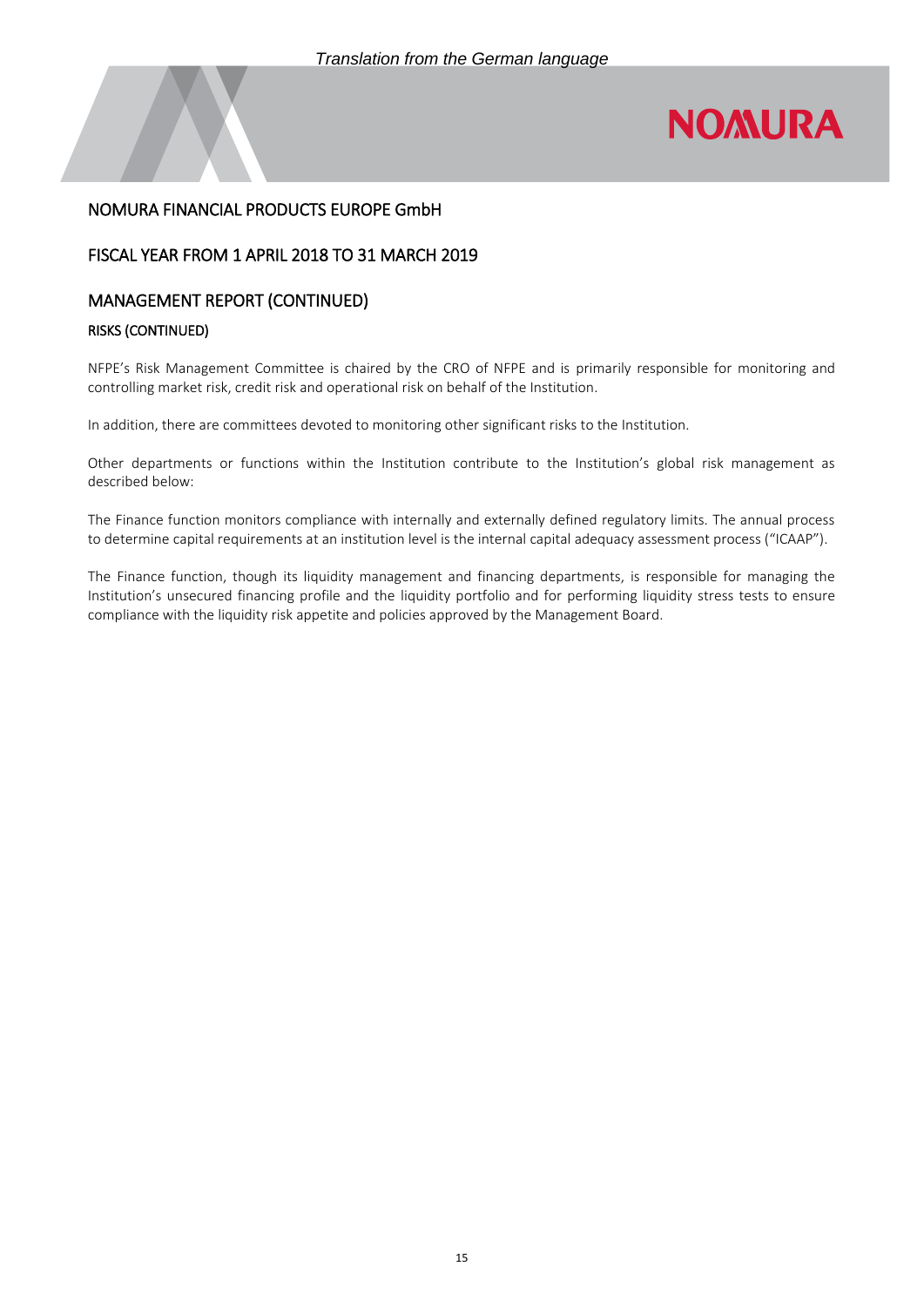# NOMURA FINANCIAL PRODUCTS EUROPE GmbH

## FISCAL YEAR FROM 1 APRIL 2018 TO 31 MARCH 2019

## MANAGEMENT REPORT (CONTINUED)

### RISKS (CONTINUED)

NFPE's Risk Management Committee is chaired by the CRO of NFPE and is primarily responsible for monitoring and controlling market risk, credit risk and operational risk on behalf of the Institution.

In addition, there are committees devoted to monitoring other significant risks to the Institution.

Other departments or functions within the Institution contribute to the Institution's global risk management as described below:

The Finance function monitors compliance with internally and externally defined regulatory limits. The annual process to determine capital requirements at an institution level is the internal capital adequacy assessment process ("ICAAP").

The Finance function, though its liquidity management and financing departments, is responsible for managing the Institution's unsecured financing profile and the liquidity portfolio and for performing liquidity stress tests to ensure compliance with the liquidity risk appetite and policies approved by the Management Board.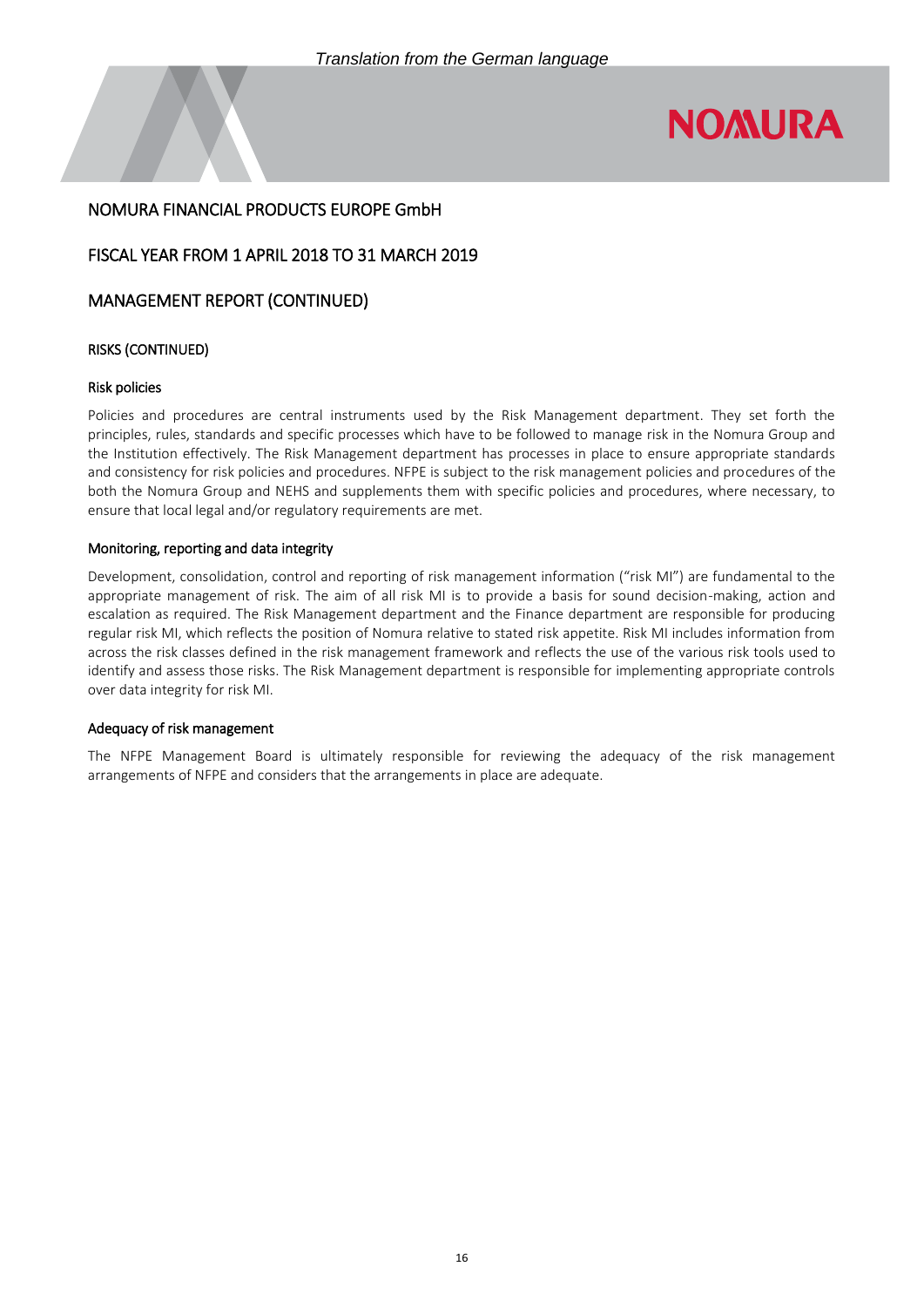# NOMURA FINANCIAL PRODUCTS EUROPE GmbH

## FISCAL YEAR FROM 1 APRIL 2018 TO 31 MARCH 2019

## MANAGEMENT REPORT (CONTINUED)

### RISKS (CONTINUED)

#### Risk policies

Policies and procedures are central instruments used by the Risk Management department. They set forth the principles, rules, standards and specific processes which have to be followed to manage risk in the Nomura Group and the Institution effectively. The Risk Management department has processes in place to ensure appropriate standards and consistency for risk policies and procedures. NFPE is subject to the risk management policies and procedures of the both the Nomura Group and NEHS and supplements them with specific policies and procedures, where necessary, to ensure that local legal and/or regulatory requirements are met.

#### Monitoring, reporting and data integrity

Development, consolidation, control and reporting of risk management information ("risk MI") are fundamental to the appropriate management of risk. The aim of all risk MI is to provide a basis for sound decision-making, action and escalation as required. The Risk Management department and the Finance department are responsible for producing regular risk MI, which reflects the position of Nomura relative to stated risk appetite. Risk MI includes information from across the risk classes defined in the risk management framework and reflects the use of the various risk tools used to identify and assess those risks. The Risk Management department is responsible for implementing appropriate controls over data integrity for risk MI.

#### Adequacy of risk management

The NFPE Management Board is ultimately responsible for reviewing the adequacy of the risk management arrangements of NFPE and considers that the arrangements in place are adequate.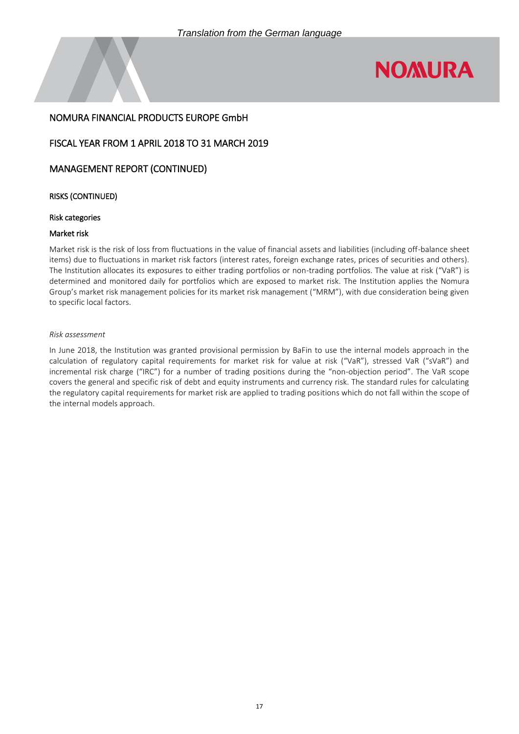*Translation from the German language*

# NOMURA FINANCIAL PRODUCTS EUROPE GmbH

## FISCAL YEAR FROM 1 APRIL 2018 TO 31 MARCH 2019

## MANAGEMENT REPORT (CONTINUED)

### RISKS (CONTINUED)

#### Risk categories

#### Market risk

Market risk is the risk of loss from fluctuations in the value of financial assets and liabilities (including off-balance sheet items) due to fluctuations in market risk factors (interest rates, foreign exchange rates, prices of securities and others). The Institution allocates its exposures to either trading portfolios or non-trading portfolios. The value at risk ("VaR") is determined and monitored daily for portfolios which are exposed to market risk. The Institution applies the Nomura Group's market risk management policies for its market risk management ("MRM"), with due consideration being given to specific local factors.

*Risk assessment*

In June 2018, the Institution was granted provisional permission by BaFin to use the internal models approach in the calculation of regulatory capital requirements for market risk for value at risk ("VaR"), stressed VaR ("sVaR") and incremental risk charge ("IRC") for a number of trading positions during the "non-objection period". The VaR scope covers the general and specific risk of debt and equity instruments and currency risk. The standard rules for calculating the regulatory capital requirements for market risk are applied to trading positions which do not fall within the scope of the internal models approach.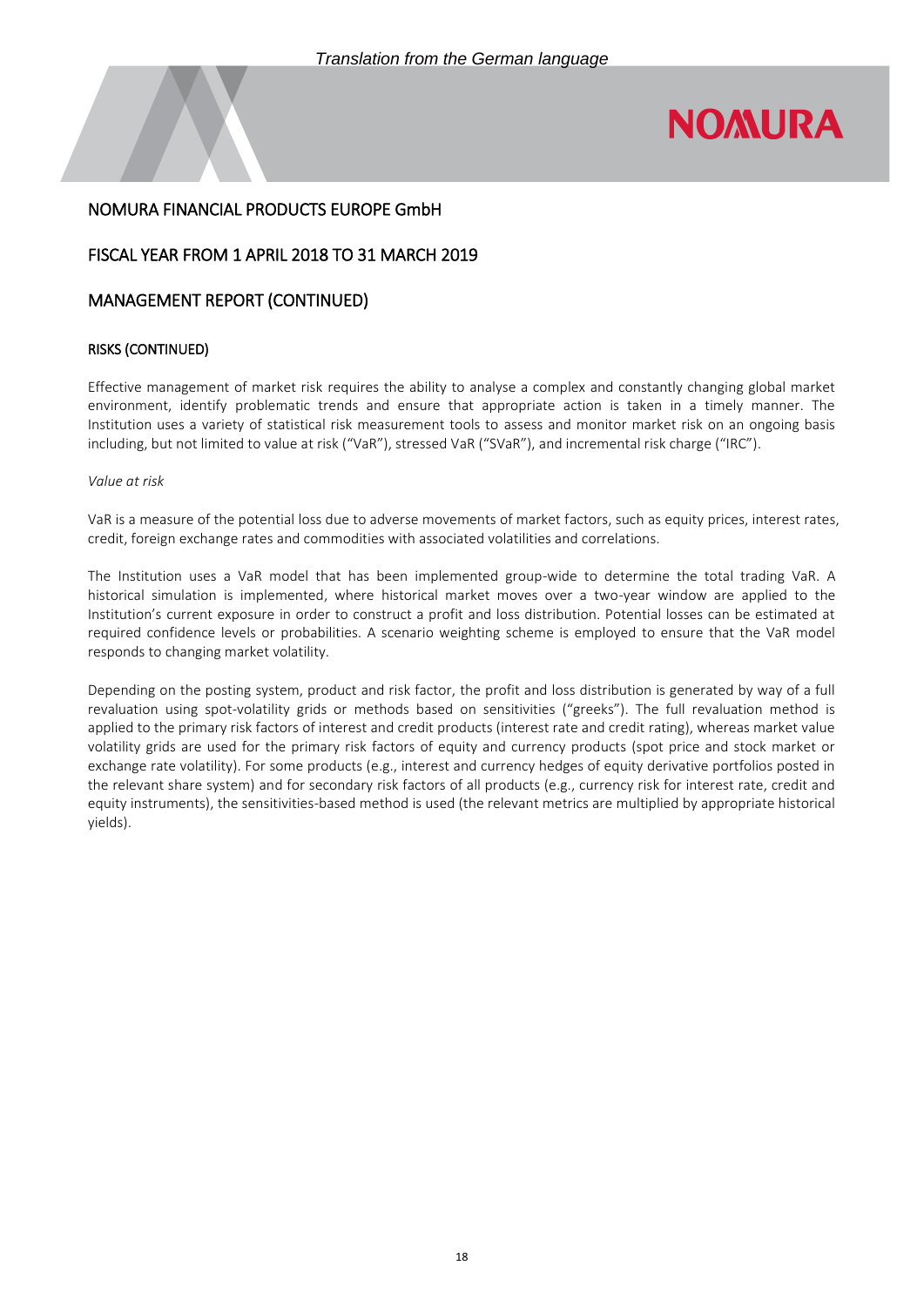*Translation from the German language*

## NOMURA FINANCIAL PRODUCTS EUROPE GmbH

## FISCAL YEAR FROM 1 APRIL 2018 TO 31 MARCH 2019

## MANAGEMENT REPORT (CONTINUED)

### RISKS (CONTINUED)

Effective management of market risk requires the ability to analyse a complex and constantly changing global market environment, identify problematic trends and ensure that appropriate action is taken in a timely manner. The Institution uses a variety of statistical risk measurement tools to assess and monitor market risk on an ongoing basis including, but not limited to value at risk ("VaR"), stressed VaR ("SVaR"), and incremental risk charge ("IRC").

*Value at risk*

VaR is a measure of the potential loss due to adverse movements of market factors, such as equity prices, interest rates, credit, foreign exchange rates and commodities with associated volatilities and correlations.

The Institution uses a VaR model that has been implemented group-wide to determine the total trading VaR. A historical simulation is implemented, where historical market moves over a two-year window are applied to the Institution's current exposure in order to construct a profit and loss distribution. Potential losses can be estimated at required confidence levels or probabilities. A scenario weighting scheme is employed to ensure that the VaR model responds to changing market volatility.

Depending on the posting system, product and risk factor, the profit and loss distribution is generated by way of a full revaluation using spot-volatility grids or methods based on sensitivities ("greeks"). The full revaluation method is applied to the primary risk factors of interest and credit products (interest rate and credit rating), whereas market value volatility grids are used for the primary risk factors of equity and currency products (spot price and stock market or exchange rate volatility). For some products (e.g., interest and currency hedges of equity derivative portfolios posted in the relevant share system) and for secondary risk factors of all products (e.g., currency risk for interest rate, credit and equity instruments), the sensitivities-based method is used (the relevant metrics are multiplied by appropriate historical yields).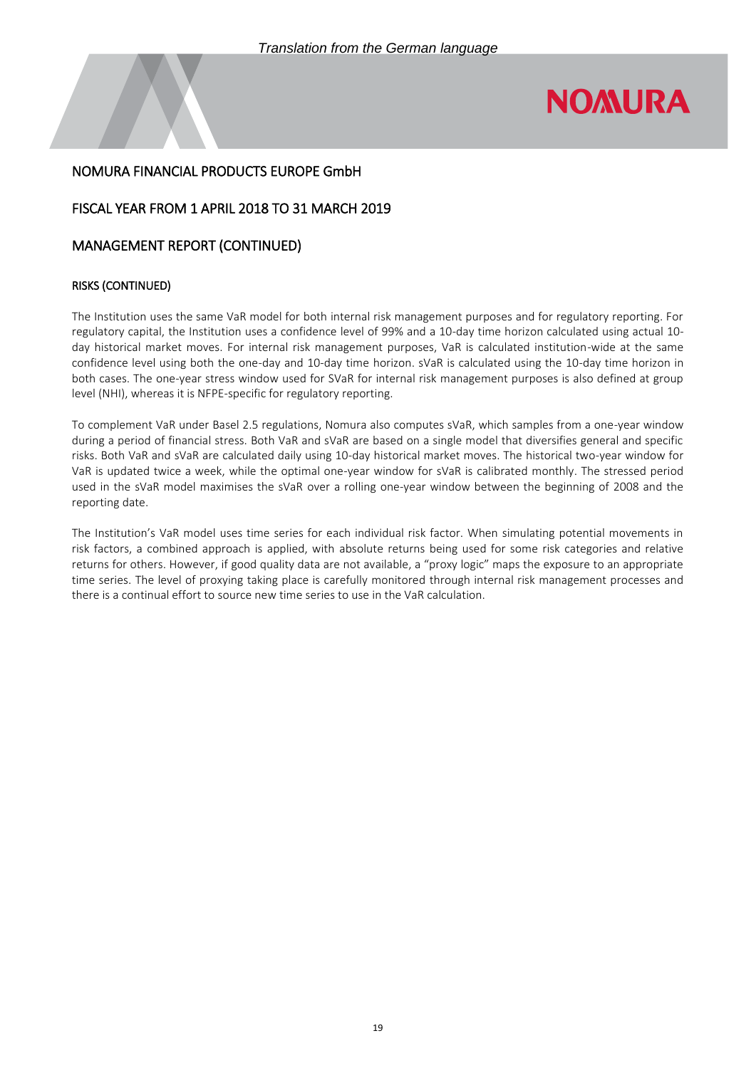*Translation from the German language*

## NOMURA FINANCIAL PRODUCTS EUROPE GmbH

## FISCAL YEAR FROM 1 APRIL 2018 TO 31 MARCH 2019

## MANAGEMENT REPORT (CONTINUED)

### RISKS (CONTINUED)

The Institution uses the same VaR model for both internal risk management purposes and for regulatory reporting. For regulatory capital, the Institution uses a confidence level of 99% and a 10-day time horizon calculated using actual 10-day historical market moves. For internal risk management purposes, VaR is calculated institution-wide at the same confidence level using both the one-day and 10-day time horizon. sVaR is calculated using the 10-day time horizon in both cases. The one-year stress window used for SVaR for internal risk management purposes is also defined at group level (NHI), whereas it is NFPE-specific for regulatory reporting.

To complement VaR under Basel 2.5 regulations, Nomura also computes sVaR, which samples from a one-year window during a period of financial stress. Both VaR and sVaR are based on a single model that diversifies general and specific risks. Both VaR and sVaR are calculated daily using 10-day historical market moves. The historical two-year window for VaR is updated twice a week, while the optimal one-year window for sVaR is calibrated monthly. The stressed period used in the sVaR model maximises the sVaR over a rolling one-year window between the beginning of 2008 and the reporting date.

The Institution's VaR model uses time series for each individual risk factor. When simulating potential movements in risk factors, a combined approach is applied, with absolute returns being used for some risk categories and relative returns for others. However, if good quality data are not available, a "proxy logic" maps the exposure to an appropriate time series. The level of proxying taking place is carefully monitored through internal risk management processes and there is a continual effort to source new time series to use in the VaR calculation.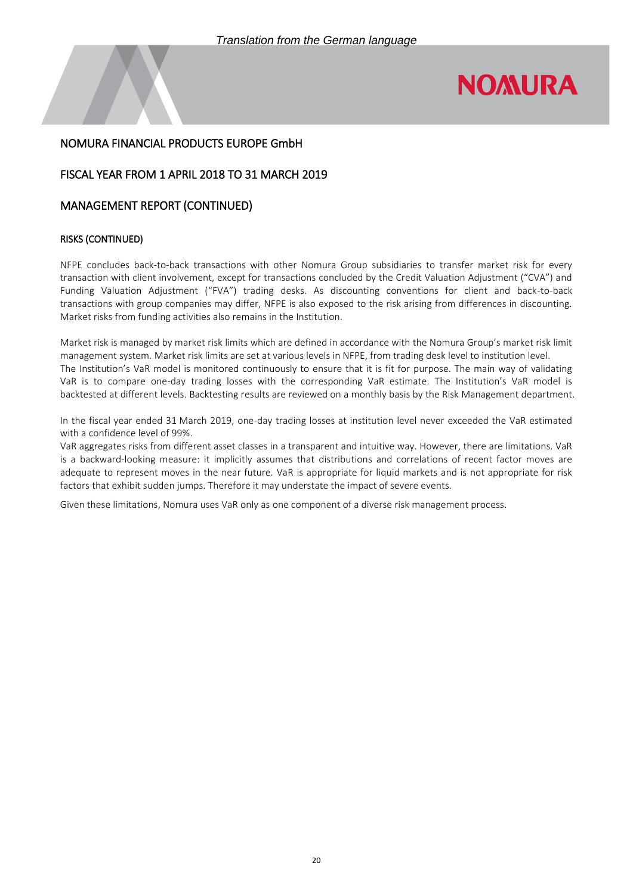## NOMURA FINANCIAL PRODUCTS EUROPE GmbH

## FISCAL YEAR FROM 1 APRIL 2018 TO 31 MARCH 2019

## MANAGEMENT REPORT (CONTINUED)

### RISKS (CONTINUED)

NFPE concludes back-to-back transactions with other Nomura Group subsidiaries to transfer market risk for every transaction with client involvement, except for transactions concluded by the Credit Valuation Adjustment ("CVA") and Funding Valuation Adjustment ("FVA") trading desks. As discounting conventions for client and back-to-back transactions with group companies may differ, NFPE is also exposed to the risk arising from differences in discounting. Market risks from funding activities also remains in the Institution.

Market risk is managed by market risk limits which are defined in accordance with the Nomura Group's market risk limit management system. Market risk limits are set at various levels in NFPE, from trading desk level to institution level.
The Institution's VaR model is monitored continuously to ensure that it is fit for purpose. The main way of validating VaR is to compare one-day trading losses with the corresponding VaR estimate. The Institution's VaR model is backtested at different levels. Backtesting results are reviewed on a monthly basis by the Risk Management department.

In the fiscal year ended 31 March 2019, one-day trading losses at institution level never exceeded the VaR estimated with a confidence level of 99%.
VaR aggregates risks from different asset classes in a transparent and intuitive way. However, there are limitations. VaR is a backward-looking measure: it implicitly assumes that distributions and correlations of recent factor moves are adequate to represent moves in the near future. VaR is appropriate for liquid markets and is not appropriate for risk factors that exhibit sudden jumps. Therefore it may understate the impact of severe events.

Given these limitations, Nomura uses VaR only as one component of a diverse risk management process.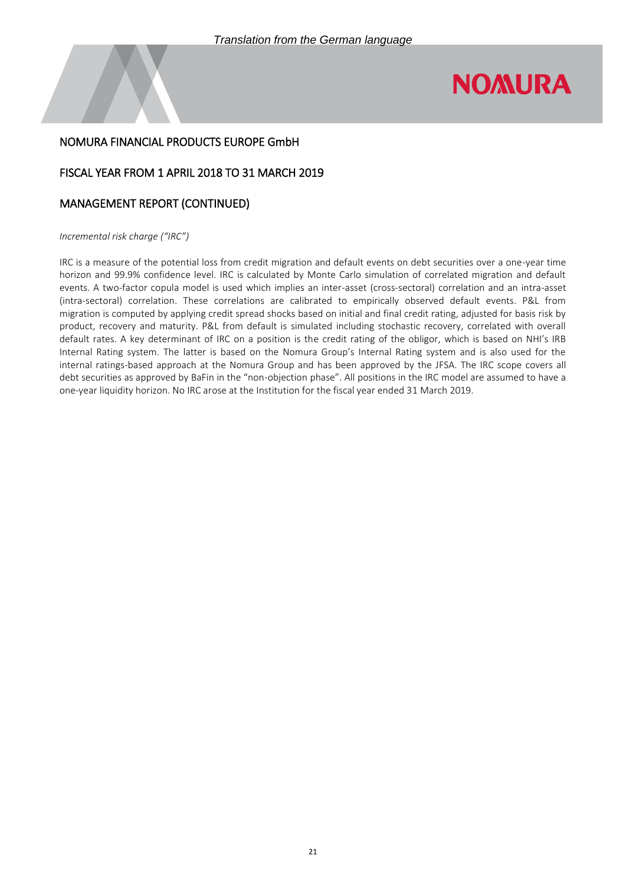NOMURA FINANCIAL PRODUCTS EUROPE GmbH

FISCAL YEAR FROM 1 APRIL 2018 TO 31 MARCH 2019

MANAGEMENT REPORT (CONTINUED)

*Incremental risk charge ("IRC")*

IRC is a measure of the potential loss from credit migration and default events on debt securities over a one-year time horizon and 99.9% confidence level. IRC is calculated by Monte Carlo simulation of correlated migration and default events. A two-factor copula model is used which implies an inter-asset (cross-sectoral) correlation and an intra-asset (intra-sectoral) correlation. These correlations are calibrated to empirically observed default events. P&L from migration is computed by applying credit spread shocks based on initial and final credit rating, adjusted for basis risk by product, recovery and maturity. P&L from default is simulated including stochastic recovery, correlated with overall default rates. A key determinant of IRC on a position is the credit rating of the obligor, which is based on NHI's IRB Internal Rating system. The latter is based on the Nomura Group's Internal Rating system and is also used for the internal ratings-based approach at the Nomura Group and has been approved by the JFSA. The IRC scope covers all debt securities as approved by BaFin in the "non-objection phase". All positions in the IRC model are assumed to have a one-year liquidity horizon. No IRC arose at the Institution for the fiscal year ended 31 March 2019.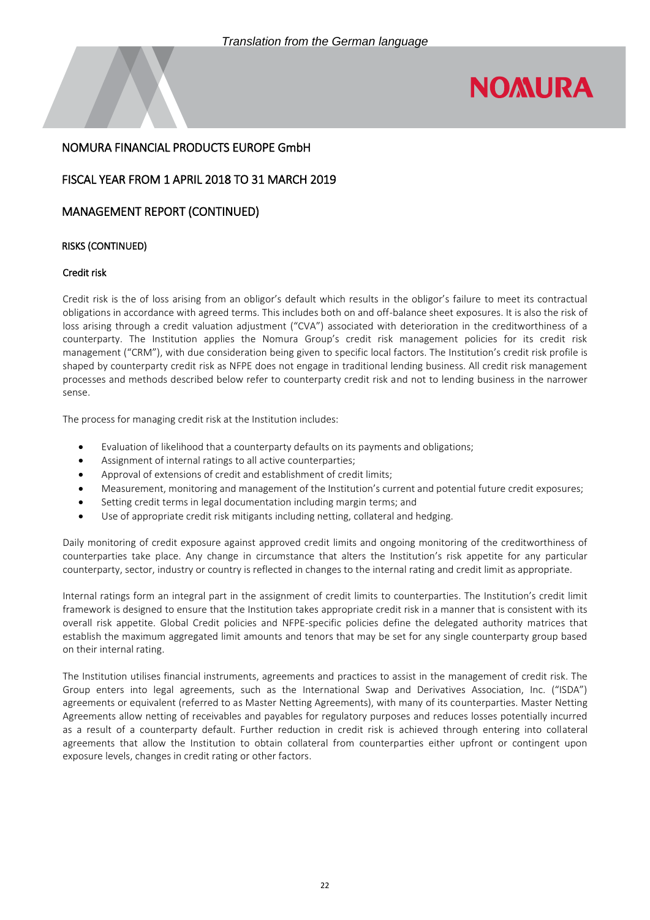# NOMURA FINANCIAL PRODUCTS EUROPE GmbH

## FISCAL YEAR FROM 1 APRIL 2018 TO 31 MARCH 2019

## MANAGEMENT REPORT (CONTINUED)

### RISKS (CONTINUED)

#### Credit risk

Credit risk is the of loss arising from an obligor's default which results in the obligor's failure to meet its contractual obligations in accordance with agreed terms. This includes both on and off-balance sheet exposures. It is also the risk of loss arising through a credit valuation adjustment ("CVA") associated with deterioration in the creditworthiness of a counterparty. The Institution applies the Nomura Group's credit risk management policies for its credit risk management ("CRM"), with due consideration being given to specific local factors. The Institution's credit risk profile is shaped by counterparty credit risk as NFPE does not engage in traditional lending business. All credit risk management processes and methods described below refer to counterparty credit risk and not to lending business in the narrower sense.

The process for managing credit risk at the Institution includes:

- Evaluation of likelihood that a counterparty defaults on its payments and obligations;
- Assignment of internal ratings to all active counterparties;
- Approval of extensions of credit and establishment of credit limits;
- Measurement, monitoring and management of the Institution's current and potential future credit exposures;
- Setting credit terms in legal documentation including margin terms; and
- Use of appropriate credit risk mitigants including netting, collateral and hedging.

Daily monitoring of credit exposure against approved credit limits and ongoing monitoring of the creditworthiness of counterparties take place. Any change in circumstance that alters the Institution's risk appetite for any particular counterparty, sector, industry or country is reflected in changes to the internal rating and credit limit as appropriate.

Internal ratings form an integral part in the assignment of credit limits to counterparties. The Institution's credit limit framework is designed to ensure that the Institution takes appropriate credit risk in a manner that is consistent with its overall risk appetite. Global Credit policies and NFPE-specific policies define the delegated authority matrices that establish the maximum aggregated limit amounts and tenors that may be set for any single counterparty group based on their internal rating.

The Institution utilises financial instruments, agreements and practices to assist in the management of credit risk. The Group enters into legal agreements, such as the International Swap and Derivatives Association, Inc. ("ISDA") agreements or equivalent (referred to as Master Netting Agreements), with many of its counterparties. Master Netting Agreements allow netting of receivables and payables for regulatory purposes and reduces losses potentially incurred as a result of a counterparty default. Further reduction in credit risk is achieved through entering into collateral agreements that allow the Institution to obtain collateral from counterparties either upfront or contingent upon exposure levels, changes in credit rating or other factors.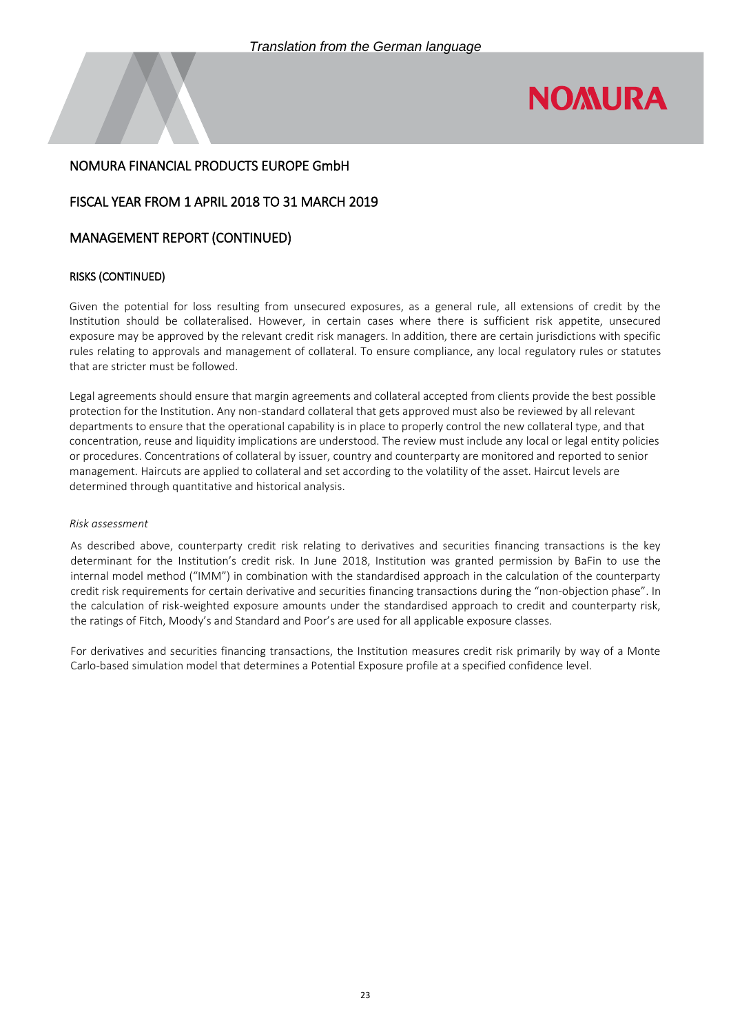## NOMURA FINANCIAL PRODUCTS EUROPE GmbH

## FISCAL YEAR FROM 1 APRIL 2018 TO 31 MARCH 2019

## MANAGEMENT REPORT (CONTINUED)

### RISKS (CONTINUED)

Given the potential for loss resulting from unsecured exposures, as a general rule, all extensions of credit by the Institution should be collateralised. However, in certain cases where there is sufficient risk appetite, unsecured exposure may be approved by the relevant credit risk managers. In addition, there are certain jurisdictions with specific rules relating to approvals and management of collateral. To ensure compliance, any local regulatory rules or statutes that are stricter must be followed.

Legal agreements should ensure that margin agreements and collateral accepted from clients provide the best possible protection for the Institution. Any non-standard collateral that gets approved must also be reviewed by all relevant departments to ensure that the operational capability is in place to properly control the new collateral type, and that concentration, reuse and liquidity implications are understood. The review must include any local or legal entity policies or procedures. Concentrations of collateral by issuer, country and counterparty are monitored and reported to senior management. Haircuts are applied to collateral and set according to the volatility of the asset. Haircut levels are determined through quantitative and historical analysis.

*Risk assessment*

As described above, counterparty credit risk relating to derivatives and securities financing transactions is the key determinant for the Institution's credit risk. In June 2018, Institution was granted permission by BaFin to use the internal model method ("IMM") in combination with the standardised approach in the calculation of the counterparty credit risk requirements for certain derivative and securities financing transactions during the "non-objection phase". In the calculation of risk-weighted exposure amounts under the standardised approach to credit and counterparty risk, the ratings of Fitch, Moody's and Standard and Poor's are used for all applicable exposure classes.

For derivatives and securities financing transactions, the Institution measures credit risk primarily by way of a Monte Carlo-based simulation model that determines a Potential Exposure profile at a specified confidence level.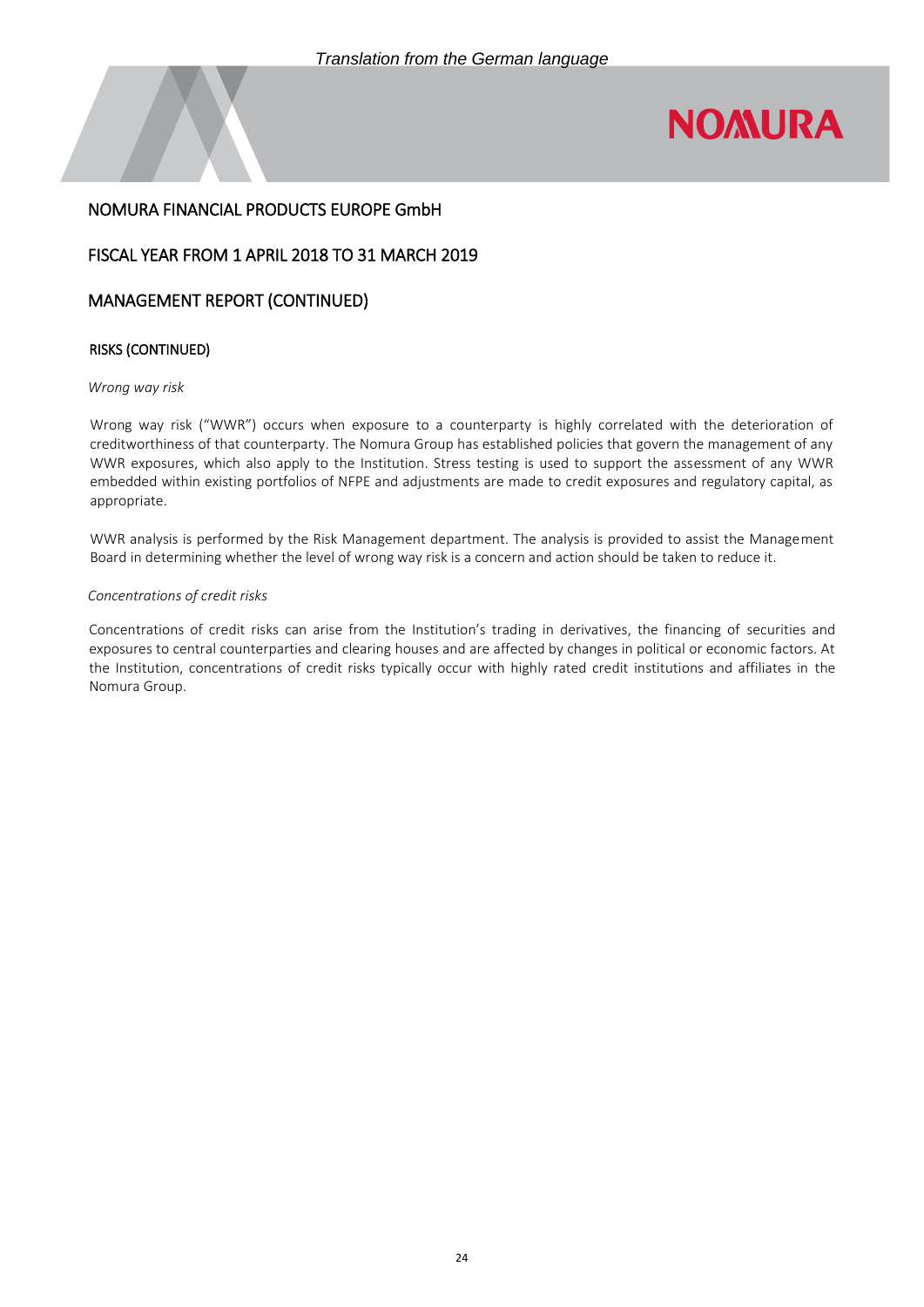## NOMURA FINANCIAL PRODUCTS EUROPE GmbH

## FISCAL YEAR FROM 1 APRIL 2018 TO 31 MARCH 2019

## MANAGEMENT REPORT (CONTINUED)

### RISKS (CONTINUED)

*Wrong way risk*

Wrong way risk ("WWR") occurs when exposure to a counterparty is highly correlated with the deterioration of creditworthiness of that counterparty. The Nomura Group has established policies that govern the management of any WWR exposures, which also apply to the Institution. Stress testing is used to support the assessment of any WWR embedded within existing portfolios of NFPE and adjustments are made to credit exposures and regulatory capital, as appropriate.

WWR analysis is performed by the Risk Management department. The analysis is provided to assist the Management Board in determining whether the level of wrong way risk is a concern and action should be taken to reduce it.

*Concentrations of credit risks*

Concentrations of credit risks can arise from the Institution's trading in derivatives, the financing of securities and exposures to central counterparties and clearing houses and are affected by changes in political or economic factors. At the Institution, concentrations of credit risks typically occur with highly rated credit institutions and affiliates in the Nomura Group.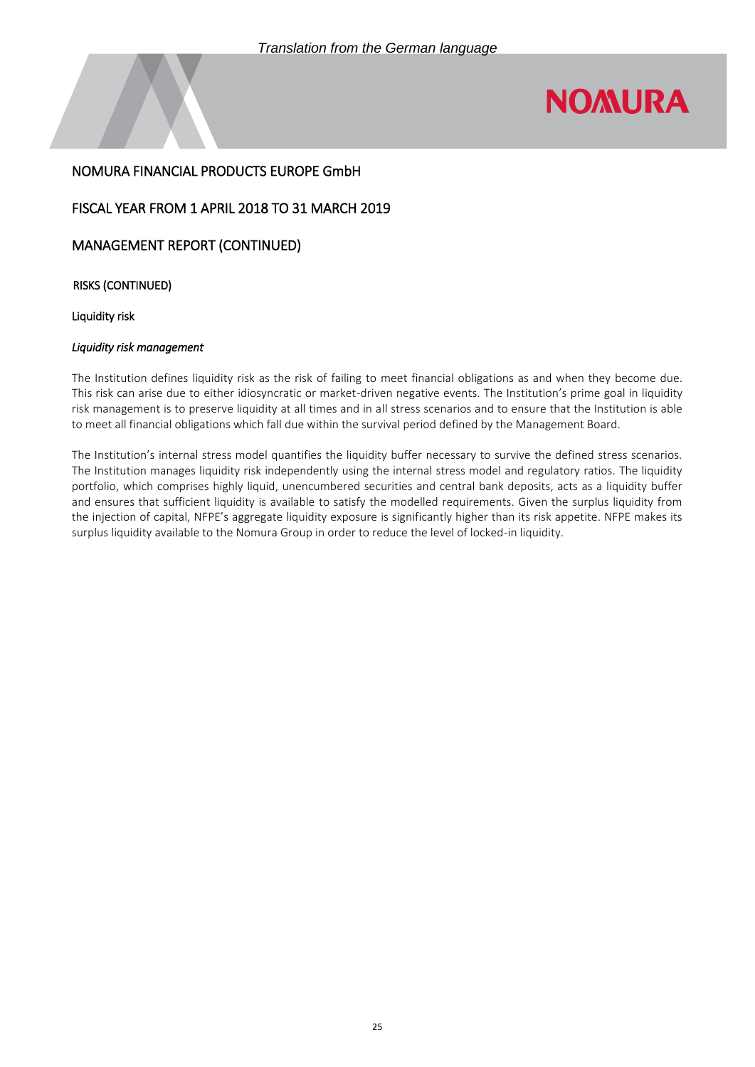NOMURA FINANCIAL PRODUCTS EUROPE GmbH

FISCAL YEAR FROM 1 APRIL 2018 TO 31 MARCH 2019

MANAGEMENT REPORT (CONTINUED)

RISKS (CONTINUED)

Liquidity risk

*Liquidity risk management*

The Institution defines liquidity risk as the risk of failing to meet financial obligations as and when they become due. This risk can arise due to either idiosyncratic or market-driven negative events. The Institution's prime goal in liquidity risk management is to preserve liquidity at all times and in all stress scenarios and to ensure that the Institution is able to meet all financial obligations which fall due within the survival period defined by the Management Board.

The Institution's internal stress model quantifies the liquidity buffer necessary to survive the defined stress scenarios. The Institution manages liquidity risk independently using the internal stress model and regulatory ratios. The liquidity portfolio, which comprises highly liquid, unencumbered securities and central bank deposits, acts as a liquidity buffer and ensures that sufficient liquidity is available to satisfy the modelled requirements. Given the surplus liquidity from the injection of capital, NFPE's aggregate liquidity exposure is significantly higher than its risk appetite. NFPE makes its surplus liquidity available to the Nomura Group in order to reduce the level of locked-in liquidity.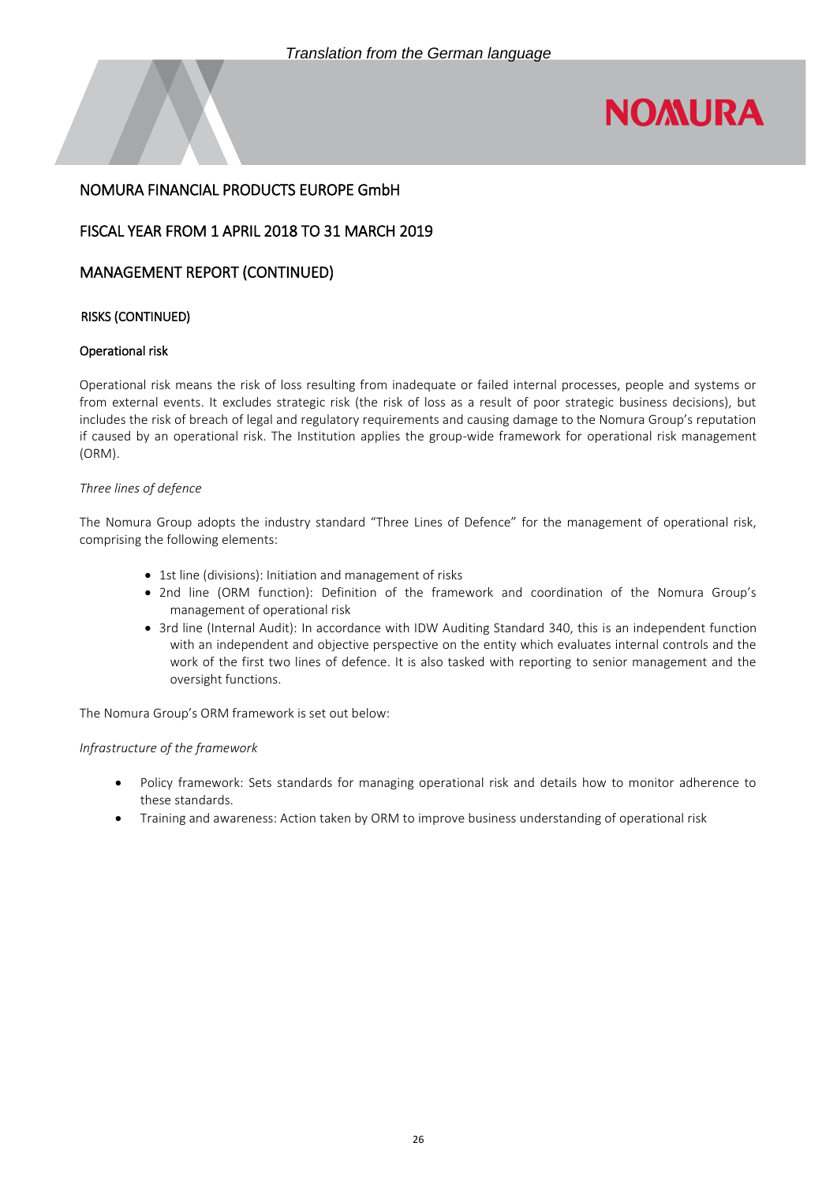NOMURA FINANCIAL PRODUCTS EUROPE GmbH

FISCAL YEAR FROM 1 APRIL 2018 TO 31 MARCH 2019

MANAGEMENT REPORT (CONTINUED)

RISKS (CONTINUED)

## Operational risk

Operational risk means the risk of loss resulting from inadequate or failed internal processes, people and systems or from external events. It excludes strategic risk (the risk of loss as a result of poor strategic business decisions), but includes the risk of breach of legal and regulatory requirements and causing damage to the Nomura Group's reputation if caused by an operational risk. The Institution applies the group-wide framework for operational risk management (ORM).

*Three lines of defence*

The Nomura Group adopts the industry standard "Three Lines of Defence" for the management of operational risk, comprising the following elements:

- 1st line (divisions): Initiation and management of risks
- 2nd line (ORM function): Definition of the framework and coordination of the Nomura Group's management of operational risk
- 3rd line (Internal Audit): In accordance with IDW Auditing Standard 340, this is an independent function with an independent and objective perspective on the entity which evaluates internal controls and the work of the first two lines of defence. It is also tasked with reporting to senior management and the oversight functions.

The Nomura Group's ORM framework is set out below:

*Infrastructure of the framework*

- Policy framework: Sets standards for managing operational risk and details how to monitor adherence to these standards.
- Training and awareness: Action taken by ORM to improve business understanding of operational risk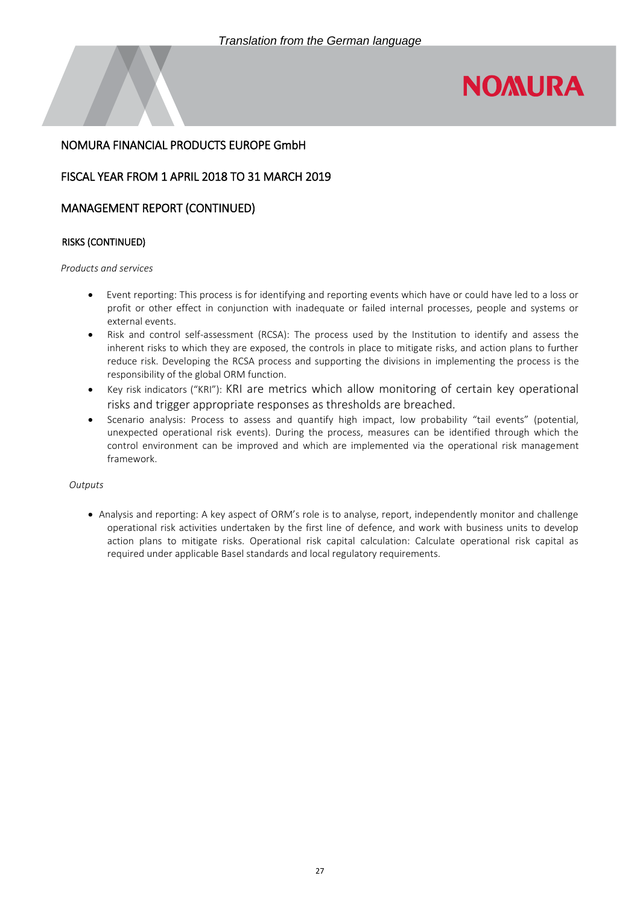NOMURA FINANCIAL PRODUCTS EUROPE GmbH

FISCAL YEAR FROM 1 APRIL 2018 TO 31 MARCH 2019

MANAGEMENT REPORT (CONTINUED)

## RISKS (CONTINUED)

*Products and services*

- Event reporting: This process is for identifying and reporting events which have or could have led to a loss or profit or other effect in conjunction with inadequate or failed internal processes, people and systems or external events.
- Risk and control self-assessment (RCSA): The process used by the Institution to identify and assess the inherent risks to which they are exposed, the controls in place to mitigate risks, and action plans to further reduce risk. Developing the RCSA process and supporting the divisions in implementing the process is the responsibility of the global ORM function.
- Key risk indicators ("KRI"): KRI are metrics which allow monitoring of certain key operational risks and trigger appropriate responses as thresholds are breached.
- Scenario analysis: Process to assess and quantify high impact, low probability "tail events" (potential, unexpected operational risk events). During the process, measures can be identified through which the control environment can be improved and which are implemented via the operational risk management framework.

*Outputs*

- Analysis and reporting: A key aspect of ORM's role is to analyse, report, independently monitor and challenge operational risk activities undertaken by the first line of defence, and work with business units to develop action plans to mitigate risks. Operational risk capital calculation: Calculate operational risk capital as required under applicable Basel standards and local regulatory requirements.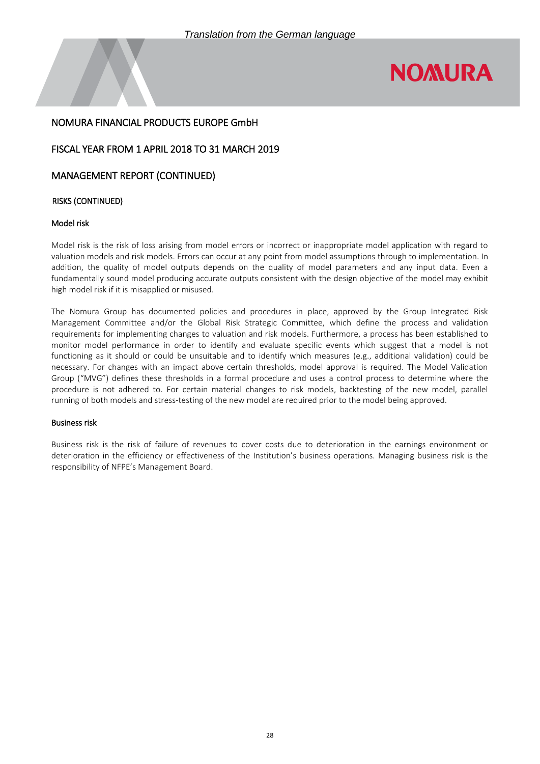## RISKS (CONTINUED)

### Model risk

Model risk is the risk of loss arising from model errors or incorrect or inappropriate model application with regard to valuation models and risk models. Errors can occur at any point from model assumptions through to implementation. In addition, the quality of model outputs depends on the quality of model parameters and any input data. Even a fundamentally sound model producing accurate outputs consistent with the design objective of the model may exhibit high model risk if it is misapplied or misused.

The Nomura Group has documented policies and procedures in place, approved by the Group Integrated Risk Management Committee and/or the Global Risk Strategic Committee, which define the process and validation requirements for implementing changes to valuation and risk models. Furthermore, a process has been established to monitor model performance in order to identify and evaluate specific events which suggest that a model is not functioning as it should or could be unsuitable and to identify which measures (e.g., additional validation) could be necessary. For changes with an impact above certain thresholds, model approval is required. The Model Validation Group ("MVG") defines these thresholds in a formal procedure and uses a control process to determine where the procedure is not adhered to. For certain material changes to risk models, backtesting of the new model, parallel running of both models and stress-testing of the new model are required prior to the model being approved.

### Business risk

Business risk is the risk of failure of revenues to cover costs due to deterioration in the earnings environment or deterioration in the efficiency or effectiveness of the Institution's business operations. Managing business risk is the responsibility of NFPE's Management Board.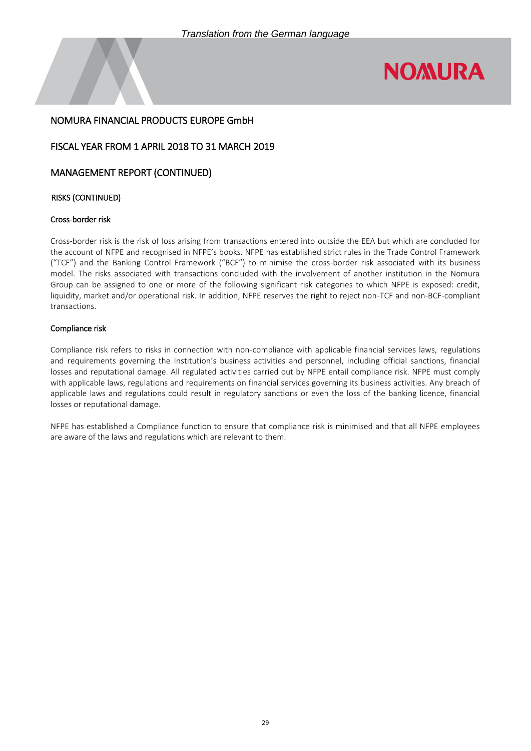## NOMURA FINANCIAL PRODUCTS EUROPE GmbH

## FISCAL YEAR FROM 1 APRIL 2018 TO 31 MARCH 2019

## MANAGEMENT REPORT (CONTINUED)

### RISKS (CONTINUED)

#### Cross-border risk

Cross-border risk is the risk of loss arising from transactions entered into outside the EEA but which are concluded for the account of NFPE and recognised in NFPE's books. NFPE has established strict rules in the Trade Control Framework ("TCF") and the Banking Control Framework ("BCF") to minimise the cross-border risk associated with its business model. The risks associated with transactions concluded with the involvement of another institution in the Nomura Group can be assigned to one or more of the following significant risk categories to which NFPE is exposed: credit, liquidity, market and/or operational risk. In addition, NFPE reserves the right to reject non-TCF and non-BCF-compliant transactions.

#### Compliance risk

Compliance risk refers to risks in connection with non-compliance with applicable financial services laws, regulations and requirements governing the Institution's business activities and personnel, including official sanctions, financial losses and reputational damage. All regulated activities carried out by NFPE entail compliance risk. NFPE must comply with applicable laws, regulations and requirements on financial services governing its business activities. Any breach of applicable laws and regulations could result in regulatory sanctions or even the loss of the banking licence, financial losses or reputational damage.

NFPE has established a Compliance function to ensure that compliance risk is minimised and that all NFPE employees are aware of the laws and regulations which are relevant to them.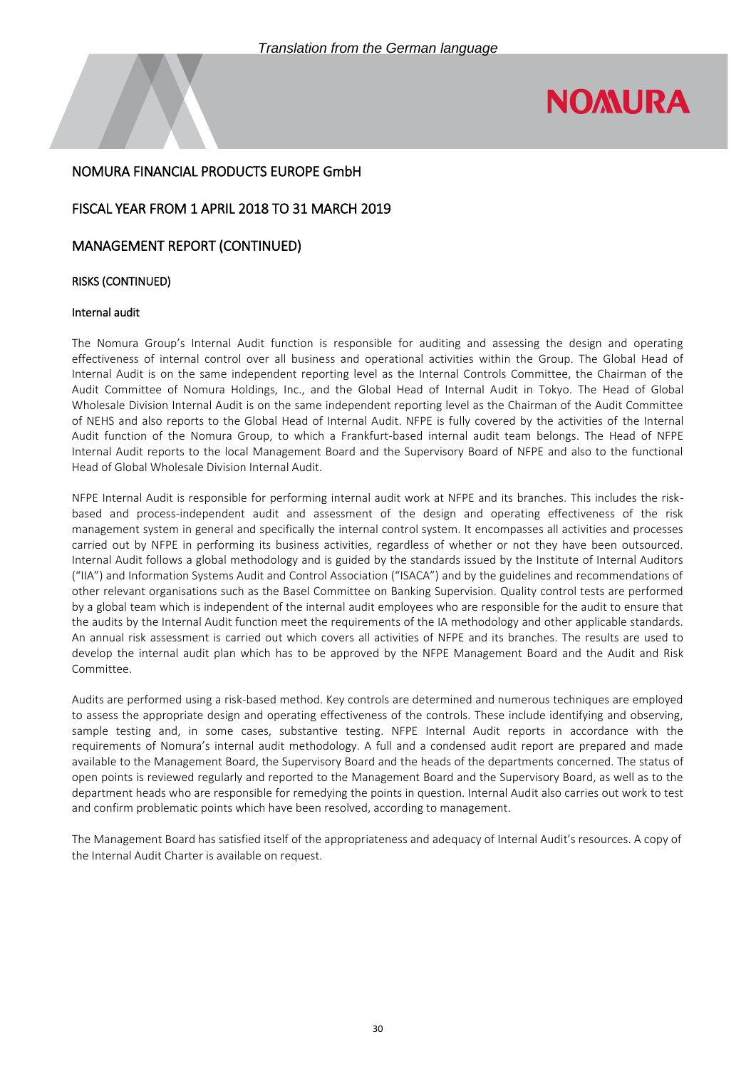*Translation from the German language*

# NOMURA FINANCIAL PRODUCTS EUROPE GmbH

## FISCAL YEAR FROM 1 APRIL 2018 TO 31 MARCH 2019

## MANAGEMENT REPORT (CONTINUED)

### RISKS (CONTINUED)

#### Internal audit

The Nomura Group's Internal Audit function is responsible for auditing and assessing the design and operating effectiveness of internal control over all business and operational activities within the Group. The Global Head of Internal Audit is on the same independent reporting level as the Internal Controls Committee, the Chairman of the Audit Committee of Nomura Holdings, Inc., and the Global Head of Internal Audit in Tokyo. The Head of Global Wholesale Division Internal Audit is on the same independent reporting level as the Chairman of the Audit Committee of NEHS and also reports to the Global Head of Internal Audit. NFPE is fully covered by the activities of the Internal Audit function of the Nomura Group, to which a Frankfurt-based internal audit team belongs. The Head of NFPE Internal Audit reports to the local Management Board and the Supervisory Board of NFPE and also to the functional Head of Global Wholesale Division Internal Audit.

NFPE Internal Audit is responsible for performing internal audit work at NFPE and its branches. This includes the risk-based and process-independent audit and assessment of the design and operating effectiveness of the risk management system in general and specifically the internal control system. It encompasses all activities and processes carried out by NFPE in performing its business activities, regardless of whether or not they have been outsourced. Internal Audit follows a global methodology and is guided by the standards issued by the Institute of Internal Auditors ("IIA") and Information Systems Audit and Control Association ("ISACA") and by the guidelines and recommendations of other relevant organisations such as the Basel Committee on Banking Supervision. Quality control tests are performed by a global team which is independent of the internal audit employees who are responsible for the audit to ensure that the audits by the Internal Audit function meet the requirements of the IA methodology and other applicable standards. An annual risk assessment is carried out which covers all activities of NFPE and its branches. The results are used to develop the internal audit plan which has to be approved by the NFPE Management Board and the Audit and Risk Committee.

Audits are performed using a risk-based method. Key controls are determined and numerous techniques are employed to assess the appropriate design and operating effectiveness of the controls. These include identifying and observing, sample testing and, in some cases, substantive testing. NFPE Internal Audit reports in accordance with the requirements of Nomura's internal audit methodology. A full and a condensed audit report are prepared and made available to the Management Board, the Supervisory Board and the heads of the departments concerned. The status of open points is reviewed regularly and reported to the Management Board and the Supervisory Board, as well as to the department heads who are responsible for remedying the points in question. Internal Audit also carries out work to test and confirm problematic points which have been resolved, according to management.

The Management Board has satisfied itself of the appropriateness and adequacy of Internal Audit's resources. A copy of the Internal Audit Charter is available on request.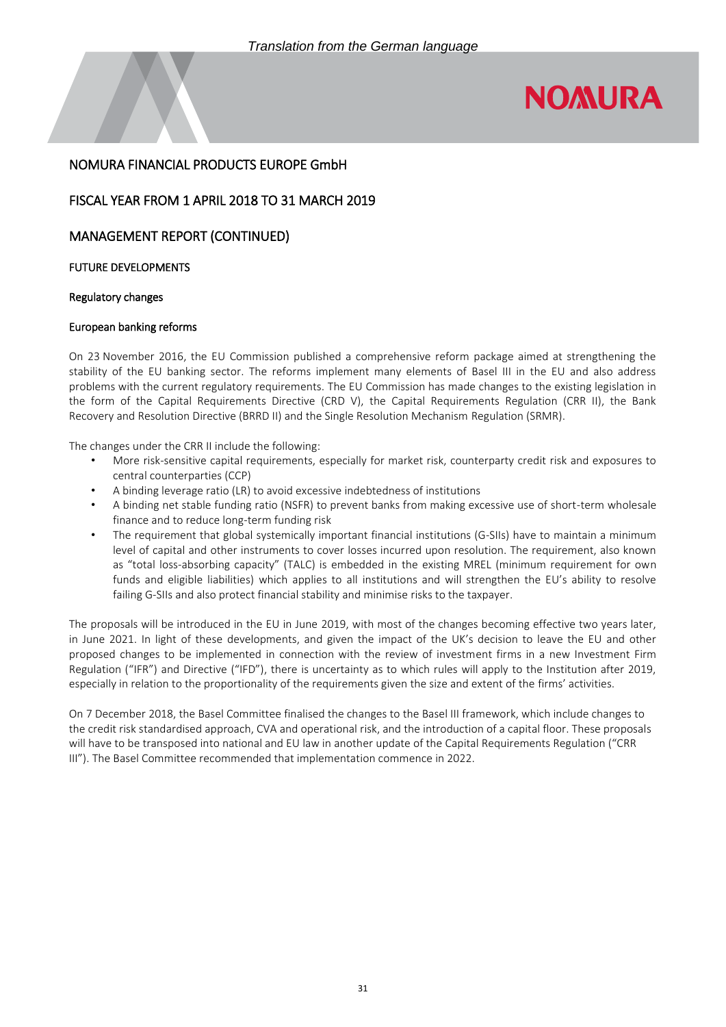# NOMURA FINANCIAL PRODUCTS EUROPE GmbH

## FISCAL YEAR FROM 1 APRIL 2018 TO 31 MARCH 2019

## MANAGEMENT REPORT (CONTINUED)

### FUTURE DEVELOPMENTS

#### Regulatory changes

#### European banking reforms

On 23 November 2016, the EU Commission published a comprehensive reform package aimed at strengthening the stability of the EU banking sector. The reforms implement many elements of Basel III in the EU and also address problems with the current regulatory requirements. The EU Commission has made changes to the existing legislation in the form of the Capital Requirements Directive (CRD V), the Capital Requirements Regulation (CRR II), the Bank Recovery and Resolution Directive (BRRD II) and the Single Resolution Mechanism Regulation (SRMR).

The changes under the CRR II include the following:

- More risk-sensitive capital requirements, especially for market risk, counterparty credit risk and exposures to central counterparties (CCP)
- A binding leverage ratio (LR) to avoid excessive indebtedness of institutions
- A binding net stable funding ratio (NSFR) to prevent banks from making excessive use of short-term wholesale finance and to reduce long-term funding risk
- The requirement that global systemically important financial institutions (G-SIIs) have to maintain a minimum level of capital and other instruments to cover losses incurred upon resolution. The requirement, also known as "total loss-absorbing capacity" (TALC) is embedded in the existing MREL (minimum requirement for own funds and eligible liabilities) which applies to all institutions and will strengthen the EU's ability to resolve failing G-SIIs and also protect financial stability and minimise risks to the taxpayer.

The proposals will be introduced in the EU in June 2019, with most of the changes becoming effective two years later, in June 2021. In light of these developments, and given the impact of the UK's decision to leave the EU and other proposed changes to be implemented in connection with the review of investment firms in a new Investment Firm Regulation ("IFR") and Directive ("IFD"), there is uncertainty as to which rules will apply to the Institution after 2019, especially in relation to the proportionality of the requirements given the size and extent of the firms' activities.

On 7 December 2018, the Basel Committee finalised the changes to the Basel III framework, which include changes to the credit risk standardised approach, CVA and operational risk, and the introduction of a capital floor. These proposals will have to be transposed into national and EU law in another update of the Capital Requirements Regulation ("CRR III"). The Basel Committee recommended that implementation commence in 2022.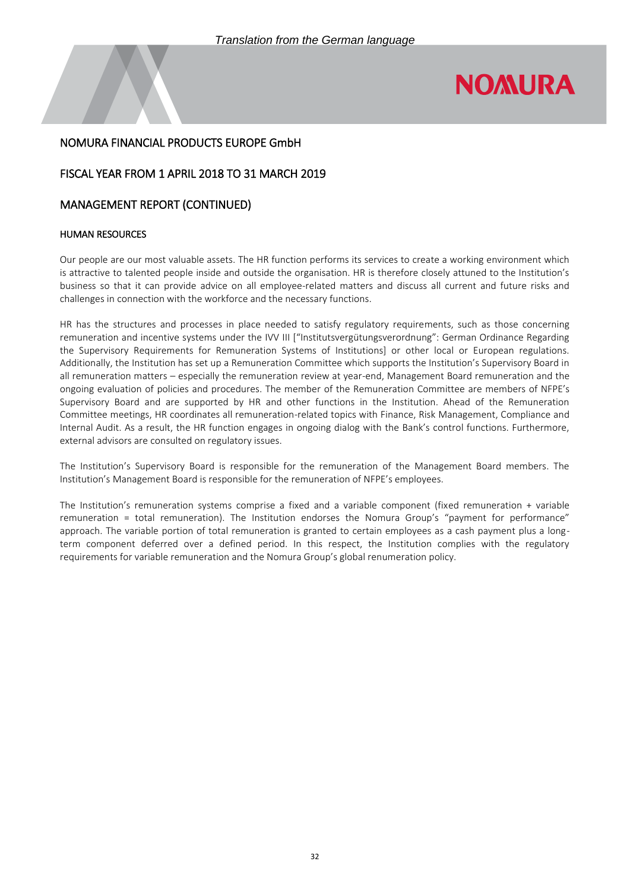*Translation from the German language*

NOMURA FINANCIAL PRODUCTS EUROPE GmbH

FISCAL YEAR FROM 1 APRIL 2018 TO 31 MARCH 2019

MANAGEMENT REPORT (CONTINUED)

## HUMAN RESOURCES

Our people are our most valuable assets. The HR function performs its services to create a working environment which is attractive to talented people inside and outside the organisation. HR is therefore closely attuned to the Institution's business so that it can provide advice on all employee-related matters and discuss all current and future risks and challenges in connection with the workforce and the necessary functions.

HR has the structures and processes in place needed to satisfy regulatory requirements, such as those concerning remuneration and incentive systems under the IVV III ["Institutsvergütungsverordnung": German Ordinance Regarding the Supervisory Requirements for Remuneration Systems of Institutions] or other local or European regulations. Additionally, the Institution has set up a Remuneration Committee which supports the Institution's Supervisory Board in all remuneration matters – especially the remuneration review at year-end, Management Board remuneration and the ongoing evaluation of policies and procedures. The member of the Remuneration Committee are members of NFPE's Supervisory Board and are supported by HR and other functions in the Institution. Ahead of the Remuneration Committee meetings, HR coordinates all remuneration-related topics with Finance, Risk Management, Compliance and Internal Audit. As a result, the HR function engages in ongoing dialog with the Bank's control functions. Furthermore, external advisors are consulted on regulatory issues.

The Institution's Supervisory Board is responsible for the remuneration of the Management Board members. The Institution's Management Board is responsible for the remuneration of NFPE's employees.

The Institution's remuneration systems comprise a fixed and a variable component (fixed remuneration + variable remuneration = total remuneration). The Institution endorses the Nomura Group's "payment for performance" approach. The variable portion of total remuneration is granted to certain employees as a cash payment plus a long-term component deferred over a defined period. In this respect, the Institution complies with the regulatory requirements for variable remuneration and the Nomura Group's global renumeration policy.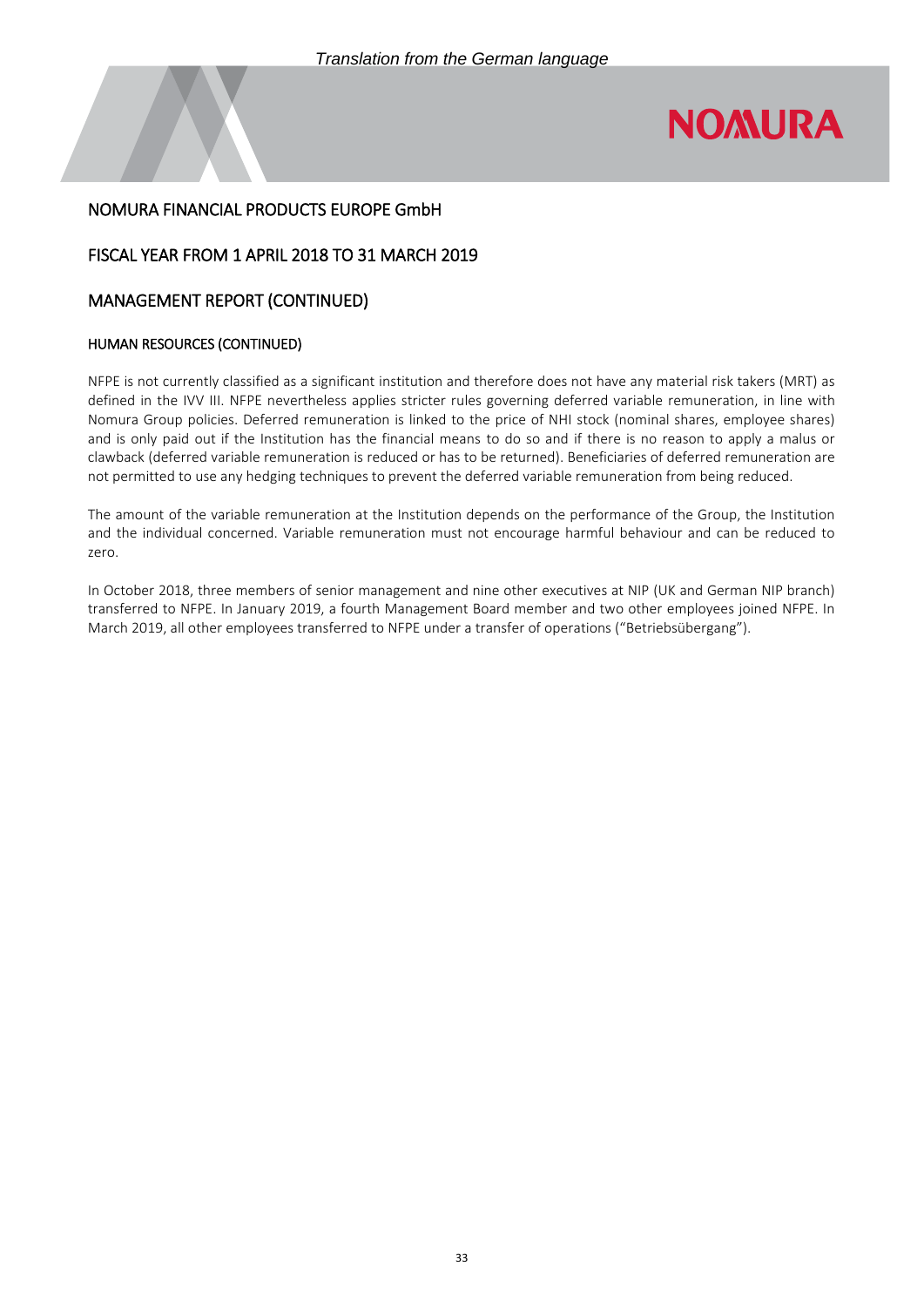*Translation from the German language*

# NOMURA FINANCIAL PRODUCTS EUROPE GmbH

## FISCAL YEAR FROM 1 APRIL 2018 TO 31 MARCH 2019

## MANAGEMENT REPORT (CONTINUED)

### HUMAN RESOURCES (CONTINUED)

NFPE is not currently classified as a significant institution and therefore does not have any material risk takers (MRT) as defined in the IVV III. NFPE nevertheless applies stricter rules governing deferred variable remuneration, in line with Nomura Group policies. Deferred remuneration is linked to the price of NHI stock (nominal shares, employee shares) and is only paid out if the Institution has the financial means to do so and if there is no reason to apply a malus or clawback (deferred variable remuneration is reduced or has to be returned). Beneficiaries of deferred remuneration are not permitted to use any hedging techniques to prevent the deferred variable remuneration from being reduced.

The amount of the variable remuneration at the Institution depends on the performance of the Group, the Institution and the individual concerned. Variable remuneration must not encourage harmful behaviour and can be reduced to zero.

In October 2018, three members of senior management and nine other executives at NIP (UK and German NIP branch) transferred to NFPE. In January 2019, a fourth Management Board member and two other employees joined NFPE. In March 2019, all other employees transferred to NFPE under a transfer of operations ("Betriebsübergang").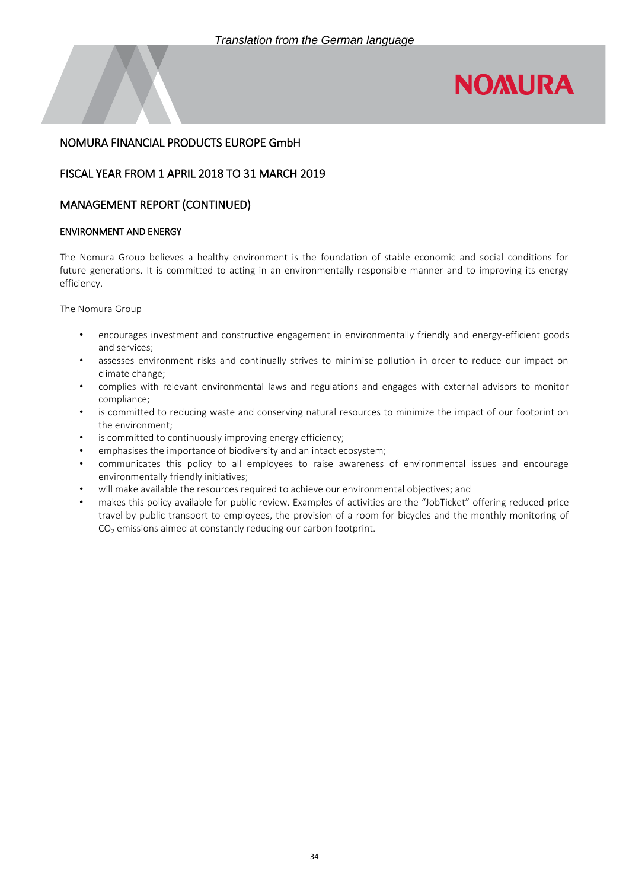*Translation from the German language*

## NOMURA FINANCIAL PRODUCTS EUROPE GmbH

## FISCAL YEAR FROM 1 APRIL 2018 TO 31 MARCH 2019

## MANAGEMENT REPORT (CONTINUED)

### ENVIRONMENT AND ENERGY

The Nomura Group believes a healthy environment is the foundation of stable economic and social conditions for future generations. It is committed to acting in an environmentally responsible manner and to improving its energy efficiency.

The Nomura Group

- encourages investment and constructive engagement in environmentally friendly and energy-efficient goods and services;
- assesses environment risks and continually strives to minimise pollution in order to reduce our impact on climate change;
- complies with relevant environmental laws and regulations and engages with external advisors to monitor compliance;
- is committed to reducing waste and conserving natural resources to minimize the impact of our footprint on the environment;
- is committed to continuously improving energy efficiency;
- emphasises the importance of biodiversity and an intact ecosystem;
- communicates this policy to all employees to raise awareness of environmental issues and encourage environmentally friendly initiatives;
- will make available the resources required to achieve our environmental objectives; and
- makes this policy available for public review. Examples of activities are the "JobTicket" offering reduced-price travel by public transport to employees, the provision of a room for bicycles and the monthly monitoring of $CO_2$ emissions aimed at constantly reducing our carbon footprint.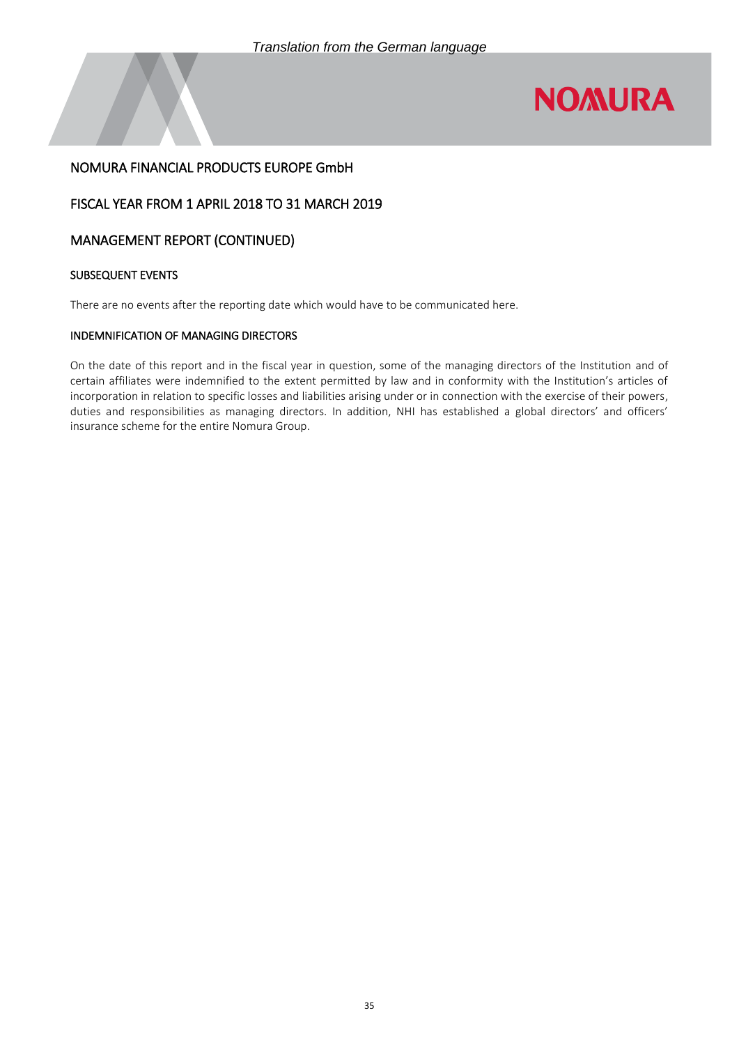*Translation from the German language*

## NOMURA FINANCIAL PRODUCTS EUROPE GmbH

## FISCAL YEAR FROM 1 APRIL 2018 TO 31 MARCH 2019

## MANAGEMENT REPORT (CONTINUED)

### SUBSEQUENT EVENTS

There are no events after the reporting date which would have to be communicated here.

### INDEMNIFICATION OF MANAGING DIRECTORS

On the date of this report and in the fiscal year in question, some of the managing directors of the Institution and of certain affiliates were indemnified to the extent permitted by law and in conformity with the Institution's articles of incorporation in relation to specific losses and liabilities arising under or in connection with the exercise of their powers, duties and responsibilities as managing directors. In addition, NHI has established a global directors' and officers' insurance scheme for the entire Nomura Group.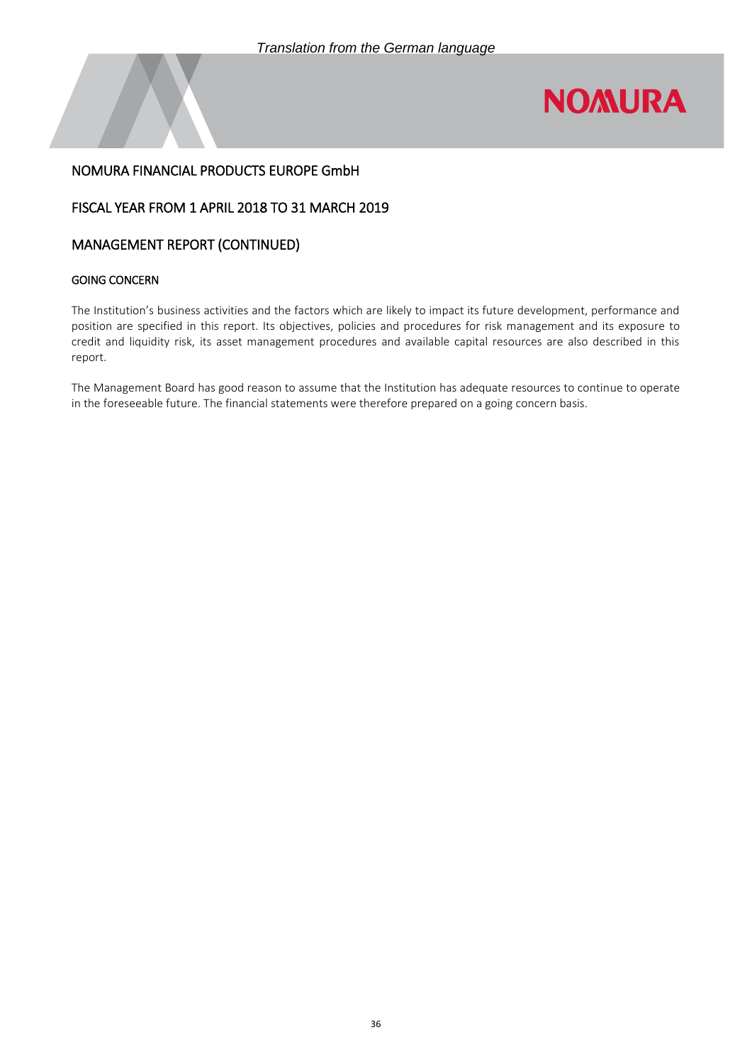# NOMURA FINANCIAL PRODUCTS EUROPE GmbH

## FISCAL YEAR FROM 1 APRIL 2018 TO 31 MARCH 2019

## MANAGEMENT REPORT (CONTINUED)

### GOING CONCERN

The Institution's business activities and the factors which are likely to impact its future development, performance and position are specified in this report. Its objectives, policies and procedures for risk management and its exposure to credit and liquidity risk, its asset management procedures and available capital resources are also described in this report.

The Management Board has good reason to assume that the Institution has adequate resources to continue to operate in the foreseeable future. The financial statements were therefore prepared on a going concern basis.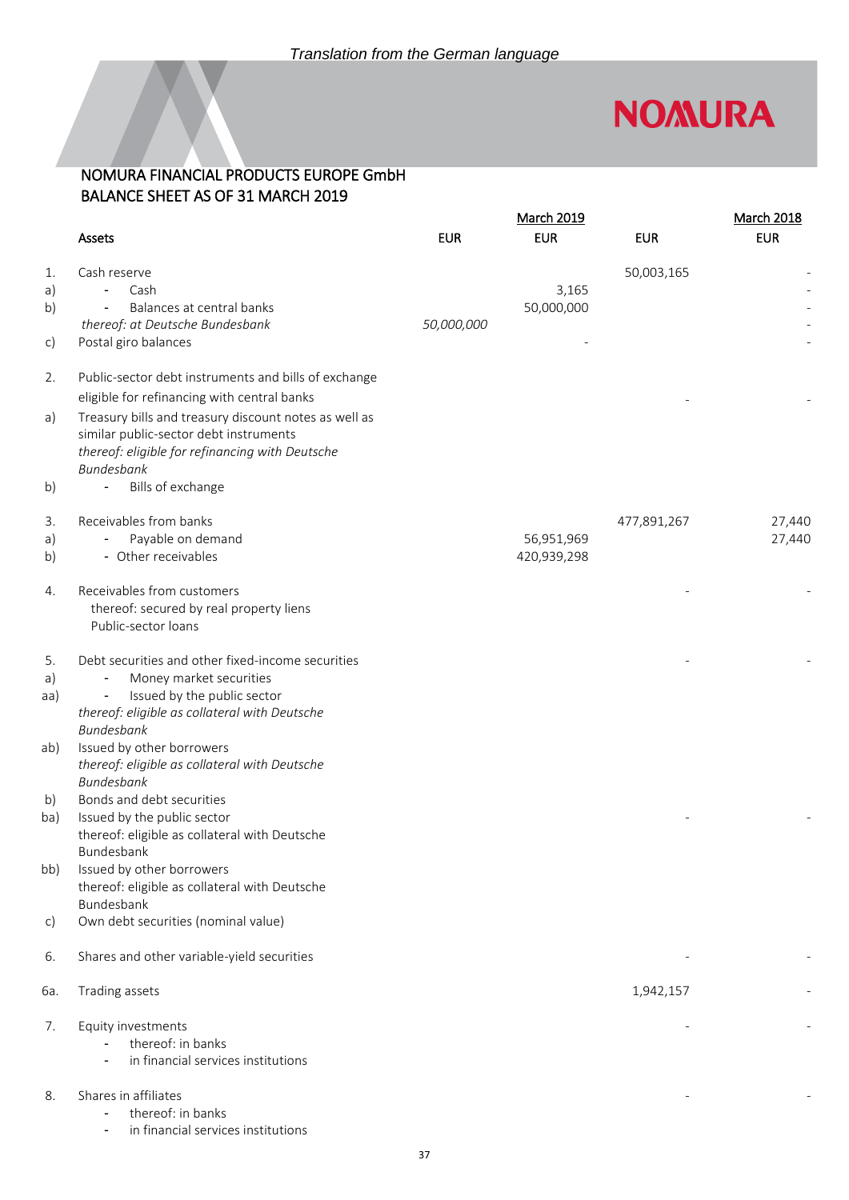*Translation from the German language*

## NOMURA FINANCIAL PRODUCTS EUROPE GmbH
## BALANCE SHEET AS OF 31 MARCH 2019

| | Assets | EUR | March 2019 EUR | EUR | March 2018 EUR |
|---|---|---|---|---|---|
| 1. | Cash reserve | | | 50,003,165 | - |
| a) | - Cash | | 3,165 | | - |
| b) | - Balances at central banks | | 50,000,000 | | - |
| | *thereof: at Deutsche Bundesbank* | *50,000,000* | | | - |
| c) | Postal giro balances | | - | | - |
| 2. | Public-sector debt instruments and bills of exchange eligible for refinancing with central banks | | | - | - |
| a) | Treasury bills and treasury discount notes as well as similar public-sector debt instruments | | | | |
| | *thereof: eligible for refinancing with Deutsche Bundesbank* | | | | |
| b) | - Bills of exchange | | | | |
| 3. | Receivables from banks | | | 477,891,267 | 27,440 |
| a) | - Payable on demand | | 56,951,969 | | 27,440 |
| b) | - Other receivables | | 420,939,298 | | |
| 4. | Receivables from customers | | | - | - |
| | thereof: secured by real property liens | | | | |
| | Public-sector loans | | | | |
| 5. | Debt securities and other fixed-income securities | | | - | - |
| a) | - Money market securities | | | | |
| aa) | - Issued by the public sector | | | | |
| | *thereof: eligible as collateral with Deutsche Bundesbank* | | | | |
| ab) | Issued by other borrowers | | | | |
| | *thereof: eligible as collateral with Deutsche Bundesbank* | | | | |
| b) | Bonds and debt securities | | | | |
| ba) | Issued by the public sector | | | - | - |
| | thereof: eligible as collateral with Deutsche Bundesbank | | | | |
| bb) | Issued by other borrowers | | | | |
| | thereof: eligible as collateral with Deutsche Bundesbank | | | | |
| c) | Own debt securities (nominal value) | | | | |
| 6. | Shares and other variable-yield securities | | | - | - |
| 6a. | Trading assets | | | 1,942,157 | - |
| 7. | Equity investments | | | - | - |
| | - thereof: in banks | | | | |
| | - in financial services institutions | | | | |
| 8. | Shares in affiliates | | | - | - |
| | - thereof: in banks | | | | |
| | - in financial services institutions | | | | |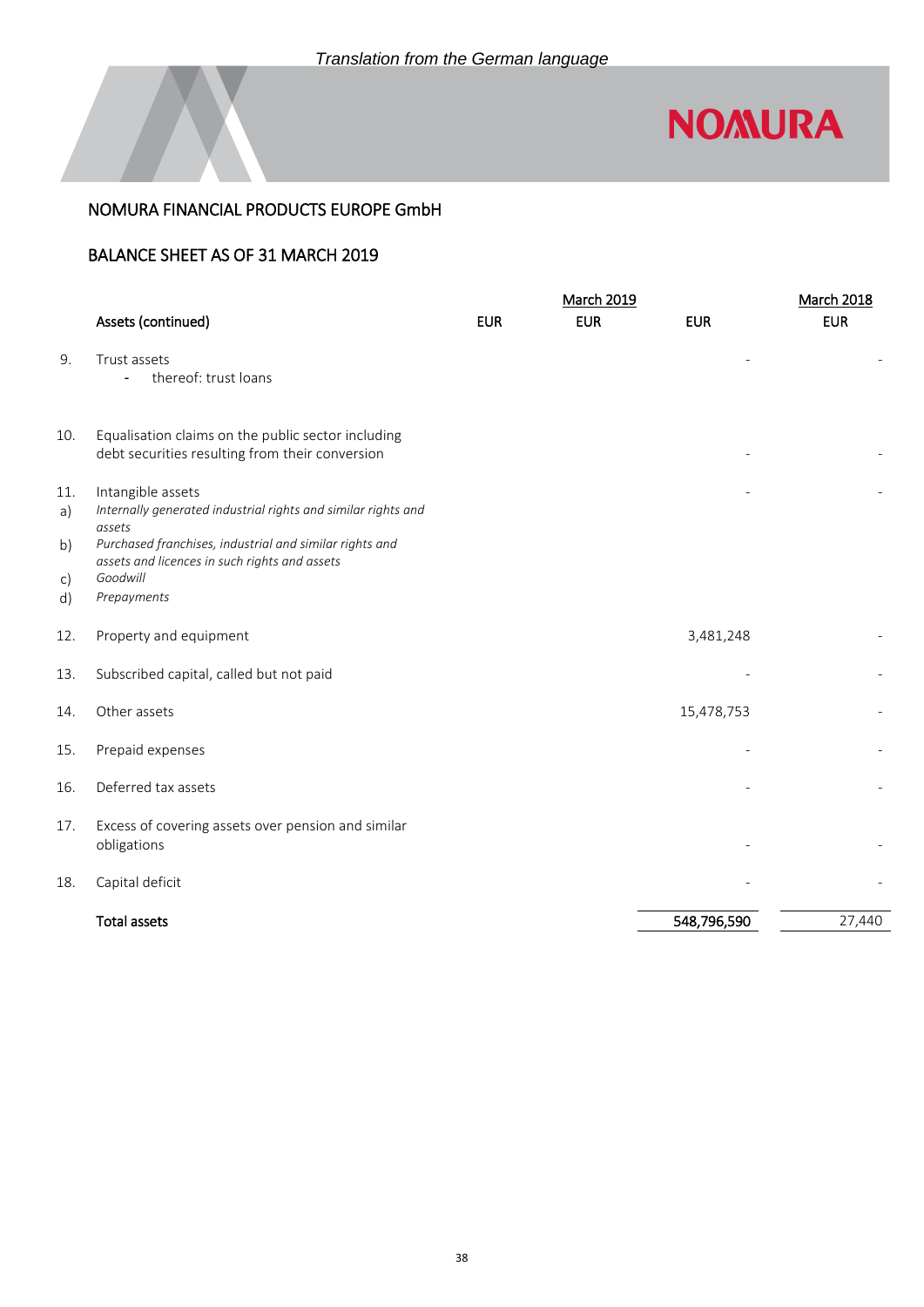*Translation from the German language*

NOMURA FINANCIAL PRODUCTS EUROPE GmbH

## BALANCE SHEET AS OF 31 MARCH 2019

| | | | March 2019 | | March 2018 |
|---|---|---|---|---|---|
| | **Assets (continued)** | **EUR** | **EUR** | **EUR** | **EUR** |
| 9. | Trust assets<br>- thereof: trust loans | | | - | - |
| 10. | Equalisation claims on the public sector including debt securities resulting from their conversion | | | - | - |
| 11. | Intangible assets | | | - | - |
| a) | *Internally generated industrial rights and similar rights and assets* | | | | |
| b) | *Purchased franchises, industrial and similar rights and assets and licences in such rights and assets* | | | | |
| c) | *Goodwill* | | | | |
| d) | *Prepayments* | | | | |
| 12. | Property and equipment | | | 3,481,248 | - |
| 13. | Subscribed capital, called but not paid | | | - | - |
| 14. | Other assets | | | 15,478,753 | - |
| 15. | Prepaid expenses | | | - | - |
| 16. | Deferred tax assets | | | - | - |
| 17. | Excess of covering assets over pension and similar obligations | | | - | - |
| 18. | Capital deficit | | | - | - |
| | **Total assets** | | | **548,796,590** | 27,440 |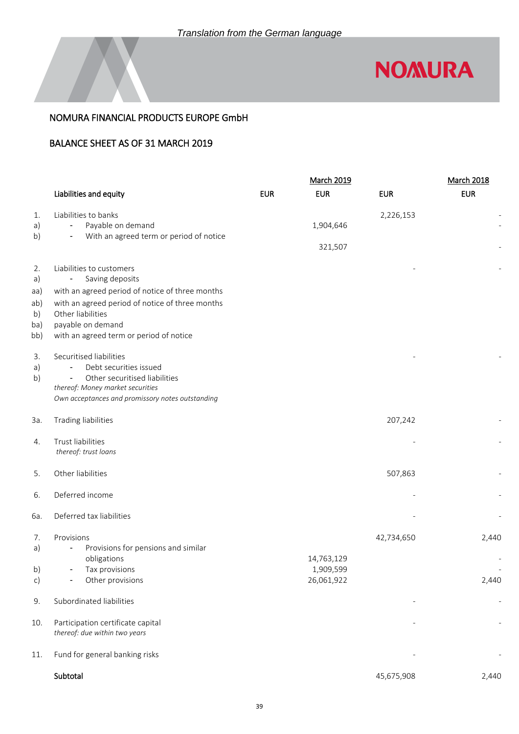Translation from the German language

## NOMURA FINANCIAL PRODUCTS EUROPE GmbH

## BALANCE SHEET AS OF 31 MARCH 2019

| | | | March 2019 | | March 2018 |
|---|---|---|---|---|---|
| | **Liabilities and equity** | **EUR** | **EUR** | **EUR** | **EUR** |
| 1. | Liabilities to banks | | | 2,226,153 | - |
| a) | - Payable on demand | | 1,904,646 | | - |
| b) | - With an agreed term or period of notice | | 321,507 | | - |
| 2. | Liabilities to customers | | | - | - |
| a) | - Saving deposits | | | | |
| aa) | with an agreed period of notice of three months | | | | |
| ab) | with an agreed period of notice of three months | | | | |
| b) | Other liabilities | | | | |
| ba) | payable on demand | | | | |
| bb) | with an agreed term or period of notice | | | | |
| 3. | Securitised liabilities | | | - | - |
| a) | - Debt securities issued | | | | |
| b) | - Other securitised liabilities | | | | |
| | *thereof: Money market securities* | | | | |
| | *Own acceptances and promissory notes outstanding* | | | | |
| 3a. | Trading liabilities | | | 207,242 | - |
| 4. | Trust liabilities | | | - | - |
| | *thereof: trust loans* | | | | |
| 5. | Other liabilities | | | 507,863 | - |
| 6. | Deferred income | | | - | - |
| 6a. | Deferred tax liabilities | | | - | - |
| 7. | Provisions | | | 42,734,650 | 2,440 |
| a) | - Provisions for pensions and similar obligations | | 14,763,129 | | - |
| b) | - Tax provisions | | 1,909,599 | | - |
| c) | - Other provisions | | 26,061,922 | | 2,440 |
| 9. | Subordinated liabilities | | | - | - |
| 10. | Participation certificate capital | | | - | - |
| | *thereof: due within two years* | | | | |
| 11. | Fund for general banking risks | | | - | - |
| | **Subtotal** | | | 45,675,908 | 2,440 |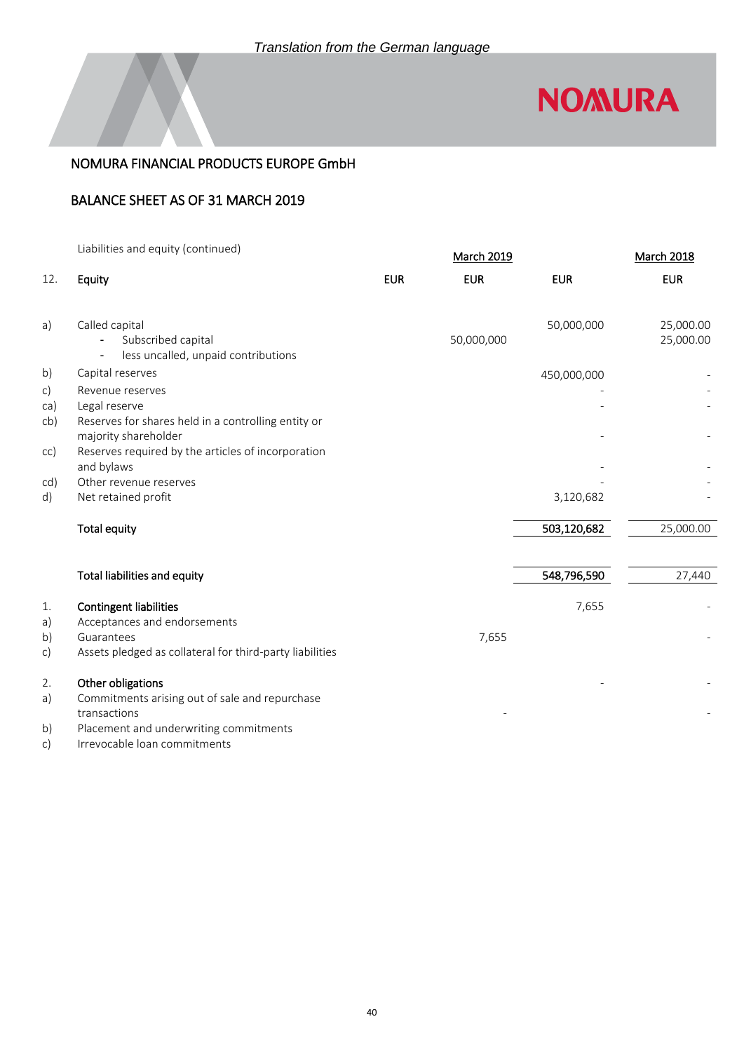*Translation from the German language*

NOMURA FINANCIAL PRODUCTS EUROPE GmbH

BALANCE SHEET AS OF 31 MARCH 2019

| | Liabilities and equity (continued) | | March 2019 | | March 2018 |
|---|---|---|---|---|---|
| 12. | **Equity** | EUR | EUR | EUR | EUR |
| a) | Called capital | | | 50,000,000 | 25,000.00 |
| | - Subscribed capital | | 50,000,000 | | 25,000.00 |
| | - less uncalled, unpaid contributions | | | | |
| b) | Capital reserves | | | 450,000,000 | - |
| c) | Revenue reserves | | | - | - |
| ca) | Legal reserve | | | - | - |
| cb) | Reserves for shares held in a controlling entity or majority shareholder | | | - | - |
| cc) | Reserves required by the articles of incorporation and bylaws | | | - | - |
| cd) | Other revenue reserves | | | - | - |
| d) | Net retained profit | | | 3,120,682 | - |
| | **Total equity** | | | **503,120,682** | 25,000.00 |
| | **Total liabilities and equity** | | | **548,796,590** | 27,440 |
| 1. | **Contingent liabilities** | | | 7,655 | - |
| a) | Acceptances and endorsements | | | | |
| b) | Guarantees | | 7,655 | | - |
| c) | Assets pledged as collateral for third-party liabilities | | | | |
| 2. | **Other obligations** | | | - | - |
| a) | Commitments arising out of sale and repurchase transactions | | - | | - |
| b) | Placement and underwriting commitments | | | | |
| c) | Irrevocable loan commitments | | | | |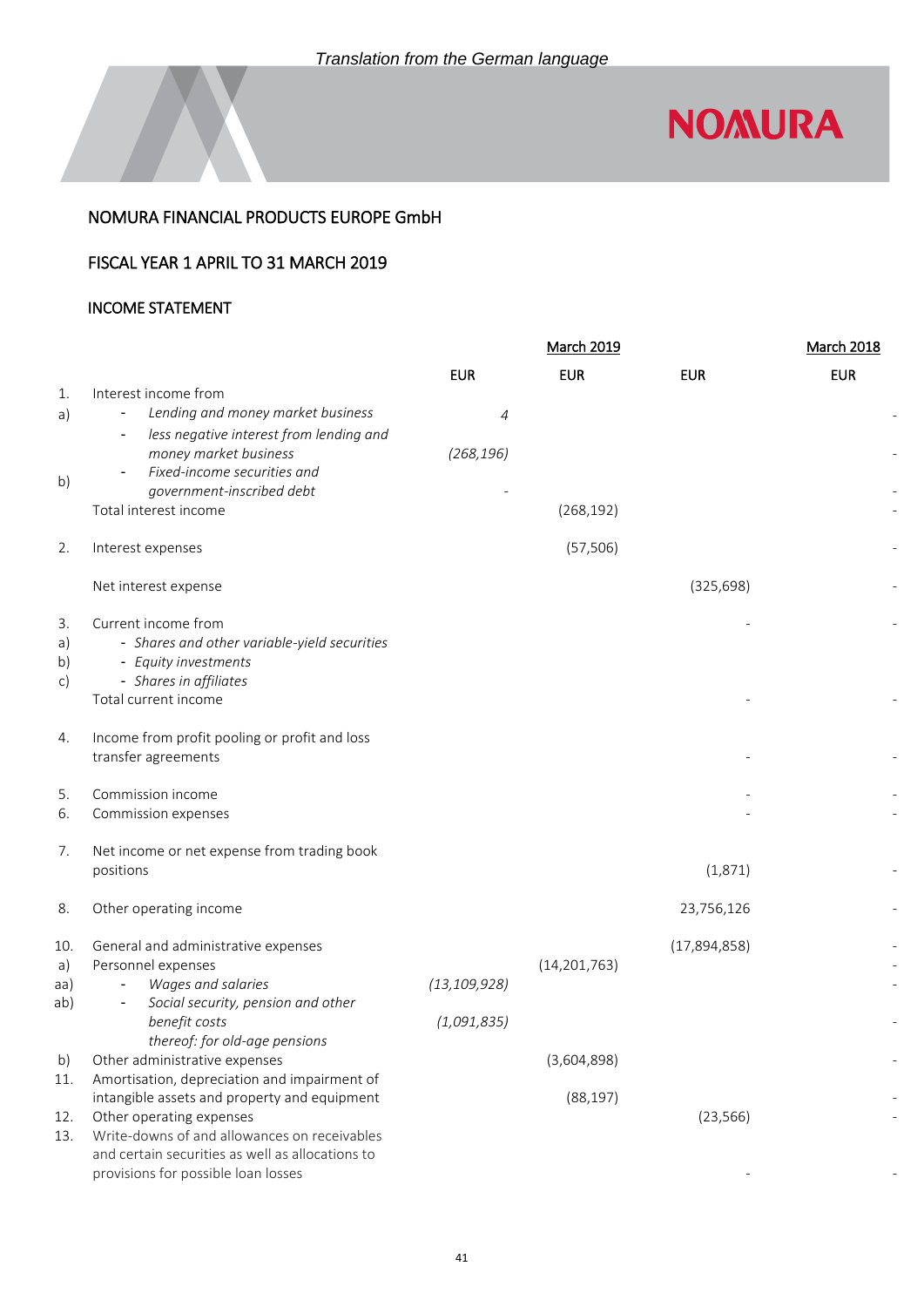*Translation from the German language*

## NOMURA FINANCIAL PRODUCTS EUROPE GmbH

## FISCAL YEAR 1 APRIL TO 31 MARCH 2019

## INCOME STATEMENT

| | | | March 2019 | | March 2018 |
|---|---|---|---|---|---|
| | | EUR | EUR | EUR | EUR |
| 1. | Interest income from | | | | |
| a) | - *Lending and money market business* | *4* | | | - |
| | - *less negative interest from lending and money market business* | *(268,196)* | | | - |
| b) | - *Fixed-income securities and government-inscribed debt* | - | | | - |
| | Total interest income | | (268,192) | | - |
| 2. | Interest expenses | | (57,506) | | - |
| | Net interest expense | | | (325,698) | - |
| 3. | Current income from | | | - | - |
| a) | - *Shares and other variable-yield securities* | | | | |
| b) | - *Equity investments* | | | | |
| c) | - *Shares in affiliates* | | | | |
| | Total current income | | | - | - |
| 4. | Income from profit pooling or profit and loss transfer agreements | | | - | - |
| 5. | Commission income | | | - | - |
| 6. | Commission expenses | | | - | - |
| 7. | Net income or net expense from trading book positions | | | (1,871) | - |
| 8. | Other operating income | | | 23,756,126 | - |
| 10. | General and administrative expenses | | | (17,894,858) | - |
| a) | Personnel expenses | | (14,201,763) | | - |
| aa) | - *Wages and salaries* | *(13,109,928)* | | | - |
| ab) | - *Social security, pension and other benefit costs* | *(1,091,835)* | | | - |
| | *thereof: for old-age pensions* | | | | |
| b) | Other administrative expenses | | (3,604,898) | | - |
| 11. | Amortisation, depreciation and impairment of intangible assets and property and equipment | | (88,197) | | - |
| 12. | Other operating expenses | | | (23,566) | - |
| 13. | Write-downs of and allowances on receivables and certain securities as well as allocations to provisions for possible loan losses | | | - | - |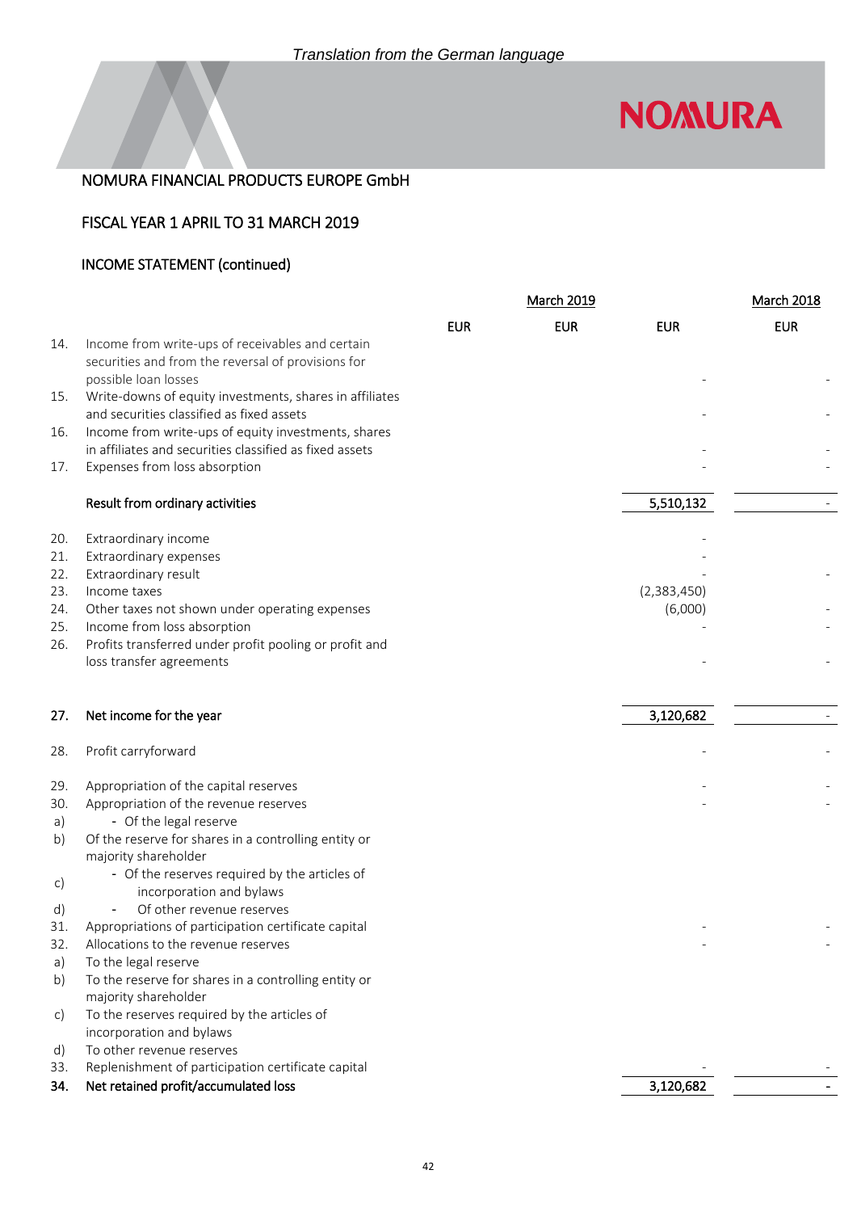*Translation from the German language*

NOMURA FINANCIAL PRODUCTS EUROPE GmbH

## FISCAL YEAR 1 APRIL TO 31 MARCH 2019

### INCOME STATEMENT (continued)

| | | March 2019 | | | March 2018 |
|---|---|---|---|---|---|
| | | EUR | EUR | EUR | EUR |
| 14. | Income from write-ups of receivables and certain securities and from the reversal of provisions for possible loan losses | | | - | - |
| 15. | Write-downs of equity investments, shares in affiliates and securities classified as fixed assets | | | - | - |
| 16. | Income from write-ups of equity investments, shares in affiliates and securities classified as fixed assets | | | - | - |
| 17. | Expenses from loss absorption | | | - | - |
| | **Result from ordinary activities** | | | 5,510,132 | - |
| 20. | Extraordinary income | | | - | |
| 21. | Extraordinary expenses | | | - | |
| 22. | Extraordinary result | | | - | - |
| 23. | Income taxes | | | (2,383,450) | |
| 24. | Other taxes not shown under operating expenses | | | (6,000) | - |
| 25. | Income from loss absorption | | | - | - |
| 26. | Profits transferred under profit pooling or profit and loss transfer agreements | | | - | - |
| **27.** | **Net income for the year** | | | 3,120,682 | - |
| 28. | Profit carryforward | | | - | - |
| 29. | Appropriation of the capital reserves | | | - | - |
| 30. | Appropriation of the revenue reserves | | | - | - |
| a) | - Of the legal reserve | | | | |
| b) | Of the reserve for shares in a controlling entity or majority shareholder | | | | |
| c) | - Of the reserves required by the articles of incorporation and bylaws | | | | |
| d) | - Of other revenue reserves | | | | |
| 31. | Appropriations of participation certificate capital | | | - | - |
| 32. | Allocations to the revenue reserves | | | - | - |
| a) | To the legal reserve | | | | |
| b) | To the reserve for shares in a controlling entity or majority shareholder | | | | |
| c) | To the reserves required by the articles of incorporation and bylaws | | | | |
| d) | To other revenue reserves | | | | |
| 33. | Replenishment of participation certificate capital | | | - | - |
| **34.** | **Net retained profit/accumulated loss** | | | 3,120,682 | - |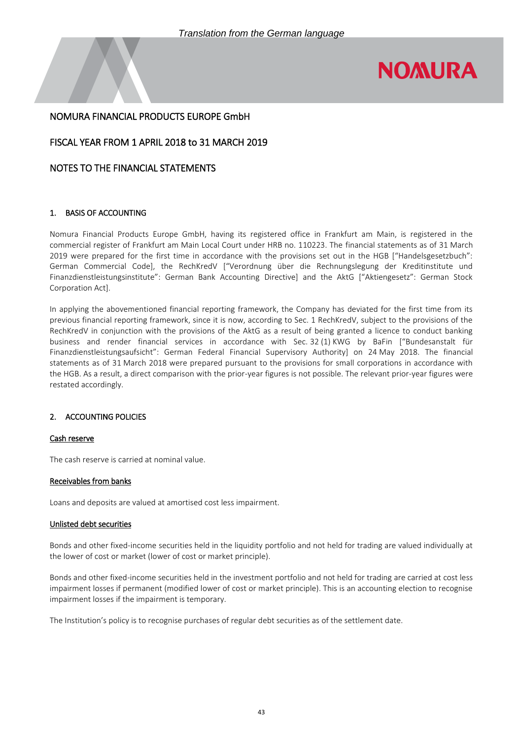*Translation from the German language*

# NOMURA FINANCIAL PRODUCTS EUROPE GmbH

## FISCAL YEAR FROM 1 APRIL 2018 to 31 MARCH 2019

## NOTES TO THE FINANCIAL STATEMENTS

### 1. BASIS OF ACCOUNTING

Nomura Financial Products Europe GmbH, having its registered office in Frankfurt am Main, is registered in the commercial register of Frankfurt am Main Local Court under HRB no. 110223. The financial statements as of 31 March 2019 were prepared for the first time in accordance with the provisions set out in the HGB ["Handelsgesetzbuch": German Commercial Code], the RechKredV ["Verordnung über die Rechnungslegung der Kreditinstitute und Finanzdienstleistungsinstitute": German Bank Accounting Directive] and the AktG ["Aktiengesetz": German Stock Corporation Act].

In applying the abovementioned financial reporting framework, the Company has deviated for the first time from its previous financial reporting framework, since it is now, according to Sec. 1 RechKredV, subject to the provisions of the RechKredV in conjunction with the provisions of the AktG as a result of being granted a licence to conduct banking business and render financial services in accordance with Sec. 32 (1) KWG by BaFin ["Bundesanstalt für Finanzdienstleistungsaufsicht": German Federal Financial Supervisory Authority] on 24 May 2018. The financial statements as of 31 March 2018 were prepared pursuant to the provisions for small corporations in accordance with the HGB. As a result, a direct comparison with the prior-year figures is not possible. The relevant prior-year figures were restated accordingly.

### 2. ACCOUNTING POLICIES

Cash reserve

The cash reserve is carried at nominal value.

Receivables from banks

Loans and deposits are valued at amortised cost less impairment.

Unlisted debt securities

Bonds and other fixed-income securities held in the liquidity portfolio and not held for trading are valued individually at the lower of cost or market (lower of cost or market principle).

Bonds and other fixed-income securities held in the investment portfolio and not held for trading are carried at cost less impairment losses if permanent (modified lower of cost or market principle). This is an accounting election to recognise impairment losses if the impairment is temporary.

The Institution's policy is to recognise purchases of regular debt securities as of the settlement date.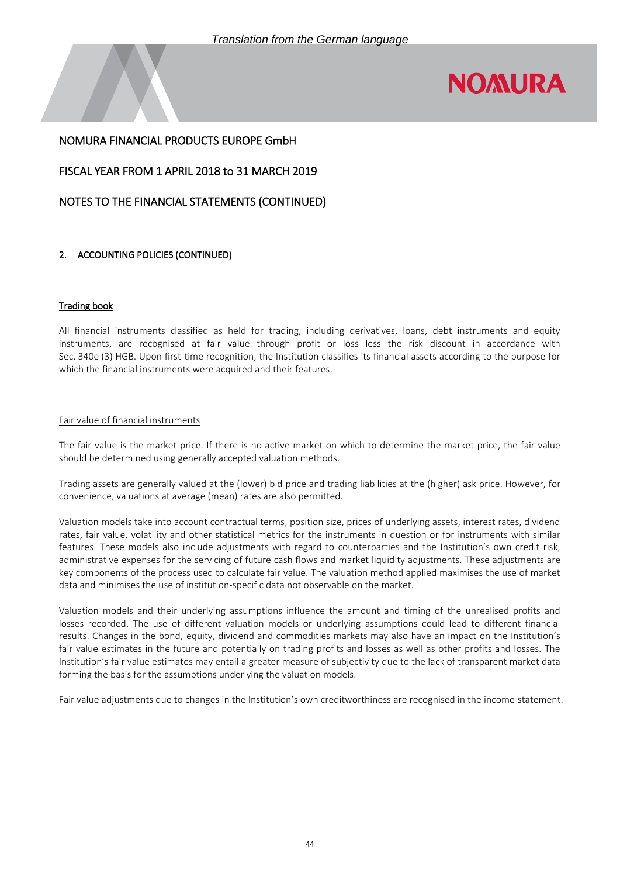*Translation from the German language*

NOMURA FINANCIAL PRODUCTS EUROPE GmbH

FISCAL YEAR FROM 1 APRIL 2018 to 31 MARCH 2019

NOTES TO THE FINANCIAL STATEMENTS (CONTINUED)

## 2. ACCOUNTING POLICIES (CONTINUED)

### Trading book

All financial instruments classified as held for trading, including derivatives, loans, debt instruments and equity instruments, are recognised at fair value through profit or loss less the risk discount in accordance with Sec. 340e (3) HGB. Upon first-time recognition, the Institution classifies its financial assets according to the purpose for which the financial instruments were acquired and their features.

#### Fair value of financial instruments

The fair value is the market price. If there is no active market on which to determine the market price, the fair value should be determined using generally accepted valuation methods.

Trading assets are generally valued at the (lower) bid price and trading liabilities at the (higher) ask price. However, for convenience, valuations at average (mean) rates are also permitted.

Valuation models take into account contractual terms, position size, prices of underlying assets, interest rates, dividend rates, fair value, volatility and other statistical metrics for the instruments in question or for instruments with similar features. These models also include adjustments with regard to counterparties and the Institution's own credit risk, administrative expenses for the servicing of future cash flows and market liquidity adjustments. These adjustments are key components of the process used to calculate fair value. The valuation method applied maximises the use of market data and minimises the use of institution-specific data not observable on the market.

Valuation models and their underlying assumptions influence the amount and timing of the unrealised profits and losses recorded. The use of different valuation models or underlying assumptions could lead to different financial results. Changes in the bond, equity, dividend and commodities markets may also have an impact on the Institution's fair value estimates in the future and potentially on trading profits and losses as well as other profits and losses. The Institution's fair value estimates may entail a greater measure of subjectivity due to the lack of transparent market data forming the basis for the assumptions underlying the valuation models.

Fair value adjustments due to changes in the Institution's own creditworthiness are recognised in the income statement.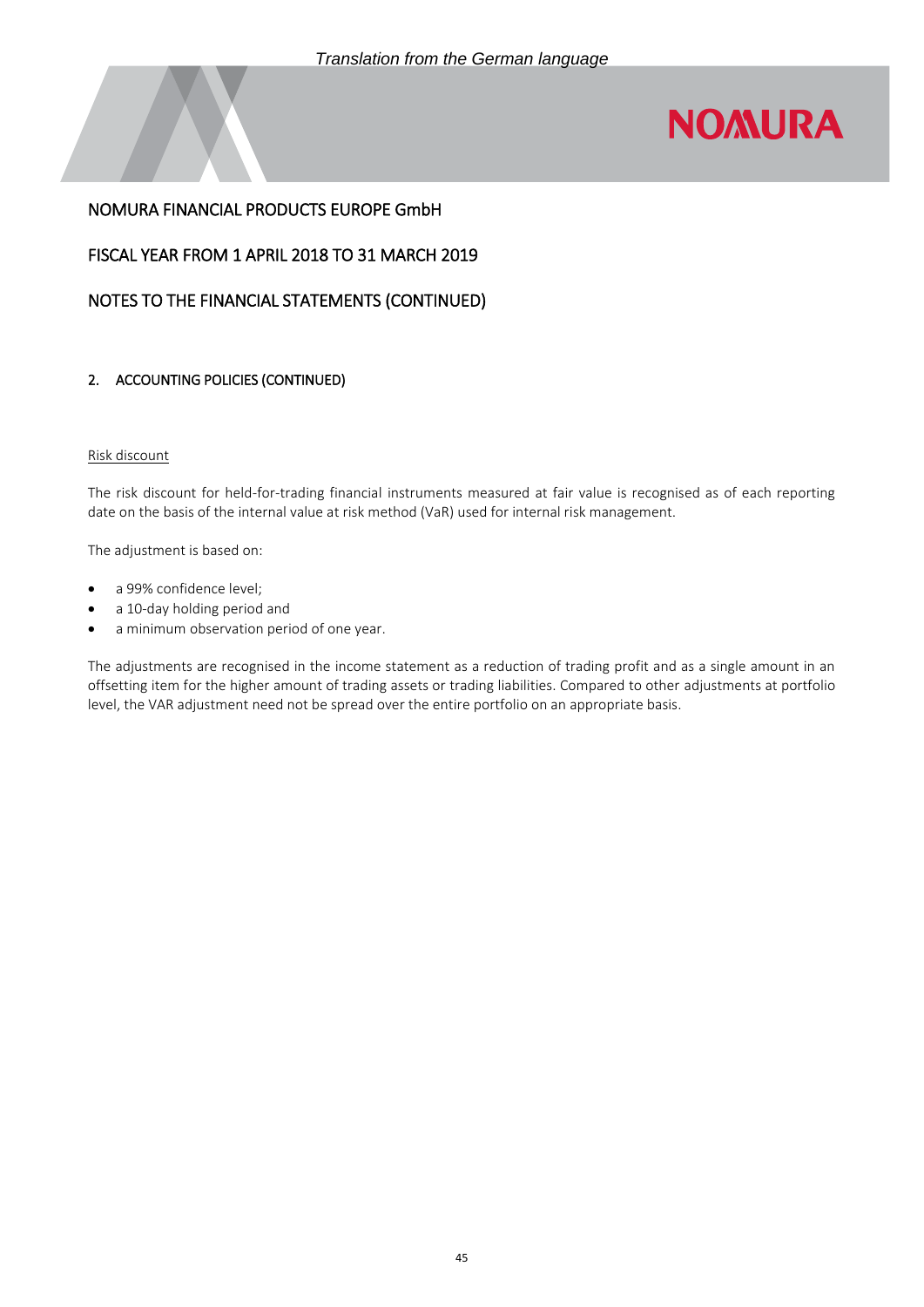## 2. ACCOUNTING POLICIES (CONTINUED)

Risk discount

The risk discount for held-for-trading financial instruments measured at fair value is recognised as of each reporting date on the basis of the internal value at risk method (VaR) used for internal risk management.

The adjustment is based on:

- a 99% confidence level;
- a 10-day holding period and
- a minimum observation period of one year.

The adjustments are recognised in the income statement as a reduction of trading profit and as a single amount in an offsetting item for the higher amount of trading assets or trading liabilities. Compared to other adjustments at portfolio level, the VAR adjustment need not be spread over the entire portfolio on an appropriate basis.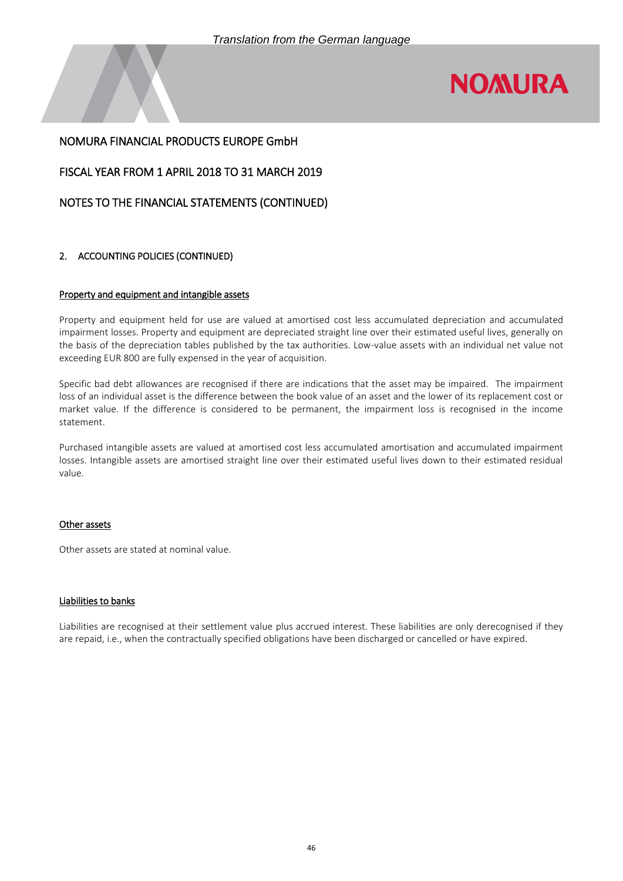NOMURA FINANCIAL PRODUCTS EUROPE GmbH

FISCAL YEAR FROM 1 APRIL 2018 TO 31 MARCH 2019

NOTES TO THE FINANCIAL STATEMENTS (CONTINUED)

## 2. ACCOUNTING POLICIES (CONTINUED)

### Property and equipment and intangible assets

Property and equipment held for use are valued at amortised cost less accumulated depreciation and accumulated impairment losses. Property and equipment are depreciated straight line over their estimated useful lives, generally on the basis of the depreciation tables published by the tax authorities. Low-value assets with an individual net value not exceeding EUR 800 are fully expensed in the year of acquisition.

Specific bad debt allowances are recognised if there are indications that the asset may be impaired. The impairment loss of an individual asset is the difference between the book value of an asset and the lower of its replacement cost or market value. If the difference is considered to be permanent, the impairment loss is recognised in the income statement.

Purchased intangible assets are valued at amortised cost less accumulated amortisation and accumulated impairment losses. Intangible assets are amortised straight line over their estimated useful lives down to their estimated residual value.

### Other assets

Other assets are stated at nominal value.

### Liabilities to banks

Liabilities are recognised at their settlement value plus accrued interest. These liabilities are only derecognised if they are repaid, i.e., when the contractually specified obligations have been discharged or cancelled or have expired.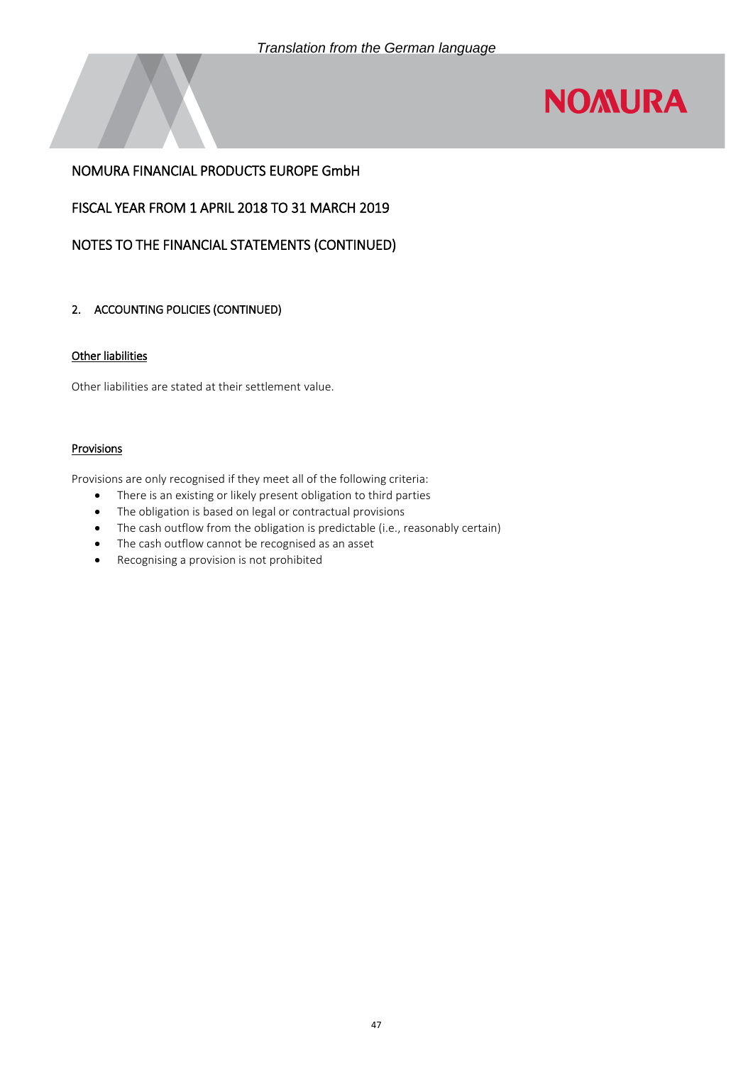NOMURA FINANCIAL PRODUCTS EUROPE GmbH

FISCAL YEAR FROM 1 APRIL 2018 TO 31 MARCH 2019

NOTES TO THE FINANCIAL STATEMENTS (CONTINUED)

## 2. ACCOUNTING POLICIES (CONTINUED)

### Other liabilities

Other liabilities are stated at their settlement value.

### Provisions

Provisions are only recognised if they meet all of the following criteria:

- There is an existing or likely present obligation to third parties
- The obligation is based on legal or contractual provisions
- The cash outflow from the obligation is predictable (i.e., reasonably certain)
- The cash outflow cannot be recognised as an asset
- Recognising a provision is not prohibited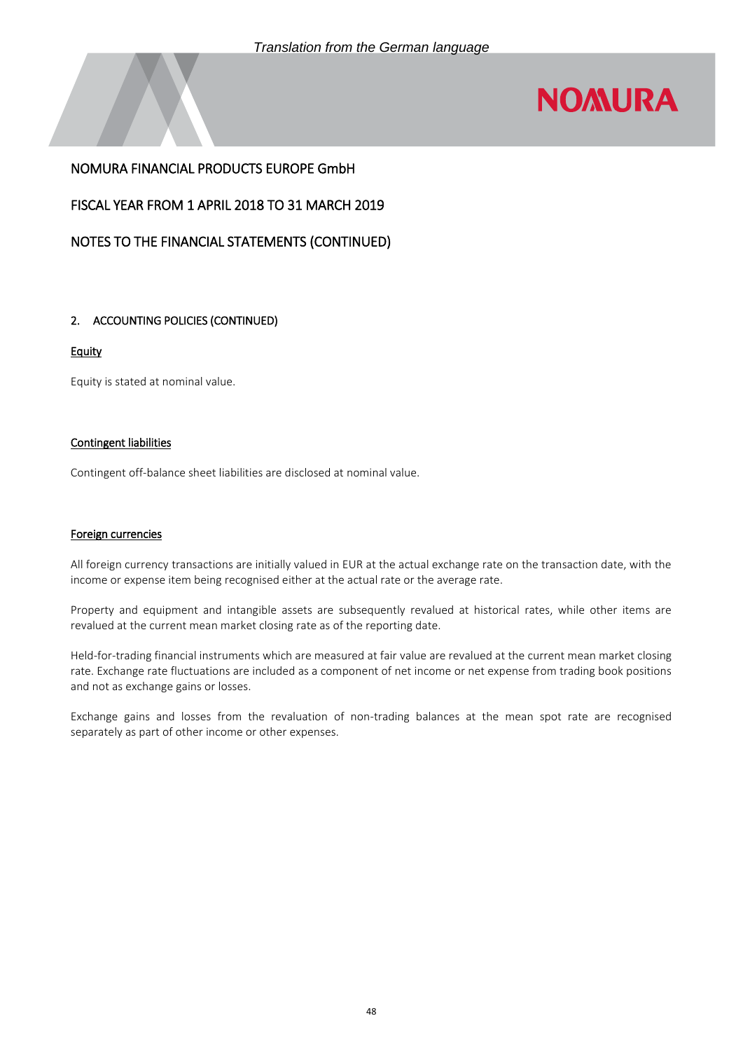*Translation from the German language*

NOMURA FINANCIAL PRODUCTS EUROPE GmbH

FISCAL YEAR FROM 1 APRIL 2018 TO 31 MARCH 2019

NOTES TO THE FINANCIAL STATEMENTS (CONTINUED)

## 2. ACCOUNTING POLICIES (CONTINUED)

### Equity

Equity is stated at nominal value.

### Contingent liabilities

Contingent off-balance sheet liabilities are disclosed at nominal value.

### Foreign currencies

All foreign currency transactions are initially valued in EUR at the actual exchange rate on the transaction date, with the income or expense item being recognised either at the actual rate or the average rate.

Property and equipment and intangible assets are subsequently revalued at historical rates, while other items are revalued at the current mean market closing rate as of the reporting date.

Held-for-trading financial instruments which are measured at fair value are revalued at the current mean market closing rate. Exchange rate fluctuations are included as a component of net income or net expense from trading book positions and not as exchange gains or losses.

Exchange gains and losses from the revaluation of non-trading balances at the mean spot rate are recognised separately as part of other income or other expenses.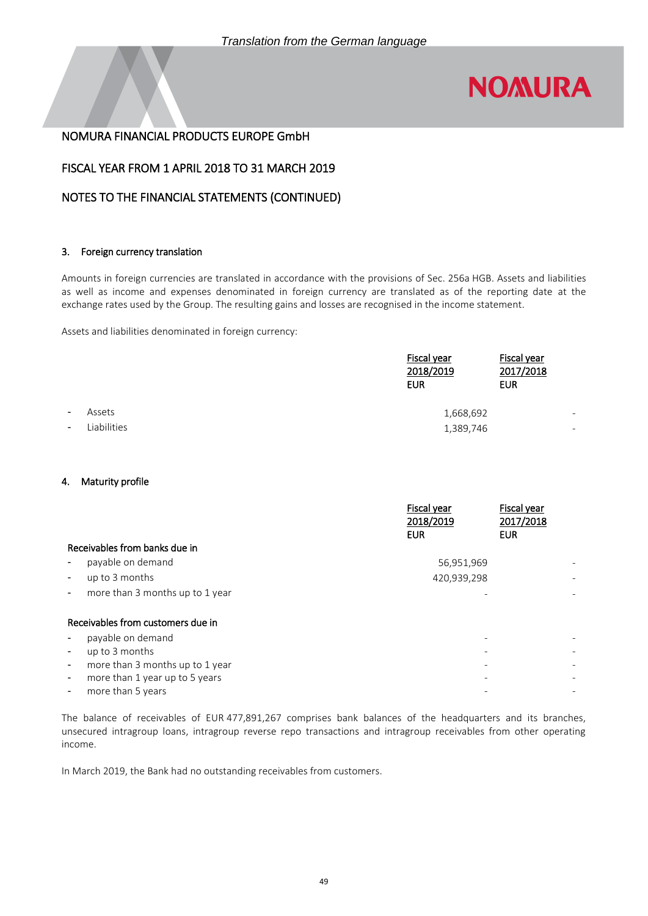*Translation from the German language*

NOMURA FINANCIAL PRODUCTS EUROPE GmbH

FISCAL YEAR FROM 1 APRIL 2018 TO 31 MARCH 2019

NOTES TO THE FINANCIAL STATEMENTS (CONTINUED)

### 3. Foreign currency translation

Amounts in foreign currencies are translated in accordance with the provisions of Sec. 256a HGB. Assets and liabilities as well as income and expenses denominated in foreign currency are translated as of the reporting date at the exchange rates used by the Group. The resulting gains and losses are recognised in the income statement.

Assets and liabilities denominated in foreign currency:

| | Fiscal year 2018/2019 EUR | Fiscal year 2017/2018 EUR |
|---|---|---|
| - Assets | 1,668,692 | - |
| - Liabilities | 1,389,746 | - |

### 4. Maturity profile

| | Fiscal year 2018/2019 EUR | Fiscal year 2017/2018 EUR |
|---|---|---|
| **Receivables from banks due in** | | |
| - payable on demand | 56,951,969 | - |
| - up to 3 months | 420,939,298 | - |
| - more than 3 months up to 1 year | - | - |
| **Receivables from customers due in** | | |
| - payable on demand | - | - |
| - up to 3 months | - | - |
| - more than 3 months up to 1 year | - | - |
| - more than 1 year up to 5 years | - | - |
| - more than 5 years | - | - |

The balance of receivables of EUR 477,891,267 comprises bank balances of the headquarters and its branches, unsecured intragroup loans, intragroup reverse repo transactions and intragroup receivables from other operating income.

In March 2019, the Bank had no outstanding receivables from customers.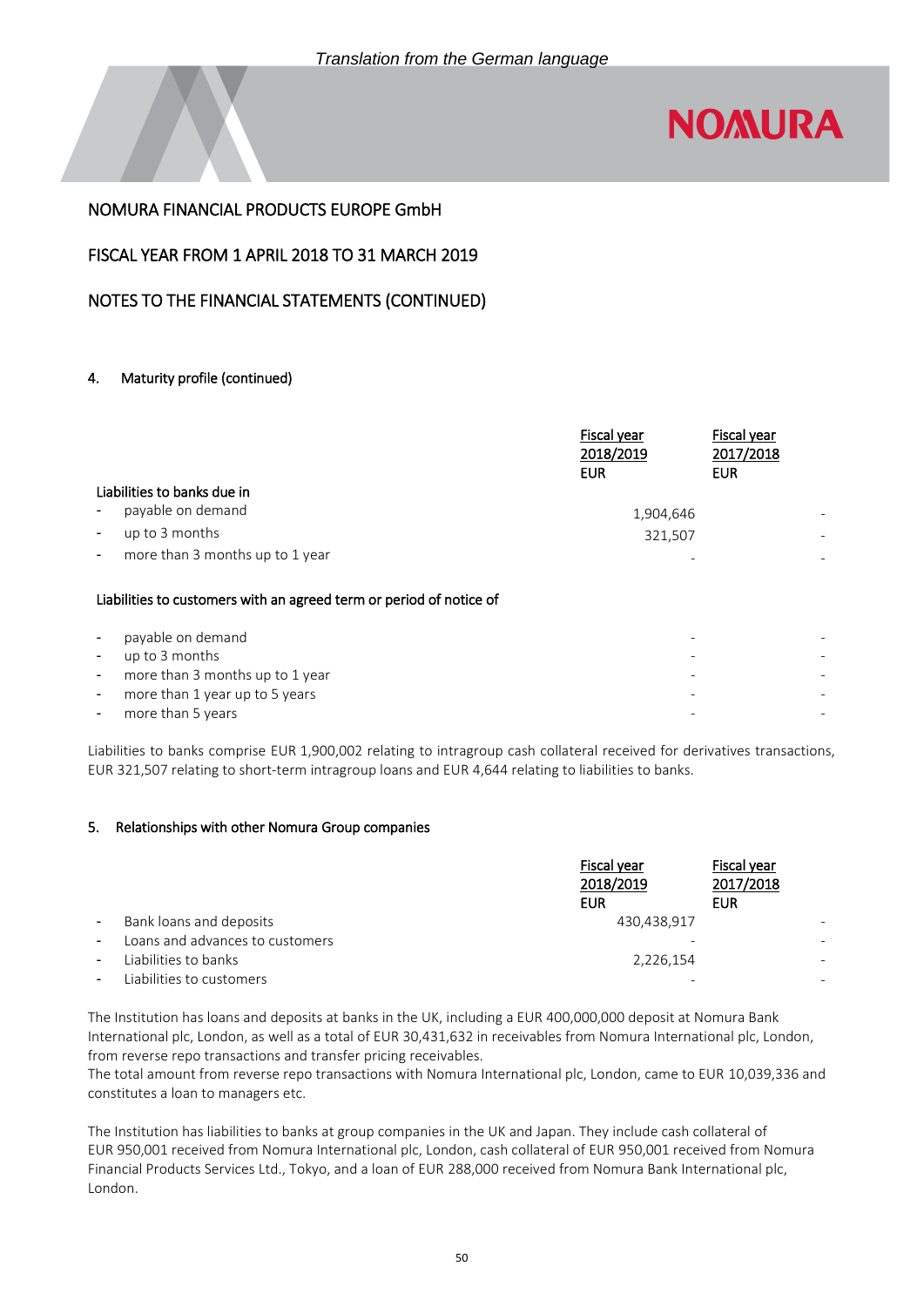*Translation from the German language*

NOMURA FINANCIAL PRODUCTS EUROPE GmbH

FISCAL YEAR FROM 1 APRIL 2018 TO 31 MARCH 2019

NOTES TO THE FINANCIAL STATEMENTS (CONTINUED)

## 4. Maturity profile (continued)

| | Fiscal year 2018/2019 EUR | Fiscal year 2017/2018 EUR |
|---|---|---|
| **Liabilities to banks due in** | | |
| - payable on demand | 1,904,646 | - |
| - up to 3 months | 321,507 | - |
| - more than 3 months up to 1 year | - | - |
| **Liabilities to customers with an agreed term or period of notice of** | | |
| - payable on demand | - | - |
| - up to 3 months | - | - |
| - more than 3 months up to 1 year | - | - |
| - more than 1 year up to 5 years | - | - |
| - more than 5 years | - | - |

Liabilities to banks comprise EUR 1,900,002 relating to intragroup cash collateral received for derivatives transactions, EUR 321,507 relating to short-term intragroup loans and EUR 4,644 relating to liabilities to banks.

## 5. Relationships with other Nomura Group companies

| | Fiscal year 2018/2019 EUR | Fiscal year 2017/2018 EUR |
|---|---|---|
| - Bank loans and deposits | 430,438,917 | - |
| - Loans and advances to customers | - | - |
| - Liabilities to banks | 2,226,154 | - |
| - Liabilities to customers | - | - |

The Institution has loans and deposits at banks in the UK, including a EUR 400,000,000 deposit at Nomura Bank International plc, London, as well as a total of EUR 30,431,632 in receivables from Nomura International plc, London, from reverse repo transactions and transfer pricing receivables.
The total amount from reverse repo transactions with Nomura International plc, London, came to EUR 10,039,336 and constitutes a loan to managers etc.

The Institution has liabilities to banks at group companies in the UK and Japan. They include cash collateral of EUR 950,001 received from Nomura International plc, London, cash collateral of EUR 950,001 received from Nomura Financial Products Services Ltd., Tokyo, and a loan of EUR 288,000 received from Nomura Bank International plc, London.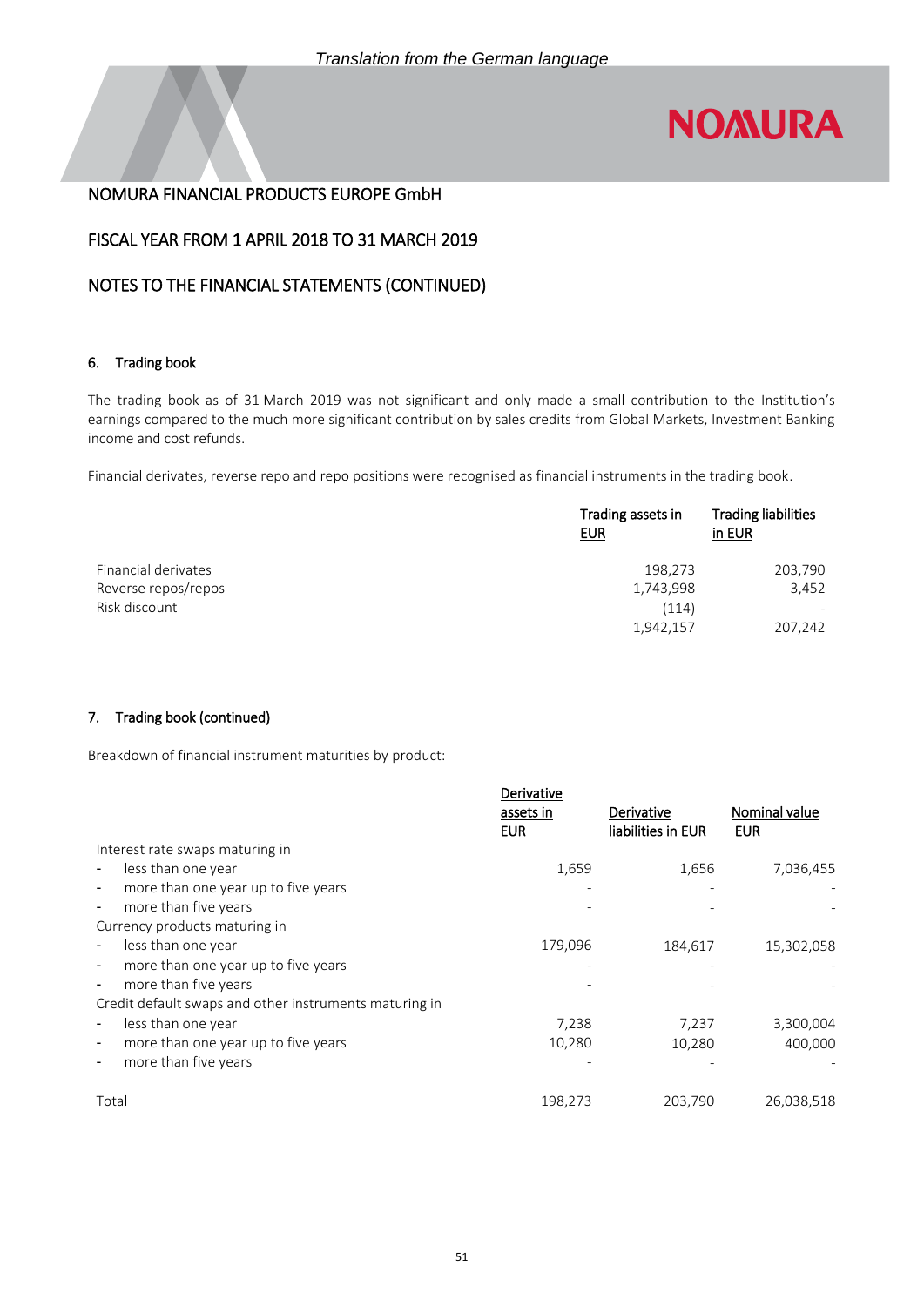# NOMURA FINANCIAL PRODUCTS EUROPE GmbH

## FISCAL YEAR FROM 1 APRIL 2018 TO 31 MARCH 2019

## NOTES TO THE FINANCIAL STATEMENTS (CONTINUED)

### 6. Trading book

The trading book as of 31 March 2019 was not significant and only made a small contribution to the Institution's earnings compared to the much more significant contribution by sales credits from Global Markets, Investment Banking income and cost refunds.

Financial derivates, reverse repo and repo positions were recognised as financial instruments in the trading book.

| | Trading assets in EUR | Trading liabilities in EUR |
|---|---|---|
| Financial derivates | 198,273 | 203,790 |
| Reverse repos/repos | 1,743,998 | 3,452 |
| Risk discount | (114) | - |
| | 1,942,157 | 207,242 |

### 7. Trading book (continued)

Breakdown of financial instrument maturities by product:

| | Derivative assets in EUR | Derivative liabilities in EUR | Nominal value EUR |
|---|---|---|---|
| Interest rate swaps maturing in | | | |
| - less than one year | 1,659 | 1,656 | 7,036,455 |
| - more than one year up to five years | - | - | - |
| - more than five years | - | - | - |
| Currency products maturing in | | | |
| - less than one year | 179,096 | 184,617 | 15,302,058 |
| - more than one year up to five years | - | - | - |
| - more than five years | - | - | - |
| Credit default swaps and other instruments maturing in | | | |
| - less than one year | 7,238 | 7,237 | 3,300,004 |
| - more than one year up to five years | 10,280 | 10,280 | 400,000 |
| - more than five years | - | - | - |
| Total | 198,273 | 203,790 | 26,038,518 |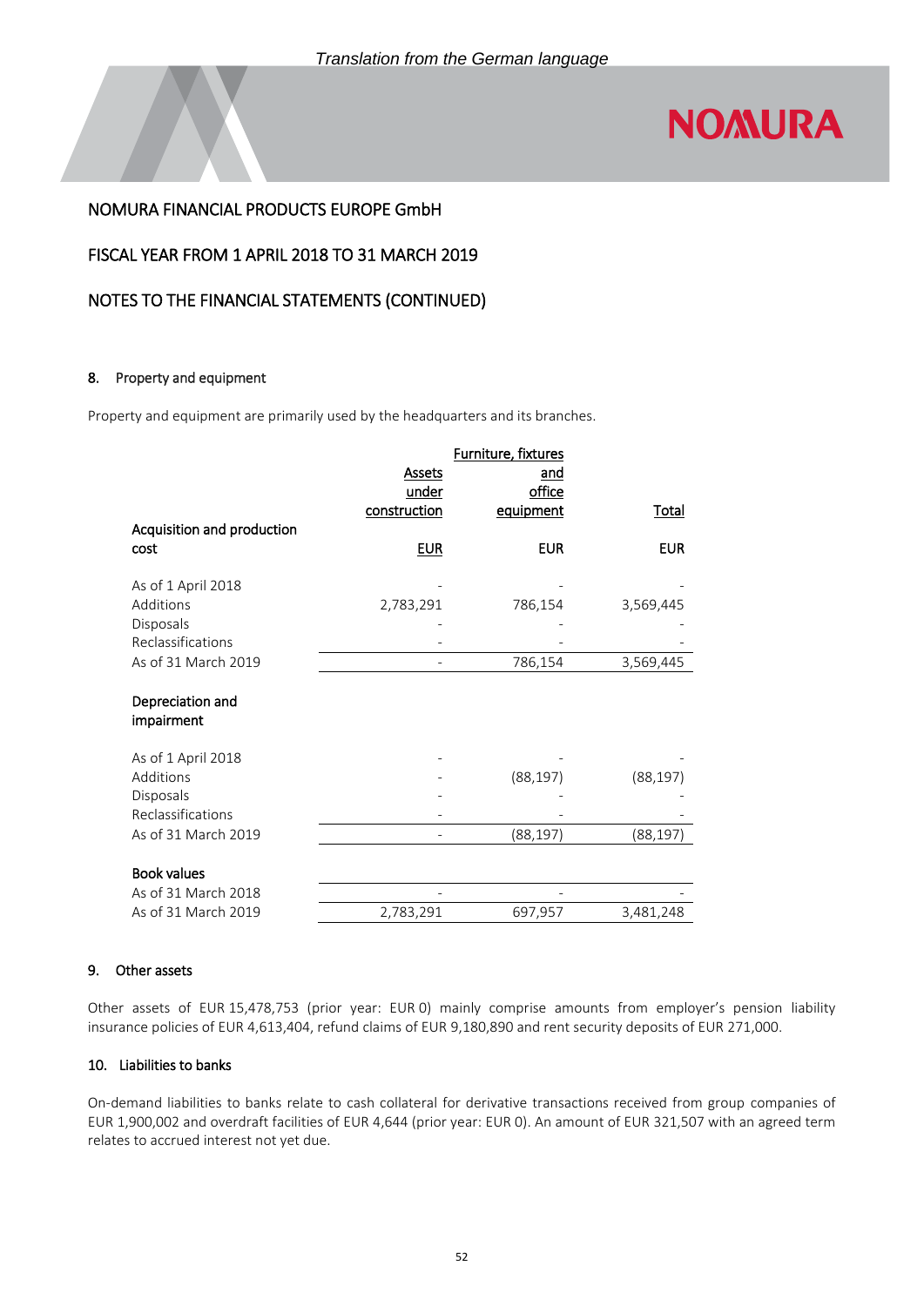*Translation from the German language*

# NOMURA FINANCIAL PRODUCTS EUROPE GmbH

## FISCAL YEAR FROM 1 APRIL 2018 TO 31 MARCH 2019

## NOTES TO THE FINANCIAL STATEMENTS (CONTINUED)

### 8. Property and equipment

Property and equipment are primarily used by the headquarters and its branches.

| | Assets under construction | Furniture, fixtures and office equipment | Total |
|---|---|---|---|
| **Acquisition and production cost** | EUR | EUR | EUR |
| As of 1 April 2018 | - | - | - |
| Additions | 2,783,291 | 786,154 | 3,569,445 |
| Disposals | - | - | - |
| Reclassifications | - | - | - |
| As of 31 March 2019 | - | 786,154 | 3,569,445 |
| **Depreciation and impairment** | | | |
| As of 1 April 2018 | - | - | - |
| Additions | - | (88,197) | (88,197) |
| Disposals | - | - | - |
| Reclassifications | - | - | - |
| As of 31 March 2019 | - | (88,197) | (88,197) |
| **Book values** | | | |
| As of 31 March 2018 | - | - | - |
| As of 31 March 2019 | 2,783,291 | 697,957 | 3,481,248 |

### 9. Other assets

Other assets of EUR 15,478,753 (prior year: EUR 0) mainly comprise amounts from employer's pension liability insurance policies of EUR 4,613,404, refund claims of EUR 9,180,890 and rent security deposits of EUR 271,000.

### 10. Liabilities to banks

On-demand liabilities to banks relate to cash collateral for derivative transactions received from group companies of EUR 1,900,002 and overdraft facilities of EUR 4,644 (prior year: EUR 0). An amount of EUR 321,507 with an agreed term relates to accrued interest not yet due.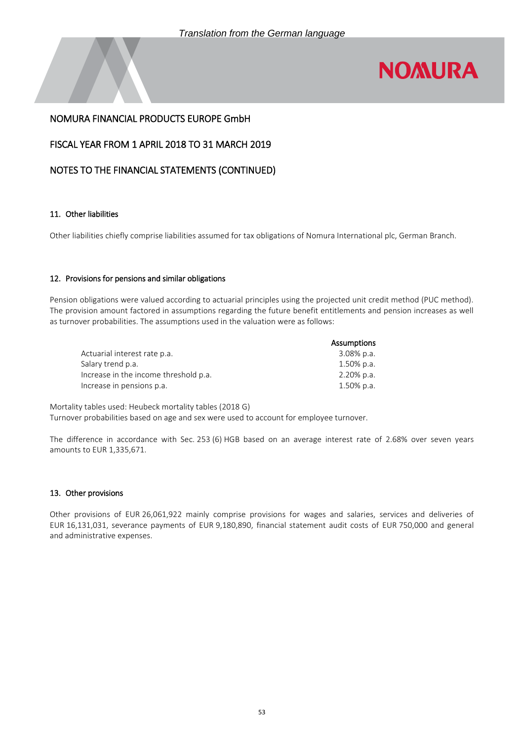*Translation from the German language*

NOMURA FINANCIAL PRODUCTS EUROPE GmbH

FISCAL YEAR FROM 1 APRIL 2018 TO 31 MARCH 2019

NOTES TO THE FINANCIAL STATEMENTS (CONTINUED)

## 11. Other liabilities

Other liabilities chiefly comprise liabilities assumed for tax obligations of Nomura International plc, German Branch.

## 12. Provisions for pensions and similar obligations

Pension obligations were valued according to actuarial principles using the projected unit credit method (PUC method). The provision amount factored in assumptions regarding the future benefit entitlements and pension increases as well as turnover probabilities. The assumptions used in the valuation were as follows:

| | Assumptions |
|---|---|
| Actuarial interest rate p.a. | 3.08% p.a. |
| Salary trend p.a. | 1.50% p.a. |
| Increase in the income threshold p.a. | 2.20% p.a. |
| Increase in pensions p.a. | 1.50% p.a. |

Mortality tables used: Heubeck mortality tables (2018 G)
Turnover probabilities based on age and sex were used to account for employee turnover.

The difference in accordance with Sec. 253 (6) HGB based on an average interest rate of 2.68% over seven years amounts to EUR 1,335,671.

## 13. Other provisions

Other provisions of EUR 26,061,922 mainly comprise provisions for wages and salaries, services and deliveries of EUR 16,131,031, severance payments of EUR 9,180,890, financial statement audit costs of EUR 750,000 and general and administrative expenses.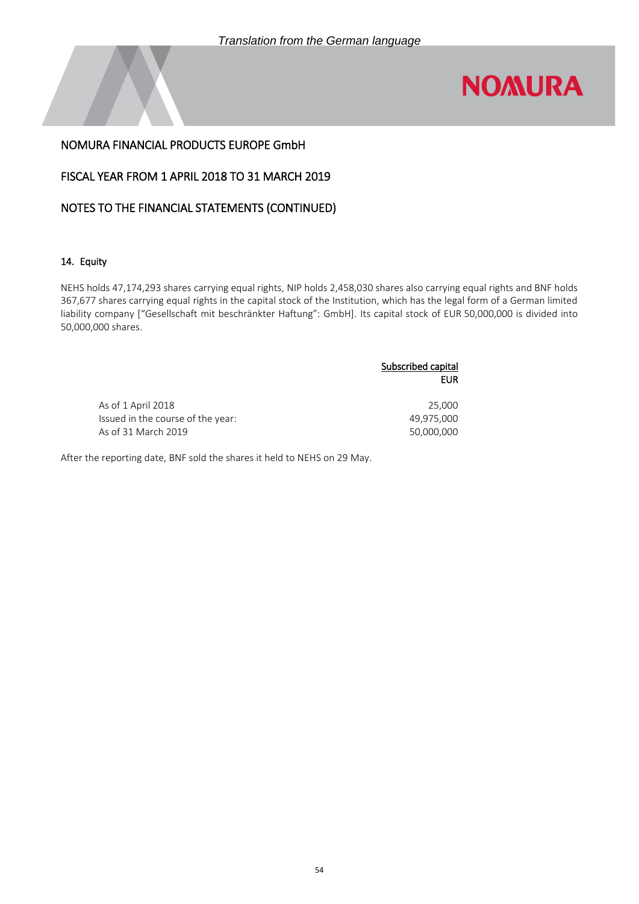*Translation from the German language*

NOMURA FINANCIAL PRODUCTS EUROPE GmbH

FISCAL YEAR FROM 1 APRIL 2018 TO 31 MARCH 2019

NOTES TO THE FINANCIAL STATEMENTS (CONTINUED)

#### 14. Equity

NEHS holds 47,174,293 shares carrying equal rights, NIP holds 2,458,030 shares also carrying equal rights and BNF holds 367,677 shares carrying equal rights in the capital stock of the Institution, which has the legal form of a German limited liability company ["Gesellschaft mit beschränkter Haftung": GmbH]. Its capital stock of EUR 50,000,000 is divided into 50,000,000 shares.

| | Subscribed capital EUR |
|---|---:|
| As of 1 April 2018 | 25,000 |
| Issued in the course of the year: | 49,975,000 |
| As of 31 March 2019 | 50,000,000 |

After the reporting date, BNF sold the shares it held to NEHS on 29 May.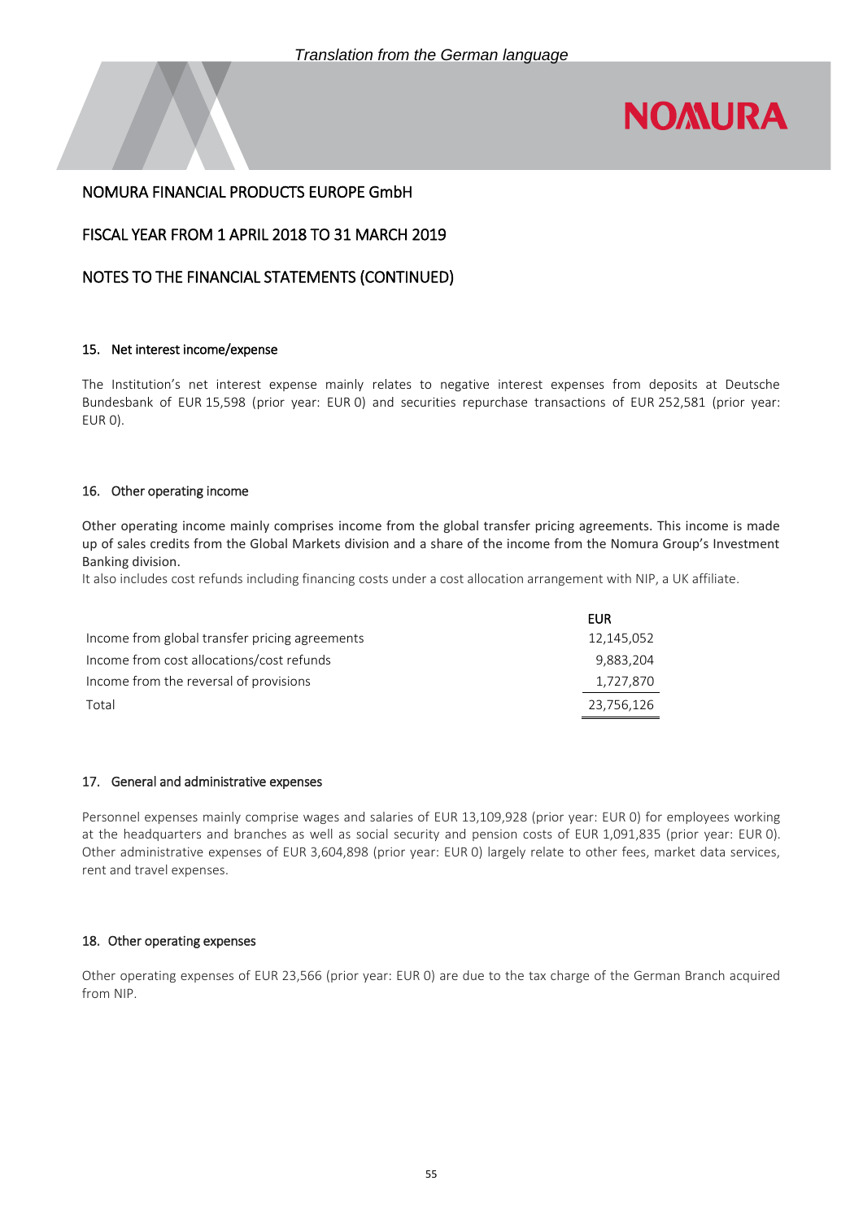*Translation from the German language*

NOMURA FINANCIAL PRODUCTS EUROPE GmbH

FISCAL YEAR FROM 1 APRIL 2018 TO 31 MARCH 2019

NOTES TO THE FINANCIAL STATEMENTS (CONTINUED)

#### 15. Net interest income/expense

The Institution's net interest expense mainly relates to negative interest expenses from deposits at Deutsche Bundesbank of EUR 15,598 (prior year: EUR 0) and securities repurchase transactions of EUR 252,581 (prior year: EUR 0).

#### 16. Other operating income

Other operating income mainly comprises income from the global transfer pricing agreements. This income is made up of sales credits from the Global Markets division and a share of the income from the Nomura Group's Investment Banking division.
It also includes cost refunds including financing costs under a cost allocation arrangement with NIP, a UK affiliate.

| | EUR |
|---|---|
| Income from global transfer pricing agreements | 12,145,052 |
| Income from cost allocations/cost refunds | 9,883,204 |
| Income from the reversal of provisions | 1,727,870 |
| Total | 23,756,126 |

#### 17. General and administrative expenses

Personnel expenses mainly comprise wages and salaries of EUR 13,109,928 (prior year: EUR 0) for employees working at the headquarters and branches as well as social security and pension costs of EUR 1,091,835 (prior year: EUR 0). Other administrative expenses of EUR 3,604,898 (prior year: EUR 0) largely relate to other fees, market data services, rent and travel expenses.

#### 18. Other operating expenses

Other operating expenses of EUR 23,566 (prior year: EUR 0) are due to the tax charge of the German Branch acquired from NIP.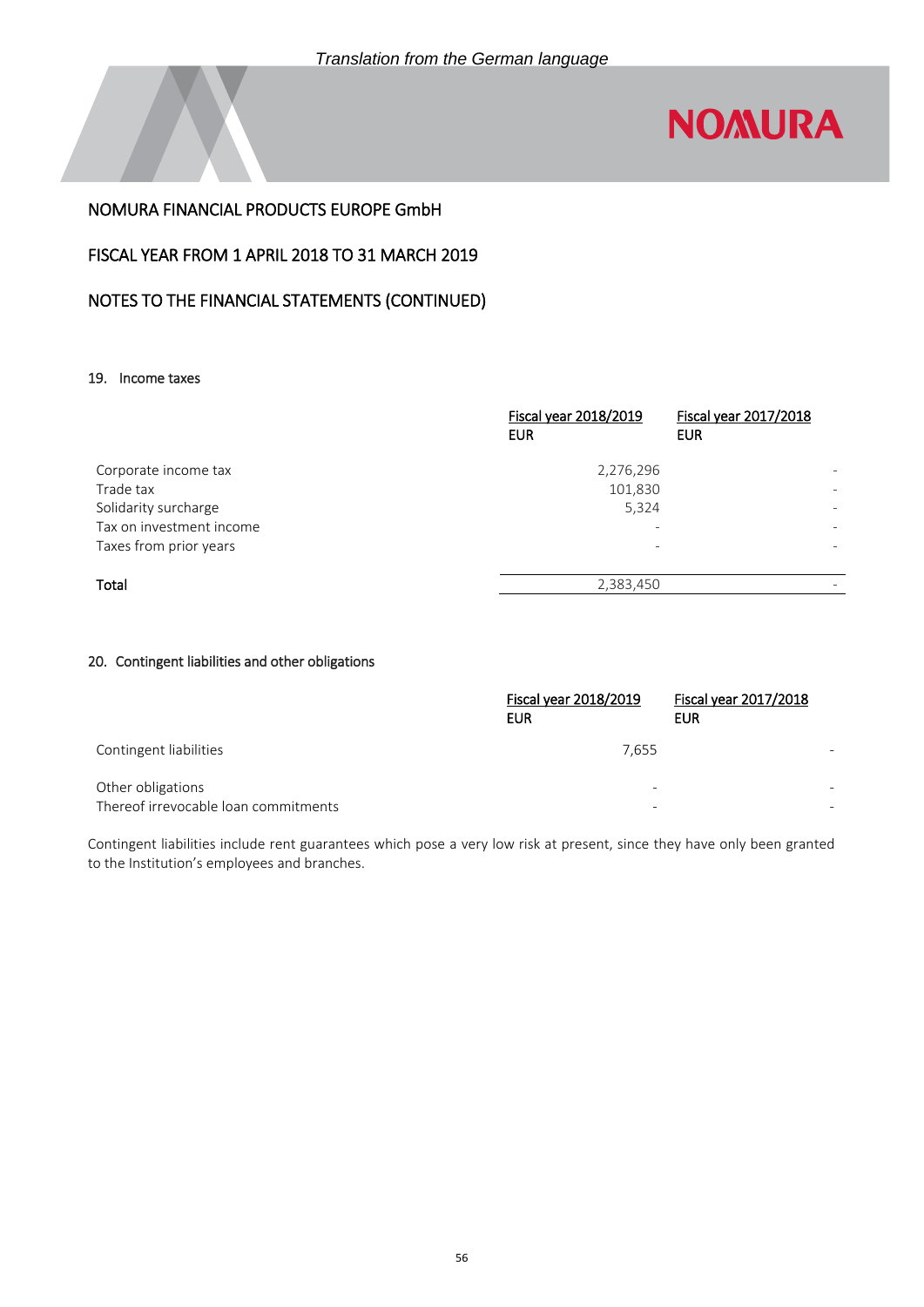*Translation from the German language*

NOMURA FINANCIAL PRODUCTS EUROPE GmbH

FISCAL YEAR FROM 1 APRIL 2018 TO 31 MARCH 2019

NOTES TO THE FINANCIAL STATEMENTS (CONTINUED)

## 19. Income taxes

| | Fiscal year 2018/2019 EUR | Fiscal year 2017/2018 EUR |
|---|---|---|
| Corporate income tax | 2,276,296 | - |
| Trade tax | 101,830 | - |
| Solidarity surcharge | 5,324 | - |
| Tax on investment income | - | - |
| Taxes from prior years | - | - |
| **Total** | 2,383,450 | - |

## 20. Contingent liabilities and other obligations

| | Fiscal year 2018/2019 EUR | Fiscal year 2017/2018 EUR |
|---|---|---|
| Contingent liabilities | 7,655 | - |
| Other obligations | - | - |
| Thereof irrevocable loan commitments | - | - |

Contingent liabilities include rent guarantees which pose a very low risk at present, since they have only been granted to the Institution's employees and branches.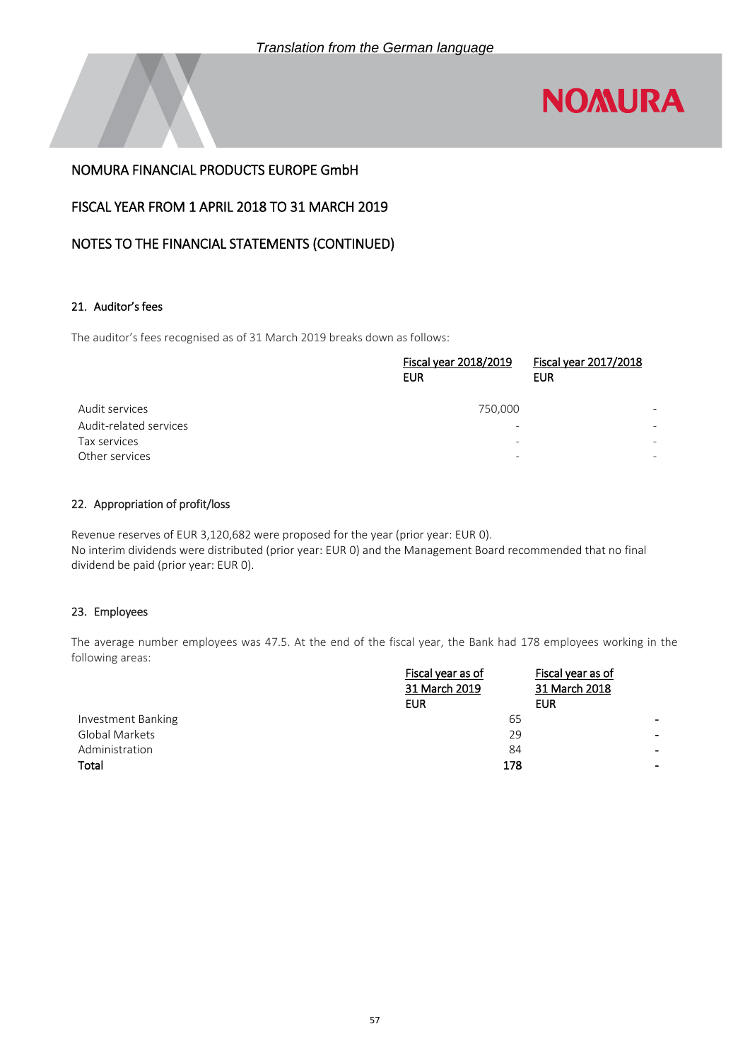*Translation from the German language*

NOMURA FINANCIAL PRODUCTS EUROPE GmbH

FISCAL YEAR FROM 1 APRIL 2018 TO 31 MARCH 2019

NOTES TO THE FINANCIAL STATEMENTS (CONTINUED)

## 21. Auditor's fees

The auditor's fees recognised as of 31 March 2019 breaks down as follows:

| | Fiscal year 2018/2019<br>EUR | Fiscal year 2017/2018<br>EUR |
|---|---|---|
| Audit services | 750,000 | - |
| Audit-related services | - | - |
| Tax services | - | - |
| Other services | - | - |

## 22. Appropriation of profit/loss

Revenue reserves of EUR 3,120,682 were proposed for the year (prior year: EUR 0).
No interim dividends were distributed (prior year: EUR 0) and the Management Board recommended that no final dividend be paid (prior year: EUR 0).

## 23. Employees

The average number employees was 47.5. At the end of the fiscal year, the Bank had 178 employees working in the following areas:

| | Fiscal year as of 31 March 2019<br>EUR | Fiscal year as of 31 March 2018<br>EUR |
|---|---|---|
| Investment Banking | 65 | - |
| Global Markets | 29 | - |
| Administration | 84 | - |
| **Total** | **178** | **-** |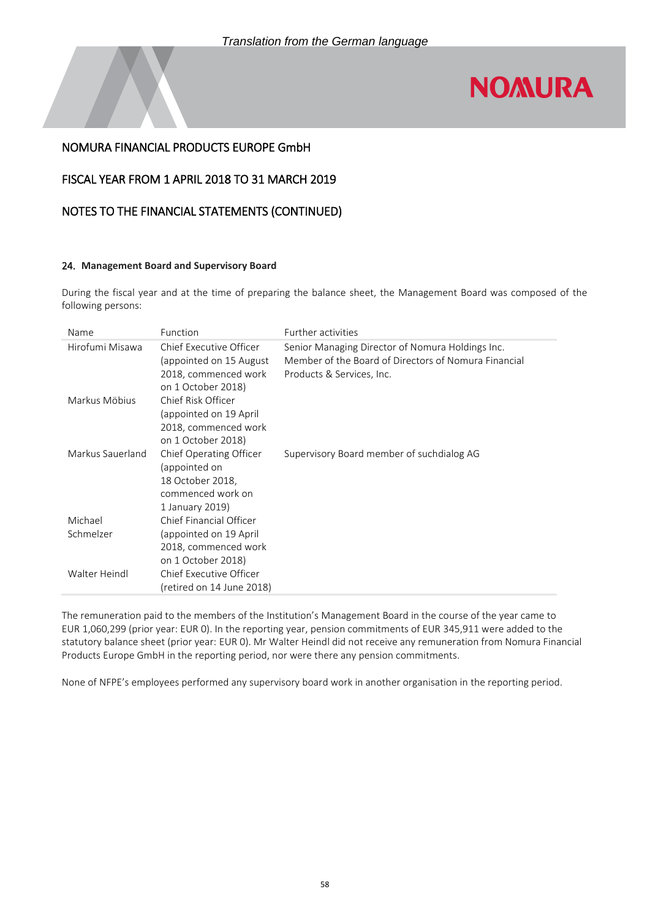*Translation from the German language*

NOMURA FINANCIAL PRODUCTS EUROPE GmbH

FISCAL YEAR FROM 1 APRIL 2018 TO 31 MARCH 2019

NOTES TO THE FINANCIAL STATEMENTS (CONTINUED)

## 24. Management Board and Supervisory Board

During the fiscal year and at the time of preparing the balance sheet, the Management Board was composed of the following persons:

| Name | Function | Further activities |
|---|---|---|
| Hirofumi Misawa | Chief Executive Officer (appointed on 15 August 2018, commenced work on 1 October 2018) | Senior Managing Director of Nomura Holdings Inc. Member of the Board of Directors of Nomura Financial Products & Services, Inc. |
| Markus Möbius | Chief Risk Officer (appointed on 19 April 2018, commenced work on 1 October 2018) | |
| Markus Sauerland | Chief Operating Officer (appointed on 18 October 2018, commenced work on 1 January 2019) | Supervisory Board member of suchdialog AG |
| Michael Schmelzer | Chief Financial Officer (appointed on 19 April 2018, commenced work on 1 October 2018) | |
| Walter Heindl | Chief Executive Officer (retired on 14 June 2018) | |

The remuneration paid to the members of the Institution's Management Board in the course of the year came to EUR 1,060,299 (prior year: EUR 0). In the reporting year, pension commitments of EUR 345,911 were added to the statutory balance sheet (prior year: EUR 0). Mr Walter Heindl did not receive any remuneration from Nomura Financial Products Europe GmbH in the reporting period, nor were there any pension commitments.

None of NFPE's employees performed any supervisory board work in another organisation in the reporting period.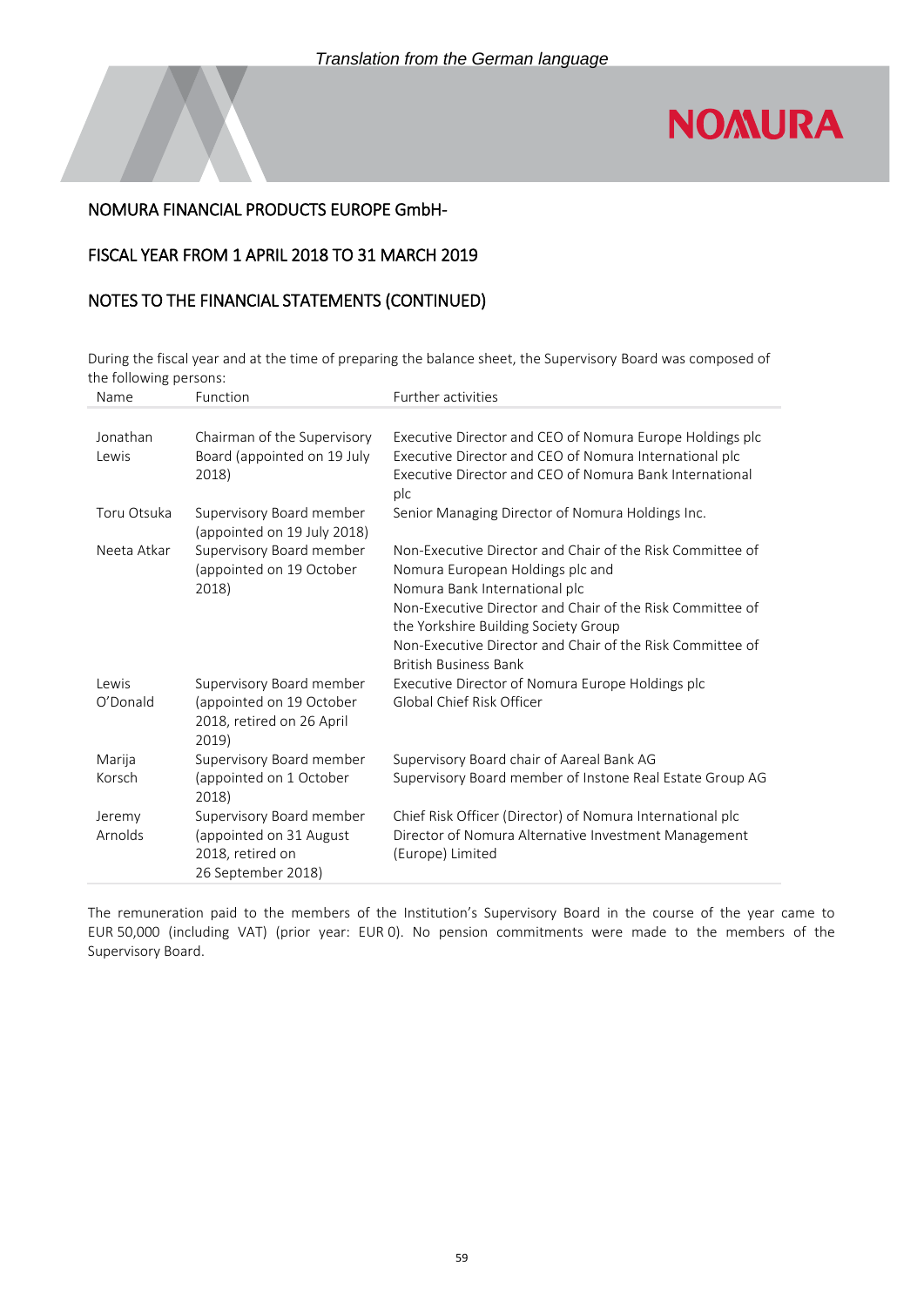*Translation from the German language*

NOMURA FINANCIAL PRODUCTS EUROPE GmbH-

FISCAL YEAR FROM 1 APRIL 2018 TO 31 MARCH 2019

NOTES TO THE FINANCIAL STATEMENTS (CONTINUED)

During the fiscal year and at the time of preparing the balance sheet, the Supervisory Board was composed of the following persons:

| Name | Function | Further activities |
|---|---|---|
| Jonathan Lewis | Chairman of the Supervisory Board (appointed on 19 July 2018) | Executive Director and CEO of Nomura Europe Holdings plc<br>Executive Director and CEO of Nomura International plc<br>Executive Director and CEO of Nomura Bank International plc |
| Toru Otsuka | Supervisory Board member (appointed on 19 July 2018) | Senior Managing Director of Nomura Holdings Inc. |
| Neeta Atkar | Supervisory Board member (appointed on 19 October 2018) | Non-Executive Director and Chair of the Risk Committee of Nomura European Holdings plc and Nomura Bank International plc<br>Non-Executive Director and Chair of the Risk Committee of the Yorkshire Building Society Group<br>Non-Executive Director and Chair of the Risk Committee of British Business Bank |
| Lewis O'Donald | Supervisory Board member (appointed on 19 October 2018, retired on 26 April 2019) | Executive Director of Nomura Europe Holdings plc<br>Global Chief Risk Officer |
| Marija Korsch | Supervisory Board member (appointed on 1 October 2018) | Supervisory Board chair of Aareal Bank AG<br>Supervisory Board member of Instone Real Estate Group AG |
| Jeremy Arnolds | Supervisory Board member (appointed on 31 August 2018, retired on 26 September 2018) | Chief Risk Officer (Director) of Nomura International plc<br>Director of Nomura Alternative Investment Management (Europe) Limited |

The remuneration paid to the members of the Institution's Supervisory Board in the course of the year came to EUR 50,000 (including VAT) (prior year: EUR 0). No pension commitments were made to the members of the Supervisory Board.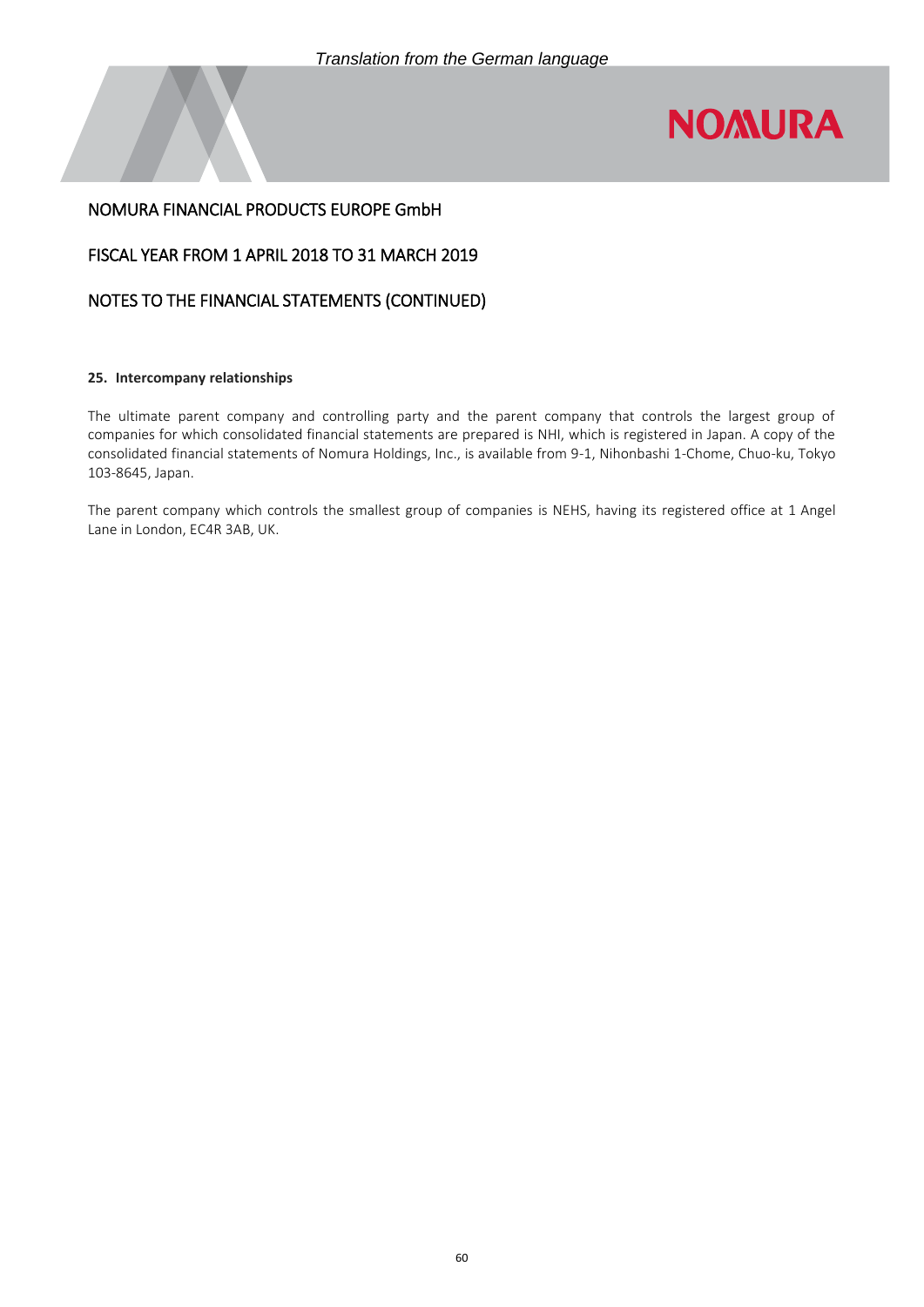#### 25. Intercompany relationships

The ultimate parent company and controlling party and the parent company that controls the largest group of companies for which consolidated financial statements are prepared is NHI, which is registered in Japan. A copy of the consolidated financial statements of Nomura Holdings, Inc., is available from 9-1, Nihonbashi 1-Chome, Chuo-ku, Tokyo 103-8645, Japan.

The parent company which controls the smallest group of companies is NEHS, having its registered office at 1 Angel Lane in London, EC4R 3AB, UK.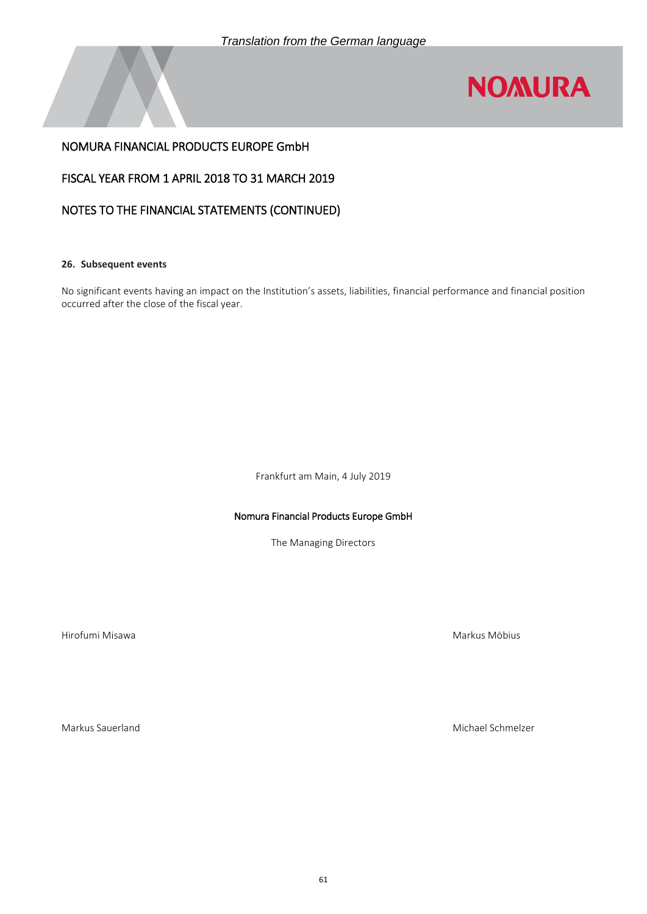*Translation from the German language*

NOMURA FINANCIAL PRODUCTS EUROPE GmbH

FISCAL YEAR FROM 1 APRIL 2018 TO 31 MARCH 2019

NOTES TO THE FINANCIAL STATEMENTS (CONTINUED)

**26. Subsequent events**

No significant events having an impact on the Institution's assets, liabilities, financial performance and financial position occurred after the close of the fiscal year.

Frankfurt am Main, 4 July 2019

Nomura Financial Products Europe GmbH

The Managing Directors

Hirofumi Misawa

Markus Möbius

Markus Sauerland

Michael Schmelzer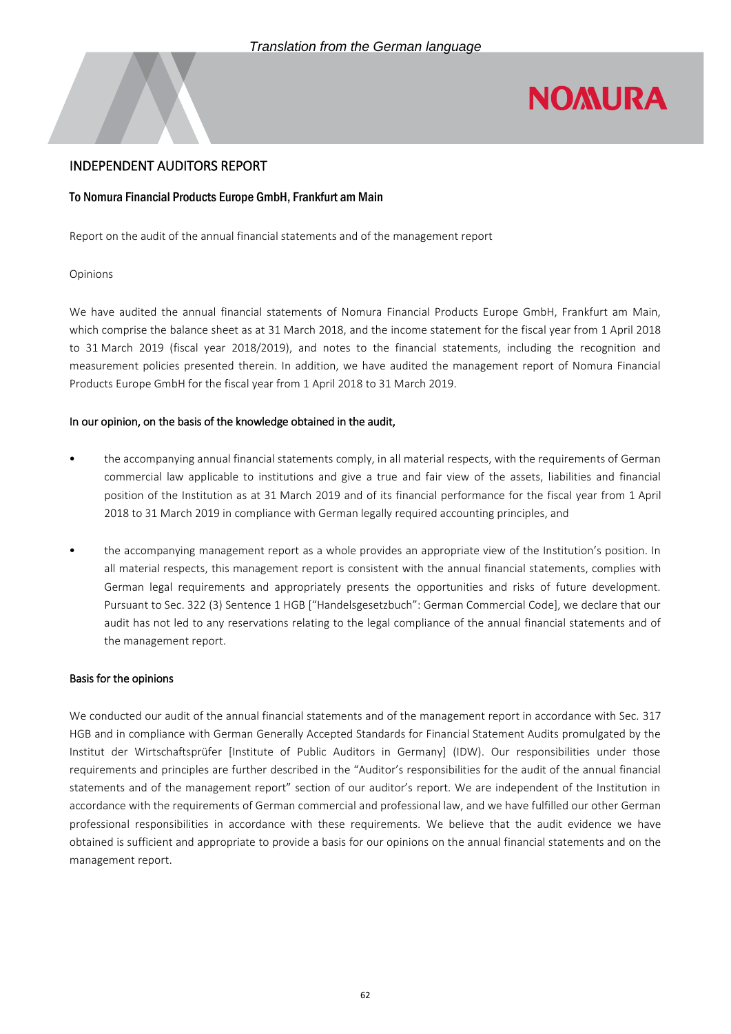*Translation from the German language*

# INDEPENDENT AUDITORS REPORT

## To Nomura Financial Products Europe GmbH, Frankfurt am Main

Report on the audit of the annual financial statements and of the management report

Opinions

We have audited the annual financial statements of Nomura Financial Products Europe GmbH, Frankfurt am Main, which comprise the balance sheet as at 31 March 2018, and the income statement for the fiscal year from 1 April 2018 to 31 March 2019 (fiscal year 2018/2019), and notes to the financial statements, including the recognition and measurement policies presented therein. In addition, we have audited the management report of Nomura Financial Products Europe GmbH for the fiscal year from 1 April 2018 to 31 March 2019.

### In our opinion, on the basis of the knowledge obtained in the audit,

- the accompanying annual financial statements comply, in all material respects, with the requirements of German commercial law applicable to institutions and give a true and fair view of the assets, liabilities and financial position of the Institution as at 31 March 2019 and of its financial performance for the fiscal year from 1 April 2018 to 31 March 2019 in compliance with German legally required accounting principles, and

- the accompanying management report as a whole provides an appropriate view of the Institution's position. In all material respects, this management report is consistent with the annual financial statements, complies with German legal requirements and appropriately presents the opportunities and risks of future development. Pursuant to Sec. 322 (3) Sentence 1 HGB ["Handelsgesetzbuch": German Commercial Code], we declare that our audit has not led to any reservations relating to the legal compliance of the annual financial statements and of the management report.

### Basis for the opinions

We conducted our audit of the annual financial statements and of the management report in accordance with Sec. 317 HGB and in compliance with German Generally Accepted Standards for Financial Statement Audits promulgated by the Institut der Wirtschaftsprüfer [Institute of Public Auditors in Germany] (IDW). Our responsibilities under those requirements and principles are further described in the "Auditor's responsibilities for the audit of the annual financial statements and of the management report" section of our auditor's report. We are independent of the Institution in accordance with the requirements of German commercial and professional law, and we have fulfilled our other German professional responsibilities in accordance with these requirements. We believe that the audit evidence we have obtained is sufficient and appropriate to provide a basis for our opinions on the annual financial statements and on the management report.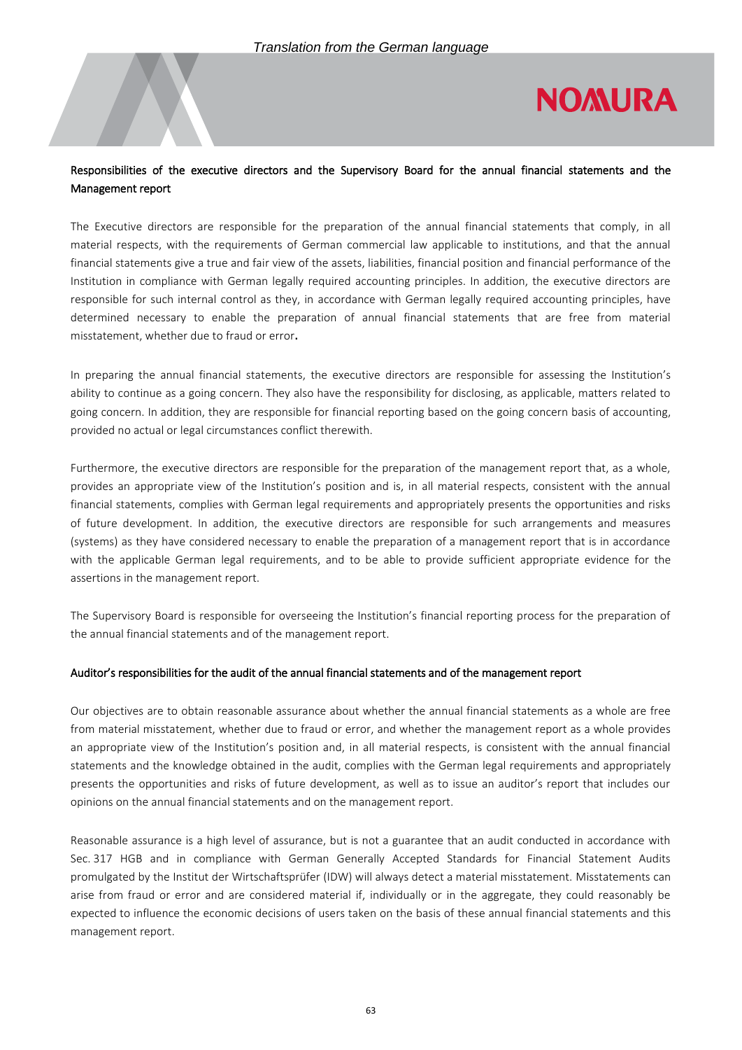*Translation from the German language*

## Responsibilities of the executive directors and the Supervisory Board for the annual financial statements and the Management report

The Executive directors are responsible for the preparation of the annual financial statements that comply, in all material respects, with the requirements of German commercial law applicable to institutions, and that the annual financial statements give a true and fair view of the assets, liabilities, financial position and financial performance of the Institution in compliance with German legally required accounting principles. In addition, the executive directors are responsible for such internal control as they, in accordance with German legally required accounting principles, have determined necessary to enable the preparation of annual financial statements that are free from material misstatement, whether due to fraud or error.

In preparing the annual financial statements, the executive directors are responsible for assessing the Institution's ability to continue as a going concern. They also have the responsibility for disclosing, as applicable, matters related to going concern. In addition, they are responsible for financial reporting based on the going concern basis of accounting, provided no actual or legal circumstances conflict therewith.

Furthermore, the executive directors are responsible for the preparation of the management report that, as a whole, provides an appropriate view of the Institution's position and is, in all material respects, consistent with the annual financial statements, complies with German legal requirements and appropriately presents the opportunities and risks of future development. In addition, the executive directors are responsible for such arrangements and measures (systems) as they have considered necessary to enable the preparation of a management report that is in accordance with the applicable German legal requirements, and to be able to provide sufficient appropriate evidence for the assertions in the management report.

The Supervisory Board is responsible for overseeing the Institution's financial reporting process for the preparation of the annual financial statements and of the management report.

## Auditor's responsibilities for the audit of the annual financial statements and of the management report

Our objectives are to obtain reasonable assurance about whether the annual financial statements as a whole are free from material misstatement, whether due to fraud or error, and whether the management report as a whole provides an appropriate view of the Institution's position and, in all material respects, is consistent with the annual financial statements and the knowledge obtained in the audit, complies with the German legal requirements and appropriately presents the opportunities and risks of future development, as well as to issue an auditor's report that includes our opinions on the annual financial statements and on the management report.

Reasonable assurance is a high level of assurance, but is not a guarantee that an audit conducted in accordance with Sec. 317 HGB and in compliance with German Generally Accepted Standards for Financial Statement Audits promulgated by the Institut der Wirtschaftsprüfer (IDW) will always detect a material misstatement. Misstatements can arise from fraud or error and are considered material if, individually or in the aggregate, they could reasonably be expected to influence the economic decisions of users taken on the basis of these annual financial statements and this management report.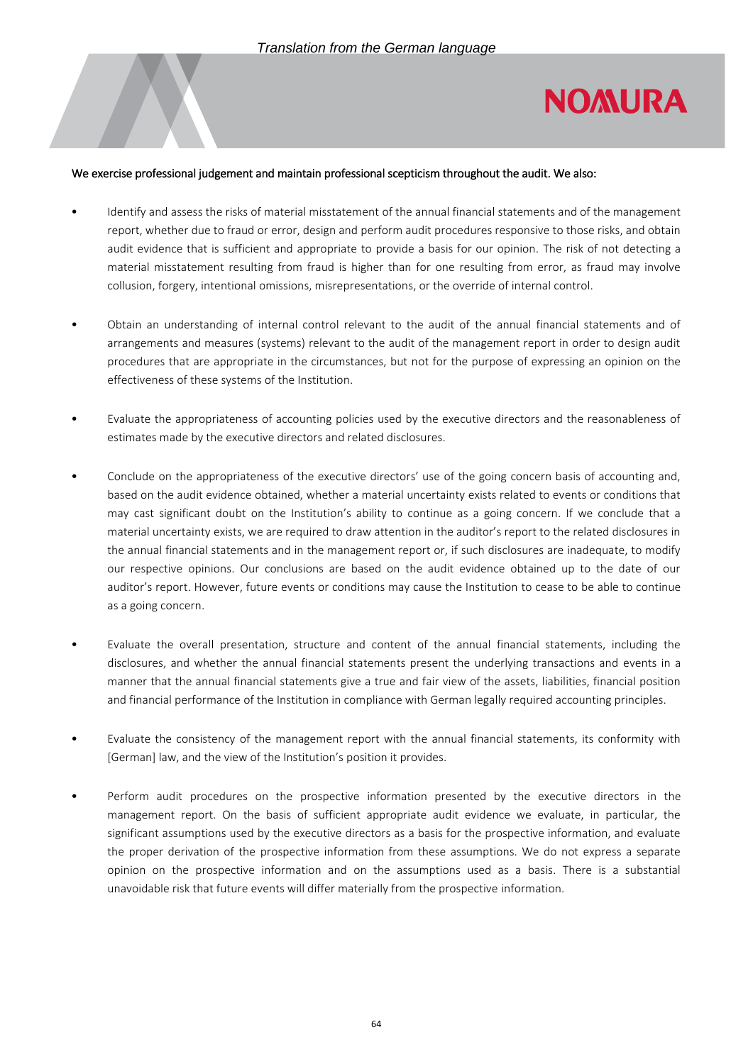We exercise professional judgement and maintain professional scepticism throughout the audit. We also:

- Identify and assess the risks of material misstatement of the annual financial statements and of the management report, whether due to fraud or error, design and perform audit procedures responsive to those risks, and obtain audit evidence that is sufficient and appropriate to provide a basis for our opinion. The risk of not detecting a material misstatement resulting from fraud is higher than for one resulting from error, as fraud may involve collusion, forgery, intentional omissions, misrepresentations, or the override of internal control.

- Obtain an understanding of internal control relevant to the audit of the annual financial statements and of arrangements and measures (systems) relevant to the audit of the management report in order to design audit procedures that are appropriate in the circumstances, but not for the purpose of expressing an opinion on the effectiveness of these systems of the Institution.

- Evaluate the appropriateness of accounting policies used by the executive directors and the reasonableness of estimates made by the executive directors and related disclosures.

- Conclude on the appropriateness of the executive directors' use of the going concern basis of accounting and, based on the audit evidence obtained, whether a material uncertainty exists related to events or conditions that may cast significant doubt on the Institution's ability to continue as a going concern. If we conclude that a material uncertainty exists, we are required to draw attention in the auditor's report to the related disclosures in the annual financial statements and in the management report or, if such disclosures are inadequate, to modify our respective opinions. Our conclusions are based on the audit evidence obtained up to the date of our auditor's report. However, future events or conditions may cause the Institution to cease to be able to continue as a going concern.

- Evaluate the overall presentation, structure and content of the annual financial statements, including the disclosures, and whether the annual financial statements present the underlying transactions and events in a manner that the annual financial statements give a true and fair view of the assets, liabilities, financial position and financial performance of the Institution in compliance with German legally required accounting principles.

- Evaluate the consistency of the management report with the annual financial statements, its conformity with [German] law, and the view of the Institution's position it provides.

- Perform audit procedures on the prospective information presented by the executive directors in the management report. On the basis of sufficient appropriate audit evidence we evaluate, in particular, the significant assumptions used by the executive directors as a basis for the prospective information, and evaluate the proper derivation of the prospective information from these assumptions. We do not express a separate opinion on the prospective information and on the assumptions used as a basis. There is a substantial unavoidable risk that future events will differ materially from the prospective information.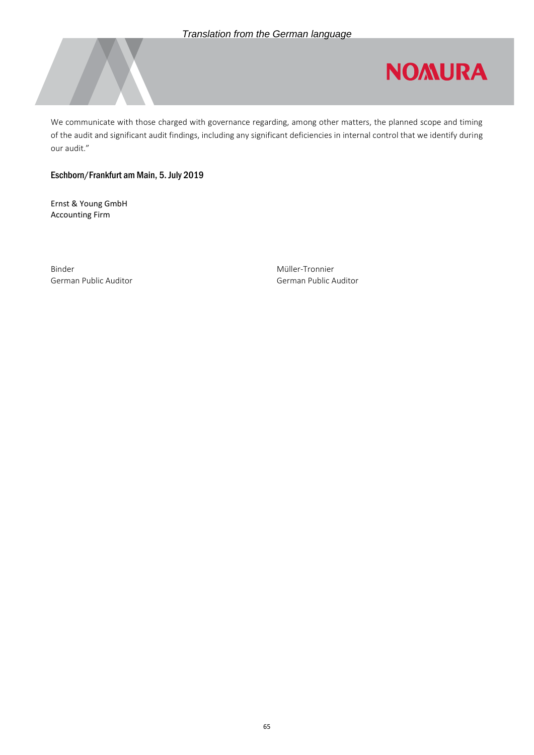*Translation from the German language*

We communicate with those charged with governance regarding, among other matters, the planned scope and timing of the audit and significant audit findings, including any significant deficiencies in internal control that we identify during our audit."

**Eschborn/Frankfurt am Main, 5. July 2019**

Ernst & Young GmbH
Accounting Firm

Binder
German Public Auditor

Müller-Tronnier
German Public Auditor